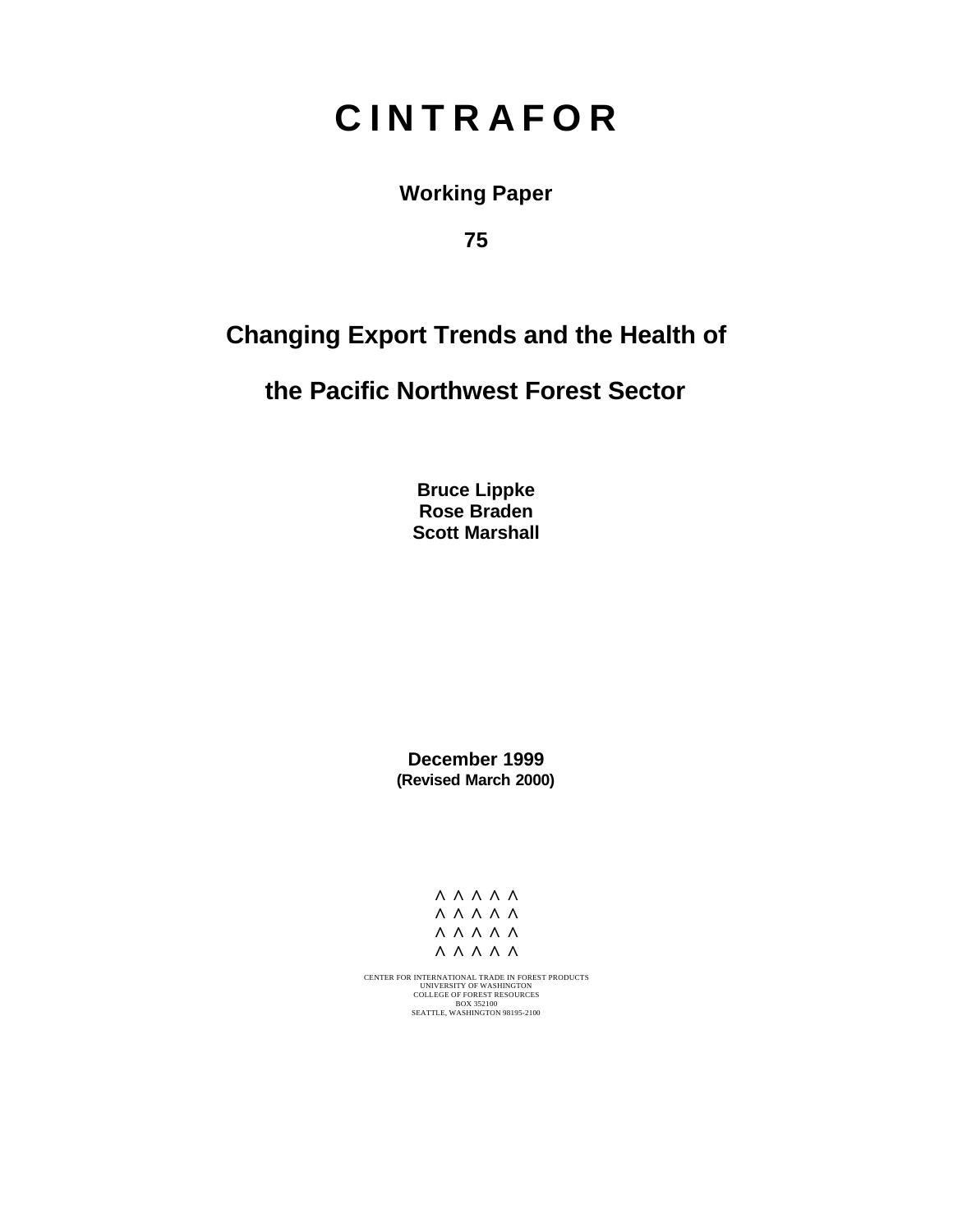# CINTRAFOR

**Working Paper**

**75**

## Changing Export Trends and the Health of the Pacific Northwest Forest Sector

**Bruce Lippke**
**Rose Braden**
**Scott Marshall**

**December 1999**
**(Revised March 2000)**

^ ^ ^ ^ ^
^ ^ ^ ^ ^
^ ^ ^ ^ ^
^ ^ ^ ^ ^

CENTER FOR INTERNATIONAL TRADE IN FOREST PRODUCTS
UNIVERSITY OF WASHINGTON
COLLEGE OF FOREST RESOURCES
BOX 352100
SEATTLE, WASHINGTON 98195-2100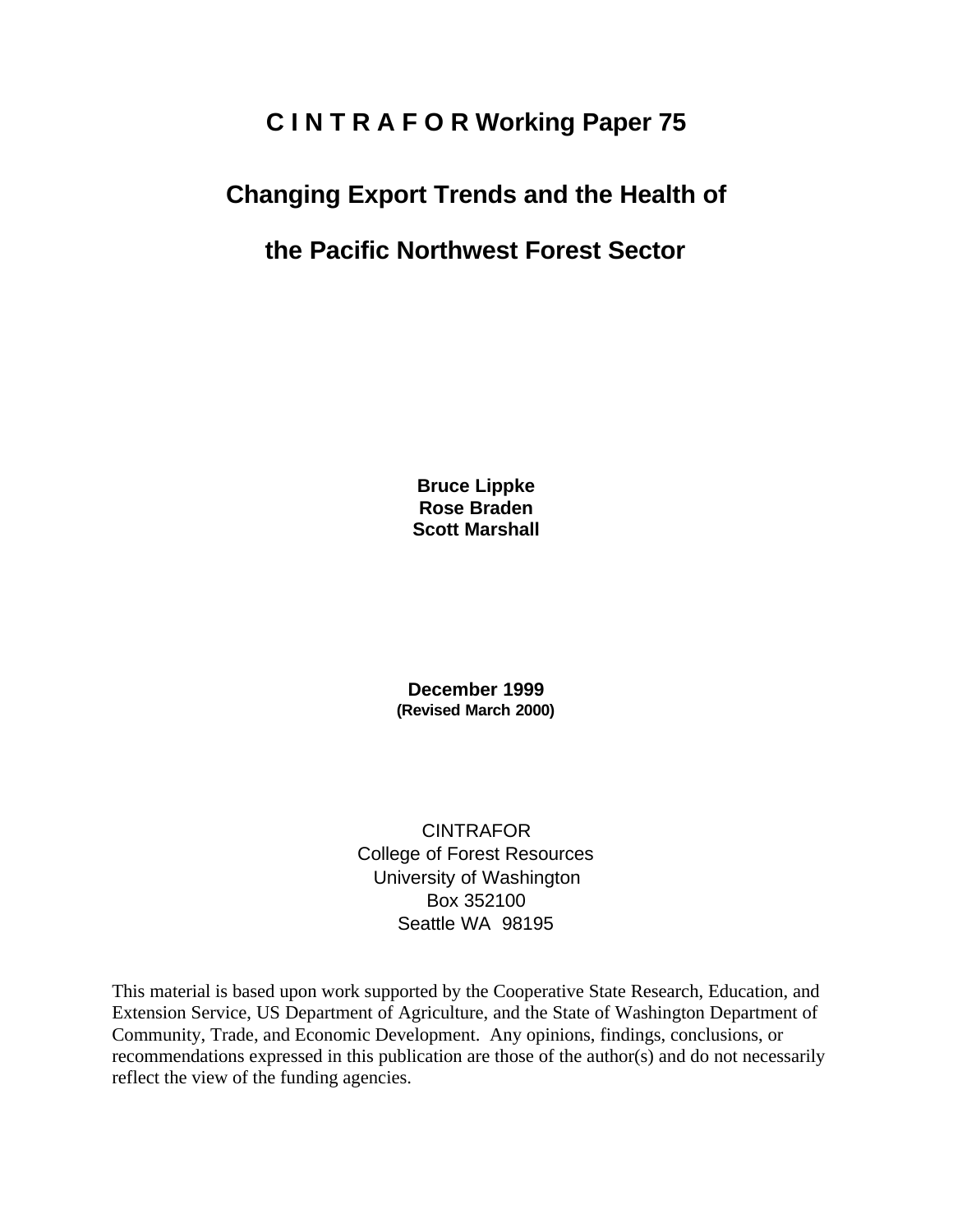# C I N T R A F O R Working Paper 75

# Changing Export Trends and the Health of the Pacific Northwest Forest Sector

**Bruce Lippke**
**Rose Braden**
**Scott Marshall**

**December 1999**
**(Revised March 2000)**

CINTRAFOR
College of Forest Resources
University of Washington
Box 352100
Seattle WA 98195

This material is based upon work supported by the Cooperative State Research, Education, and Extension Service, US Department of Agriculture, and the State of Washington Department of Community, Trade, and Economic Development. Any opinions, findings, conclusions, or recommendations expressed in this publication are those of the author(s) and do not necessarily reflect the view of the funding agencies.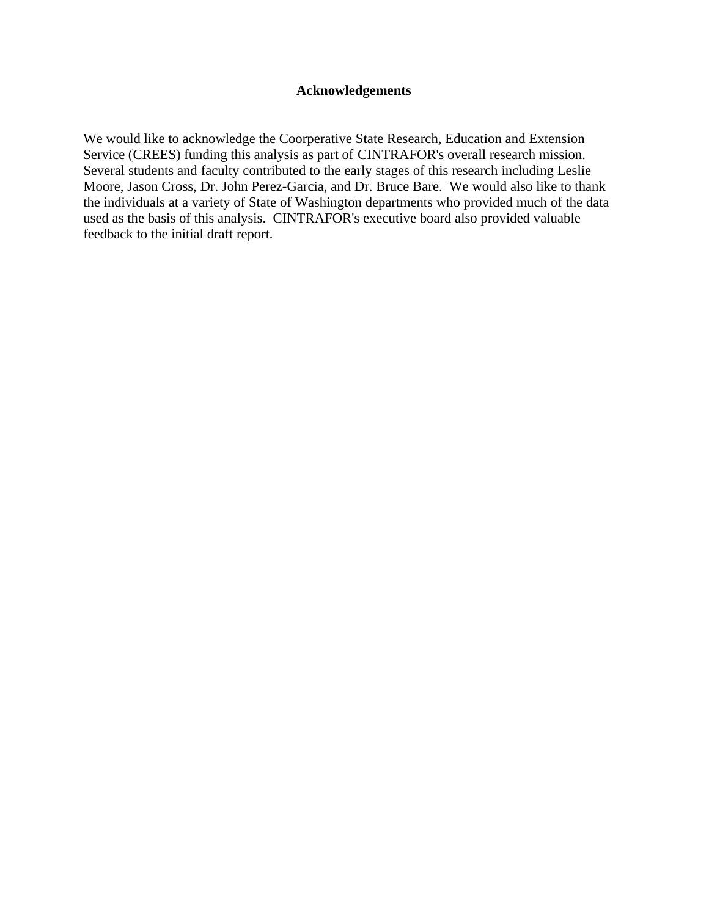# Acknowledgements

We would like to acknowledge the Coorperative State Research, Education and Extension Service (CREES) funding this analysis as part of CINTRAFOR's overall research mission. Several students and faculty contributed to the early stages of this research including Leslie Moore, Jason Cross, Dr. John Perez-Garcia, and Dr. Bruce Bare. We would also like to thank the individuals at a variety of State of Washington departments who provided much of the data used as the basis of this analysis. CINTRAFOR's executive board also provided valuable feedback to the initial draft report.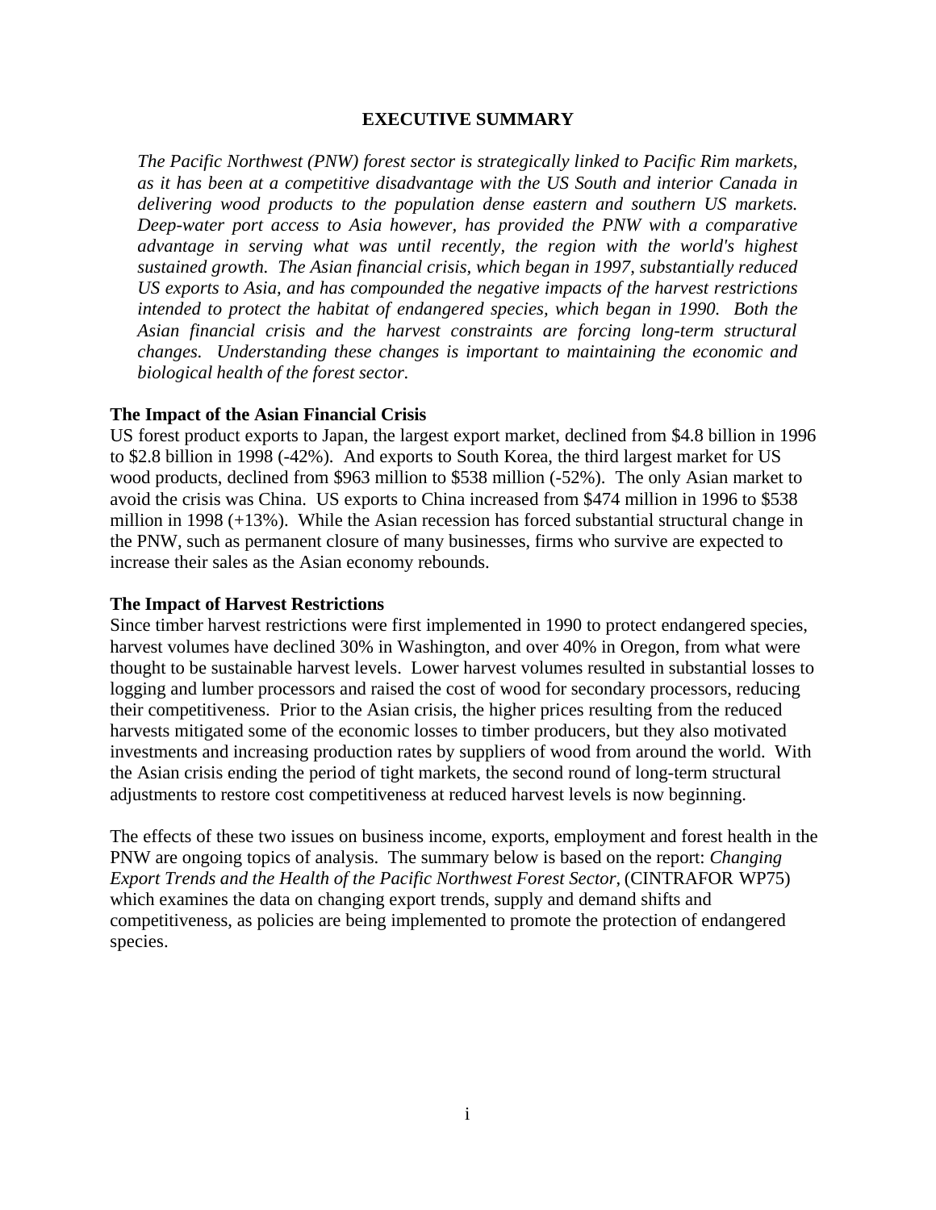# EXECUTIVE SUMMARY

*The Pacific Northwest (PNW) forest sector is strategically linked to Pacific Rim markets, as it has been at a competitive disadvantage with the US South and interior Canada in delivering wood products to the population dense eastern and southern US markets. Deep-water port access to Asia however, has provided the PNW with a comparative advantage in serving what was until recently, the region with the world's highest sustained growth. The Asian financial crisis, which began in 1997, substantially reduced US exports to Asia, and has compounded the negative impacts of the harvest restrictions intended to protect the habitat of endangered species, which began in 1990. Both the Asian financial crisis and the harvest constraints are forcing long-term structural changes. Understanding these changes is important to maintaining the economic and biological health of the forest sector.*

### The Impact of the Asian Financial Crisis

US forest product exports to Japan, the largest export market, declined from $4.8 billion in 1996 to $2.8 billion in 1998 (-42%). And exports to South Korea, the third largest market for US wood products, declined from $963 million to $538 million (-52%). The only Asian market to avoid the crisis was China. US exports to China increased from $474 million in 1996 to $538 million in 1998 (+13%). While the Asian recession has forced substantial structural change in the PNW, such as permanent closure of many businesses, firms who survive are expected to increase their sales as the Asian economy rebounds.

### The Impact of Harvest Restrictions

Since timber harvest restrictions were first implemented in 1990 to protect endangered species, harvest volumes have declined 30% in Washington, and over 40% in Oregon, from what were thought to be sustainable harvest levels. Lower harvest volumes resulted in substantial losses to logging and lumber processors and raised the cost of wood for secondary processors, reducing their competitiveness. Prior to the Asian crisis, the higher prices resulting from the reduced harvests mitigated some of the economic losses to timber producers, but they also motivated investments and increasing production rates by suppliers of wood from around the world. With the Asian crisis ending the period of tight markets, the second round of long-term structural adjustments to restore cost competitiveness at reduced harvest levels is now beginning.

The effects of these two issues on business income, exports, employment and forest health in the PNW are ongoing topics of analysis. The summary below is based on the report: *Changing Export Trends and the Health of the Pacific Northwest Forest Sector*, (CINTRAFOR WP75) which examines the data on changing export trends, supply and demand shifts and competitiveness, as policies are being implemented to promote the protection of endangered species.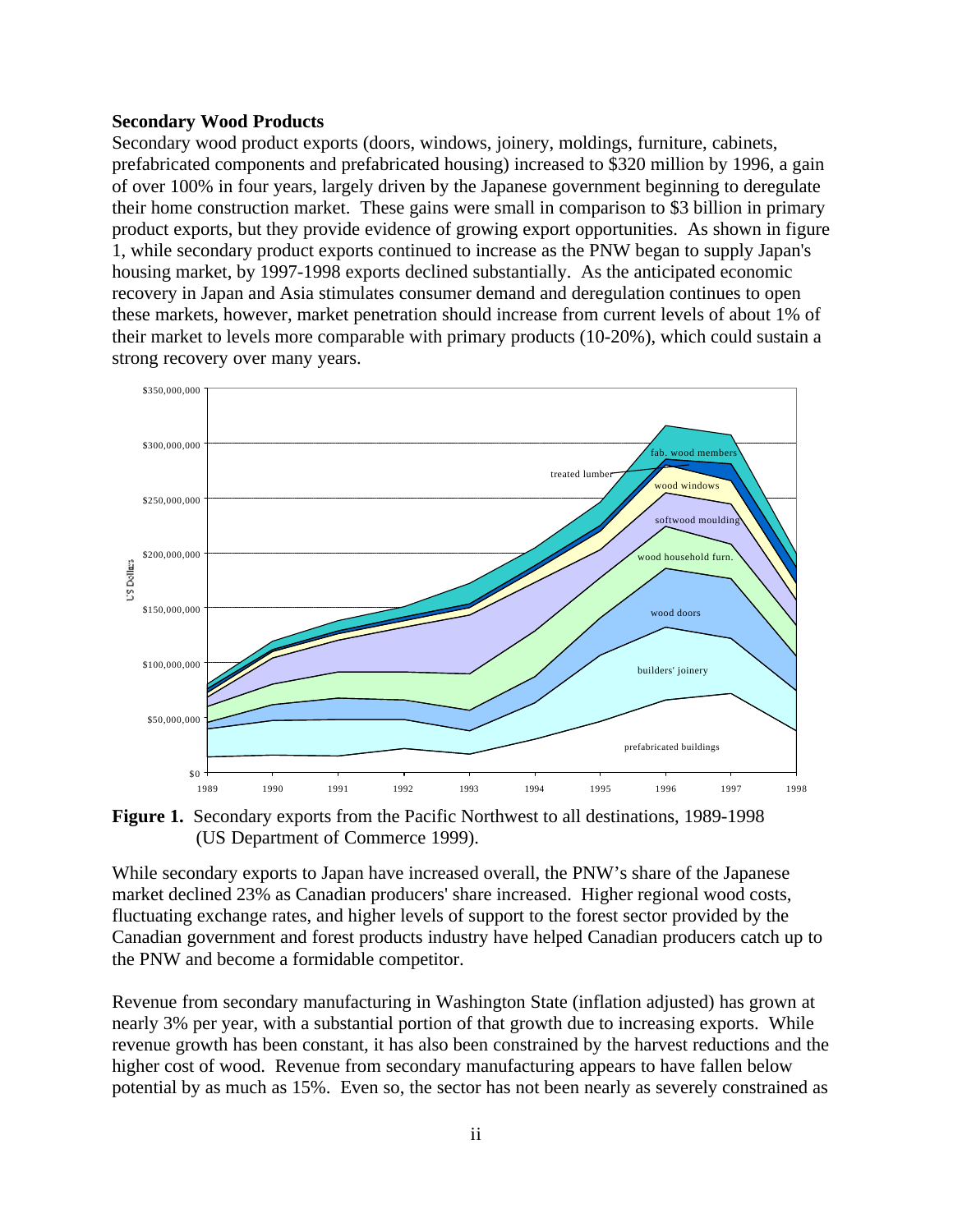**Secondary Wood Products**

Secondary wood product exports (doors, windows, joinery, moldings, furniture, cabinets, prefabricated components and prefabricated housing) increased to $320 million by 1996, a gain of over 100% in four years, largely driven by the Japanese government beginning to deregulate their home construction market. These gains were small in comparison to $3 billion in primary product exports, but they provide evidence of growing export opportunities. As shown in figure 1, while secondary product exports continued to increase as the PNW began to supply Japan's housing market, by 1997-1998 exports declined substantially. As the anticipated economic recovery in Japan and Asia stimulates consumer demand and deregulation continues to open these markets, however, market penetration should increase from current levels of about 1% of their market to levels more comparable with primary products (10-20%), which could sustain a strong recovery over many years.

**Figure 1.** Secondary exports from the Pacific Northwest to all destinations, 1989-1998 (US Department of Commerce 1999).

While secondary exports to Japan have increased overall, the PNW's share of the Japanese market declined 23% as Canadian producers' share increased. Higher regional wood costs, fluctuating exchange rates, and higher levels of support to the forest sector provided by the Canadian government and forest products industry have helped Canadian producers catch up to the PNW and become a formidable competitor.

Revenue from secondary manufacturing in Washington State (inflation adjusted) has grown at nearly 3% per year, with a substantial portion of that growth due to increasing exports. While revenue growth has been constant, it has also been constrained by the harvest reductions and the higher cost of wood. Revenue from secondary manufacturing appears to have fallen below potential by as much as 15%. Even so, the sector has not been nearly as severely constrained as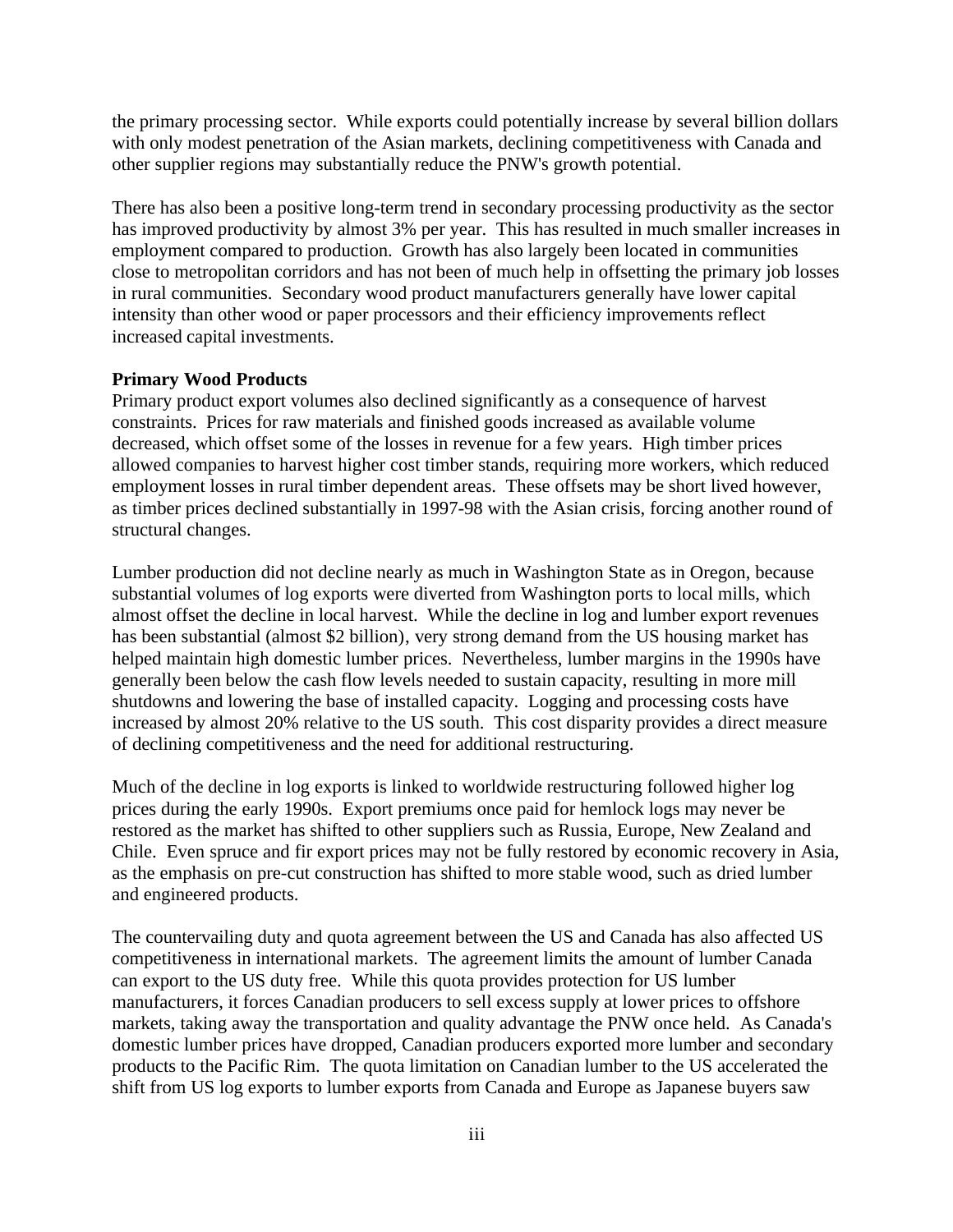the primary processing sector. While exports could potentially increase by several billion dollars with only modest penetration of the Asian markets, declining competitiveness with Canada and other supplier regions may substantially reduce the PNW's growth potential.

There has also been a positive long-term trend in secondary processing productivity as the sector has improved productivity by almost 3% per year. This has resulted in much smaller increases in employment compared to production. Growth has also largely been located in communities close to metropolitan corridors and has not been of much help in offsetting the primary job losses in rural communities. Secondary wood product manufacturers generally have lower capital intensity than other wood or paper processors and their efficiency improvements reflect increased capital investments.

**Primary Wood Products**

Primary product export volumes also declined significantly as a consequence of harvest constraints. Prices for raw materials and finished goods increased as available volume decreased, which offset some of the losses in revenue for a few years. High timber prices allowed companies to harvest higher cost timber stands, requiring more workers, which reduced employment losses in rural timber dependent areas. These offsets may be short lived however, as timber prices declined substantially in 1997-98 with the Asian crisis, forcing another round of structural changes.

Lumber production did not decline nearly as much in Washington State as in Oregon, because substantial volumes of log exports were diverted from Washington ports to local mills, which almost offset the decline in local harvest. While the decline in log and lumber export revenues has been substantial (almost $2 billion), very strong demand from the US housing market has helped maintain high domestic lumber prices. Nevertheless, lumber margins in the 1990s have generally been below the cash flow levels needed to sustain capacity, resulting in more mill shutdowns and lowering the base of installed capacity. Logging and processing costs have increased by almost 20% relative to the US south. This cost disparity provides a direct measure of declining competitiveness and the need for additional restructuring.

Much of the decline in log exports is linked to worldwide restructuring followed higher log prices during the early 1990s. Export premiums once paid for hemlock logs may never be restored as the market has shifted to other suppliers such as Russia, Europe, New Zealand and Chile. Even spruce and fir export prices may not be fully restored by economic recovery in Asia, as the emphasis on pre-cut construction has shifted to more stable wood, such as dried lumber and engineered products.

The countervailing duty and quota agreement between the US and Canada has also affected US competitiveness in international markets. The agreement limits the amount of lumber Canada can export to the US duty free. While this quota provides protection for US lumber manufacturers, it forces Canadian producers to sell excess supply at lower prices to offshore markets, taking away the transportation and quality advantage the PNW once held. As Canada's domestic lumber prices have dropped, Canadian producers exported more lumber and secondary products to the Pacific Rim. The quota limitation on Canadian lumber to the US accelerated the shift from US log exports to lumber exports from Canada and Europe as Japanese buyers saw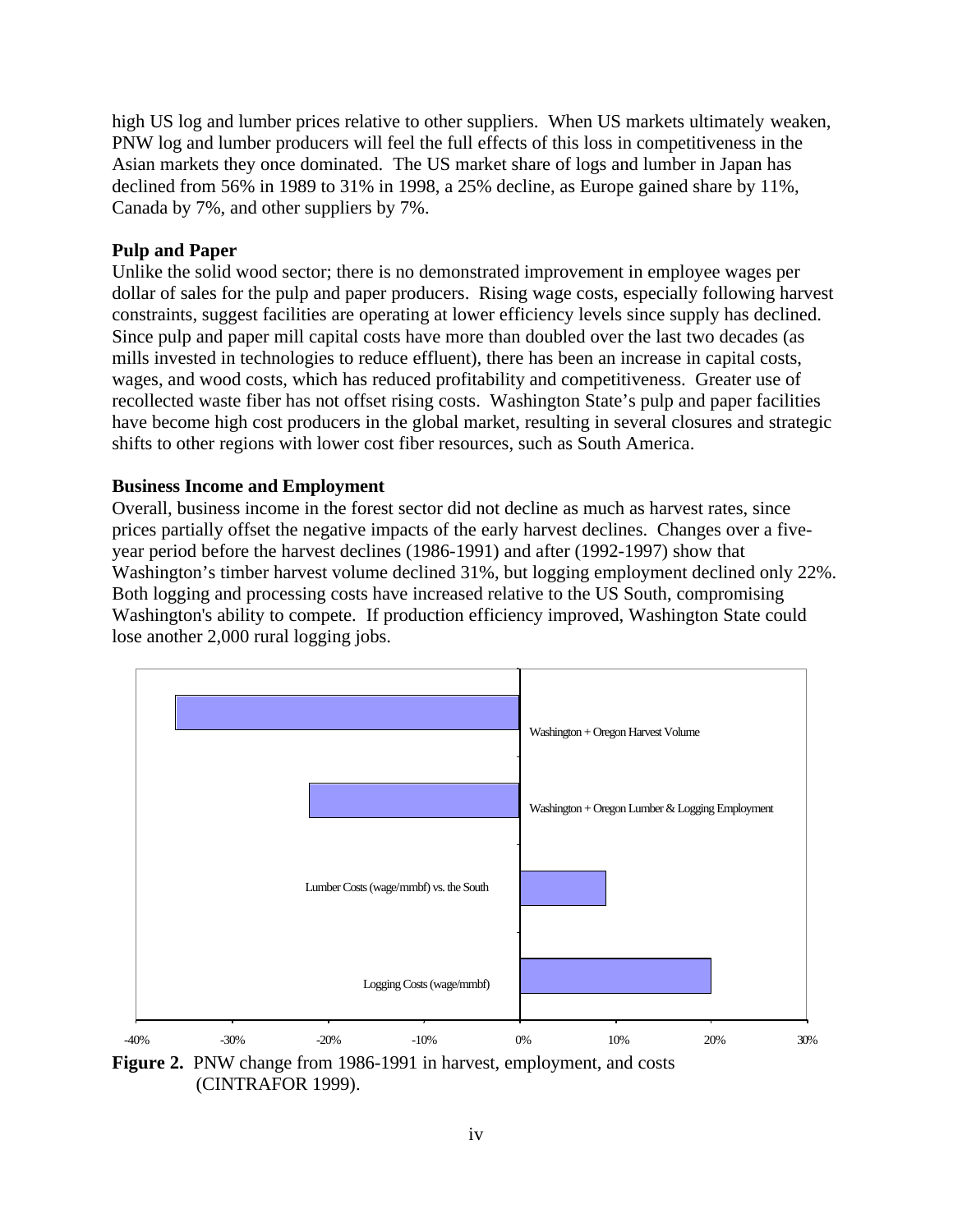high US log and lumber prices relative to other suppliers. When US markets ultimately weaken, PNW log and lumber producers will feel the full effects of this loss in competitiveness in the Asian markets they once dominated. The US market share of logs and lumber in Japan has declined from 56% in 1989 to 31% in 1998, a 25% decline, as Europe gained share by 11%, Canada by 7%, and other suppliers by 7%.

**Pulp and Paper**

Unlike the solid wood sector; there is no demonstrated improvement in employee wages per dollar of sales for the pulp and paper producers. Rising wage costs, especially following harvest constraints, suggest facilities are operating at lower efficiency levels since supply has declined. Since pulp and paper mill capital costs have more than doubled over the last two decades (as mills invested in technologies to reduce effluent), there has been an increase in capital costs, wages, and wood costs, which has reduced profitability and competitiveness. Greater use of recollected waste fiber has not offset rising costs. Washington State's pulp and paper facilities have become high cost producers in the global market, resulting in several closures and strategic shifts to other regions with lower cost fiber resources, such as South America.

**Business Income and Employment**

Overall, business income in the forest sector did not decline as much as harvest rates, since prices partially offset the negative impacts of the early harvest declines. Changes over a five-year period before the harvest declines (1986-1991) and after (1992-1997) show that Washington's timber harvest volume declined 31%, but logging employment declined only 22%. Both logging and processing costs have increased relative to the US South, compromising Washington's ability to compete. If production efficiency improved, Washington State could lose another 2,000 rural logging jobs.

Washington + Oregon Harvest Volume

Washington + Oregon Lumber & Logging Employment

Lumber Costs (wage/mmbf) vs. the South

Logging Costs (wage/mmbf)

-40% -30% -20% -10% 0% 10% 20% 30%

**Figure 2.** PNW change from 1986-1991 in harvest, employment, and costs (CINTRAFOR 1999).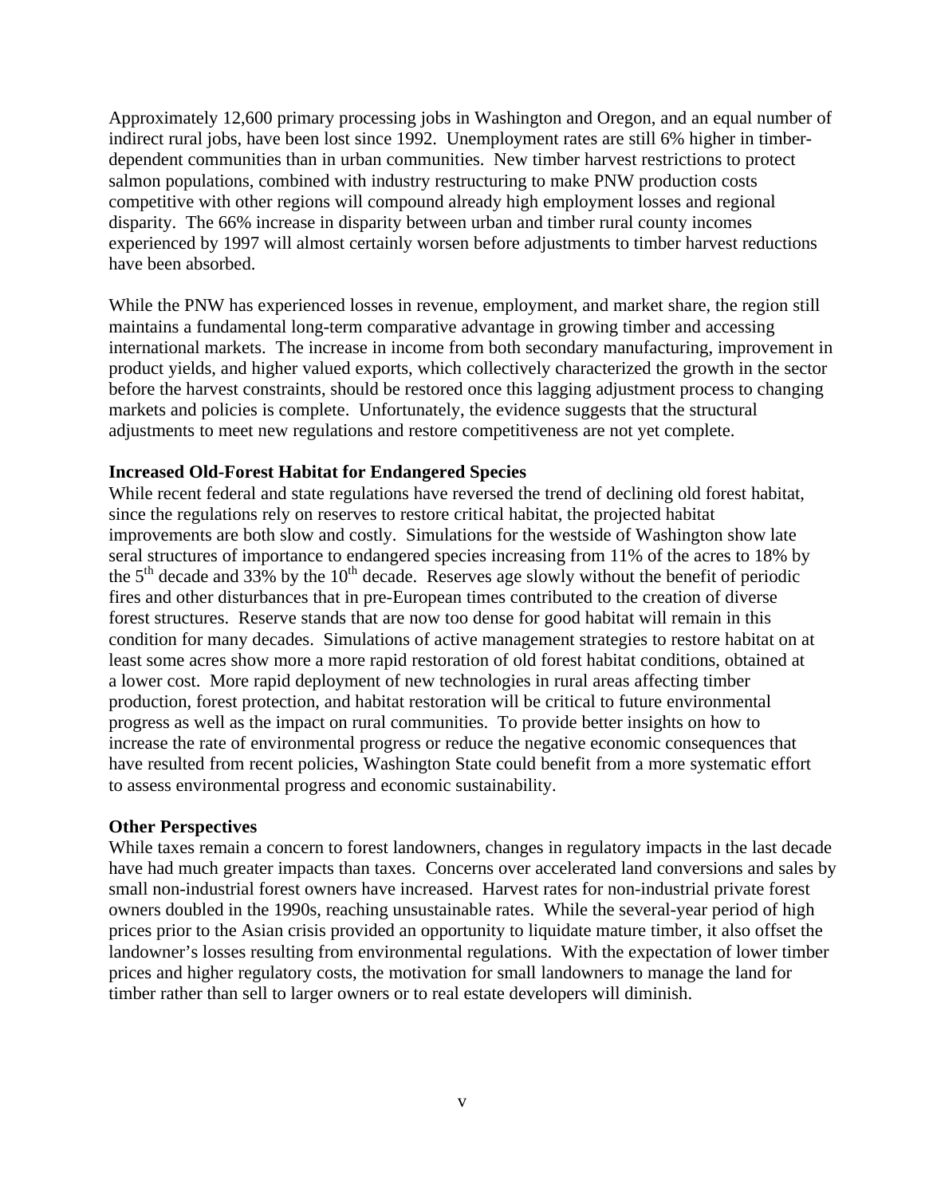Approximately 12,600 primary processing jobs in Washington and Oregon, and an equal number of indirect rural jobs, have been lost since 1992. Unemployment rates are still 6% higher in timber-dependent communities than in urban communities. New timber harvest restrictions to protect salmon populations, combined with industry restructuring to make PNW production costs competitive with other regions will compound already high employment losses and regional disparity. The 66% increase in disparity between urban and timber rural county incomes experienced by 1997 will almost certainly worsen before adjustments to timber harvest reductions have been absorbed.

While the PNW has experienced losses in revenue, employment, and market share, the region still maintains a fundamental long-term comparative advantage in growing timber and accessing international markets. The increase in income from both secondary manufacturing, improvement in product yields, and higher valued exports, which collectively characterized the growth in the sector before the harvest constraints, should be restored once this lagging adjustment process to changing markets and policies is complete. Unfortunately, the evidence suggests that the structural adjustments to meet new regulations and restore competitiveness are not yet complete.

**Increased Old-Forest Habitat for Endangered Species**

While recent federal and state regulations have reversed the trend of declining old forest habitat, since the regulations rely on reserves to restore critical habitat, the projected habitat improvements are both slow and costly. Simulations for the westside of Washington show late seral structures of importance to endangered species increasing from 11% of the acres to 18% by the 5th decade and 33% by the 10th decade. Reserves age slowly without the benefit of periodic fires and other disturbances that in pre-European times contributed to the creation of diverse forest structures. Reserve stands that are now too dense for good habitat will remain in this condition for many decades. Simulations of active management strategies to restore habitat on at least some acres show more a more rapid restoration of old forest habitat conditions, obtained at a lower cost. More rapid deployment of new technologies in rural areas affecting timber production, forest protection, and habitat restoration will be critical to future environmental progress as well as the impact on rural communities. To provide better insights on how to increase the rate of environmental progress or reduce the negative economic consequences that have resulted from recent policies, Washington State could benefit from a more systematic effort to assess environmental progress and economic sustainability.

**Other Perspectives**

While taxes remain a concern to forest landowners, changes in regulatory impacts in the last decade have had much greater impacts than taxes. Concerns over accelerated land conversions and sales by small non-industrial forest owners have increased. Harvest rates for non-industrial private forest owners doubled in the 1990s, reaching unsustainable rates. While the several-year period of high prices prior to the Asian crisis provided an opportunity to liquidate mature timber, it also offset the landowner's losses resulting from environmental regulations. With the expectation of lower timber prices and higher regulatory costs, the motivation for small landowners to manage the land for timber rather than sell to larger owners or to real estate developers will diminish.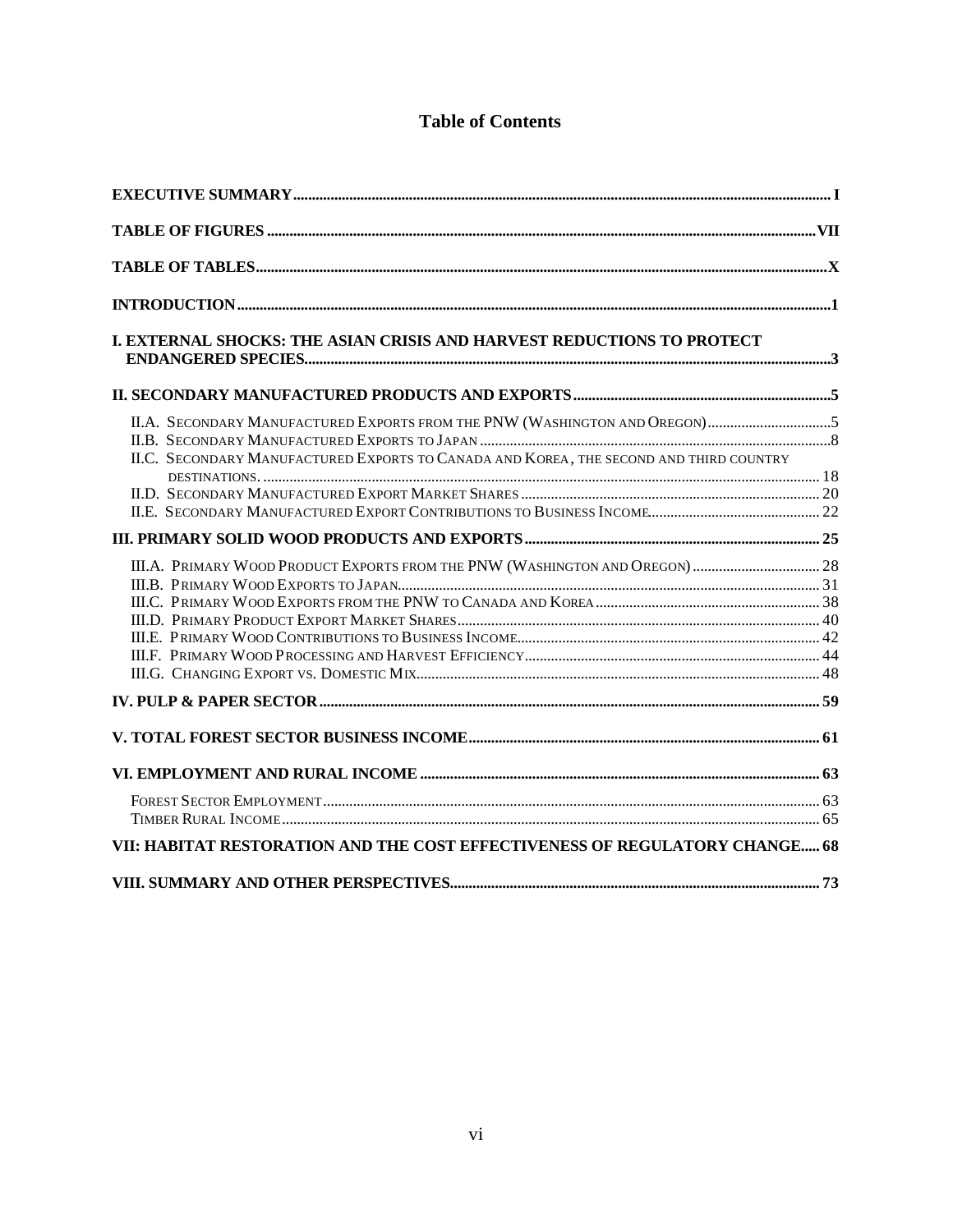# Table of Contents

EXECUTIVE SUMMARY ..... I

TABLE OF FIGURES ..... VII

TABLE OF TABLES ..... X

INTRODUCTION ..... 1

I. EXTERNAL SHOCKS: THE ASIAN CRISIS AND HARVEST REDUCTIONS TO PROTECT ENDANGERED SPECIES ..... 3

II. SECONDARY MANUFACTURED PRODUCTS AND EXPORTS ..... 5

- II.A. Secondary Manufactured Exports from the PNW (Washington and Oregon) ..... 5
- II.B. Secondary Manufactured Exports to Japan ..... 8
- II.C. Secondary Manufactured Exports to Canada and Korea, the second and third country destinations. ..... 18
- II.D. Secondary Manufactured Export Market Shares ..... 20
- II.E. Secondary Manufactured Export Contributions to Business Income ..... 22

III. PRIMARY SOLID WOOD PRODUCTS AND EXPORTS ..... 25

- III.A. Primary Wood Product Exports from the PNW (Washington and Oregon) ..... 28
- III.B. Primary Wood Exports to Japan ..... 31
- III.C. Primary Wood Exports from the PNW to Canada and Korea ..... 38
- III.D. Primary Product Export Market Shares ..... 40
- III.E. Primary Wood Contributions to Business Income ..... 42
- III.F. Primary Wood Processing and Harvest Efficiency ..... 44
- III.G. Changing Export vs. Domestic Mix ..... 48

IV. PULP & PAPER SECTOR ..... 59

V. TOTAL FOREST SECTOR BUSINESS INCOME ..... 61

VI. EMPLOYMENT AND RURAL INCOME ..... 63

- Forest Sector Employment ..... 63
- Timber Rural Income ..... 65

VII: HABITAT RESTORATION AND THE COST EFFECTIVENESS OF REGULATORY CHANGE ..... 68

VIII. SUMMARY AND OTHER PERSPECTIVES ..... 73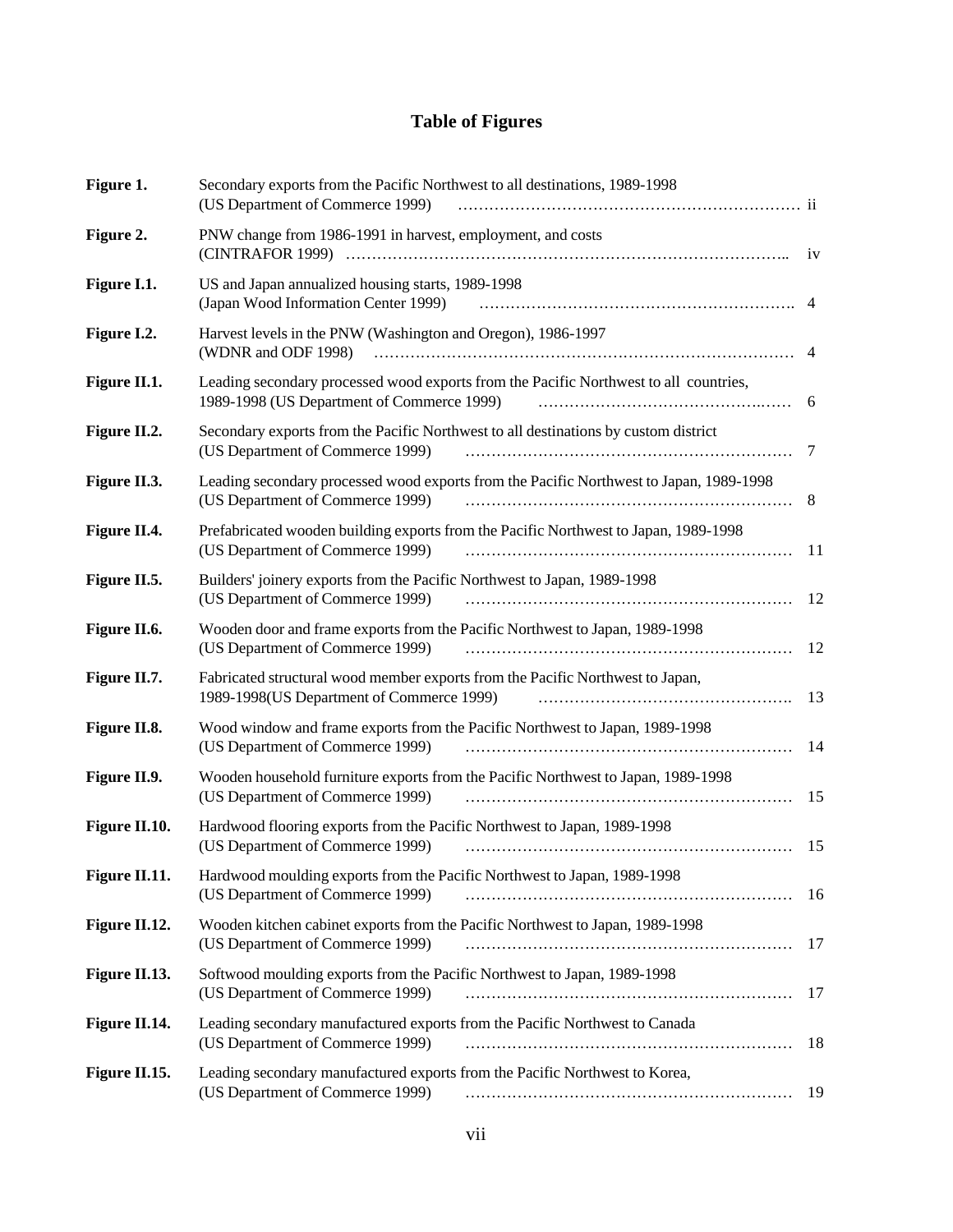# Table of Figures

| Figure | Title | Page |
|---|---|---|
| **Figure 1.** | Secondary exports from the Pacific Northwest to all destinations, 1989-1998 (US Department of Commerce 1999) | ii |
| **Figure 2.** | PNW change from 1986-1991 in harvest, employment, and costs (CINTRAFOR 1999) | iv |
| **Figure I.1.** | US and Japan annualized housing starts, 1989-1998 (Japan Wood Information Center 1999) | 4 |
| **Figure I.2.** | Harvest levels in the PNW (Washington and Oregon), 1986-1997 (WDNR and ODF 1998) | 4 |
| **Figure II.1.** | Leading secondary processed wood exports from the Pacific Northwest to all countries, 1989-1998 (US Department of Commerce 1999) | 6 |
| **Figure II.2.** | Secondary exports from the Pacific Northwest to all destinations by custom district (US Department of Commerce 1999) | 7 |
| **Figure II.3.** | Leading secondary processed wood exports from the Pacific Northwest to Japan, 1989-1998 (US Department of Commerce 1999) | 8 |
| **Figure II.4.** | Prefabricated wooden building exports from the Pacific Northwest to Japan, 1989-1998 (US Department of Commerce 1999) | 11 |
| **Figure II.5.** | Builders' joinery exports from the Pacific Northwest to Japan, 1989-1998 (US Department of Commerce 1999) | 12 |
| **Figure II.6.** | Wooden door and frame exports from the Pacific Northwest to Japan, 1989-1998 (US Department of Commerce 1999) | 12 |
| **Figure II.7.** | Fabricated structural wood member exports from the Pacific Northwest to Japan, 1989-1998(US Department of Commerce 1999) | 13 |
| **Figure II.8.** | Wood window and frame exports from the Pacific Northwest to Japan, 1989-1998 (US Department of Commerce 1999) | 14 |
| **Figure II.9.** | Wooden household furniture exports from the Pacific Northwest to Japan, 1989-1998 (US Department of Commerce 1999) | 15 |
| **Figure II.10.** | Hardwood flooring exports from the Pacific Northwest to Japan, 1989-1998 (US Department of Commerce 1999) | 15 |
| **Figure II.11.** | Hardwood moulding exports from the Pacific Northwest to Japan, 1989-1998 (US Department of Commerce 1999) | 16 |
| **Figure II.12.** | Wooden kitchen cabinet exports from the Pacific Northwest to Japan, 1989-1998 (US Department of Commerce 1999) | 17 |
| **Figure II.13.** | Softwood moulding exports from the Pacific Northwest to Japan, 1989-1998 (US Department of Commerce 1999) | 17 |
| **Figure II.14.** | Leading secondary manufactured exports from the Pacific Northwest to Canada (US Department of Commerce 1999) | 18 |
| **Figure II.15.** | Leading secondary manufactured exports from the Pacific Northwest to Korea, (US Department of Commerce 1999) | 19 |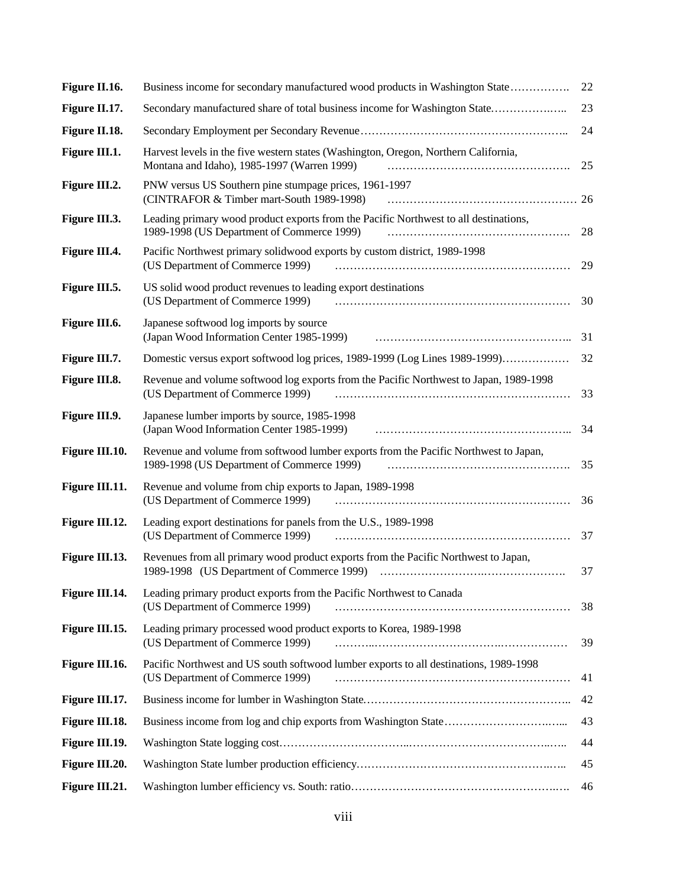| | | |
|---|---|---|
| **Figure II.16.** | Business income for secondary manufactured wood products in Washington State | 22 |
| **Figure II.17.** | Secondary manufactured share of total business income for Washington State. | 23 |
| **Figure II.18.** | Secondary Employment per Secondary Revenue | 24 |
| **Figure III.1.** | Harvest levels in the five western states (Washington, Oregon, Northern California, Montana and Idaho), 1985-1997 (Warren 1999) | 25 |
| **Figure III.2.** | PNW versus US Southern pine stumpage prices, 1961-1997 (CINTRAFOR & Timber mart-South 1989-1998) | 26 |
| **Figure III.3.** | Leading primary wood product exports from the Pacific Northwest to all destinations, 1989-1998 (US Department of Commerce 1999) | 28 |
| **Figure III.4.** | Pacific Northwest primary solidwood exports by custom district, 1989-1998 (US Department of Commerce 1999) | 29 |
| **Figure III.5.** | US solid wood product revenues to leading export destinations (US Department of Commerce 1999) | 30 |
| **Figure III.6.** | Japanese softwood log imports by source (Japan Wood Information Center 1985-1999) | 31 |
| **Figure III.7.** | Domestic versus export softwood log prices, 1989-1999 (Log Lines 1989-1999) | 32 |
| **Figure III.8.** | Revenue and volume softwood log exports from the Pacific Northwest to Japan, 1989-1998 (US Department of Commerce 1999) | 33 |
| **Figure III.9.** | Japanese lumber imports by source, 1985-1998 (Japan Wood Information Center 1985-1999) | 34 |
| **Figure III.10.** | Revenue and volume from softwood lumber exports from the Pacific Northwest to Japan, 1989-1998 (US Department of Commerce 1999) | 35 |
| **Figure III.11.** | Revenue and volume from chip exports to Japan, 1989-1998 (US Department of Commerce 1999) | 36 |
| **Figure III.12.** | Leading export destinations for panels from the U.S., 1989-1998 (US Department of Commerce 1999) | 37 |
| **Figure III.13.** | Revenues from all primary wood product exports from the Pacific Northwest to Japan, 1989-1998 (US Department of Commerce 1999) | 37 |
| **Figure III.14.** | Leading primary product exports from the Pacific Northwest to Canada (US Department of Commerce 1999) | 38 |
| **Figure III.15.** | Leading primary processed wood product exports to Korea, 1989-1998 (US Department of Commerce 1999) | 39 |
| **Figure III.16.** | Pacific Northwest and US south softwood lumber exports to all destinations, 1989-1998 (US Department of Commerce 1999) | 41 |
| **Figure III.17.** | Business income for lumber in Washington State. | 42 |
| **Figure III.18.** | Business income from log and chip exports from Washington State | 43 |
| **Figure III.19.** | Washington State logging cost | 44 |
| **Figure III.20.** | Washington State lumber production efficiency | 45 |
| **Figure III.21.** | Washington lumber efficiency vs. South: ratio | 46 |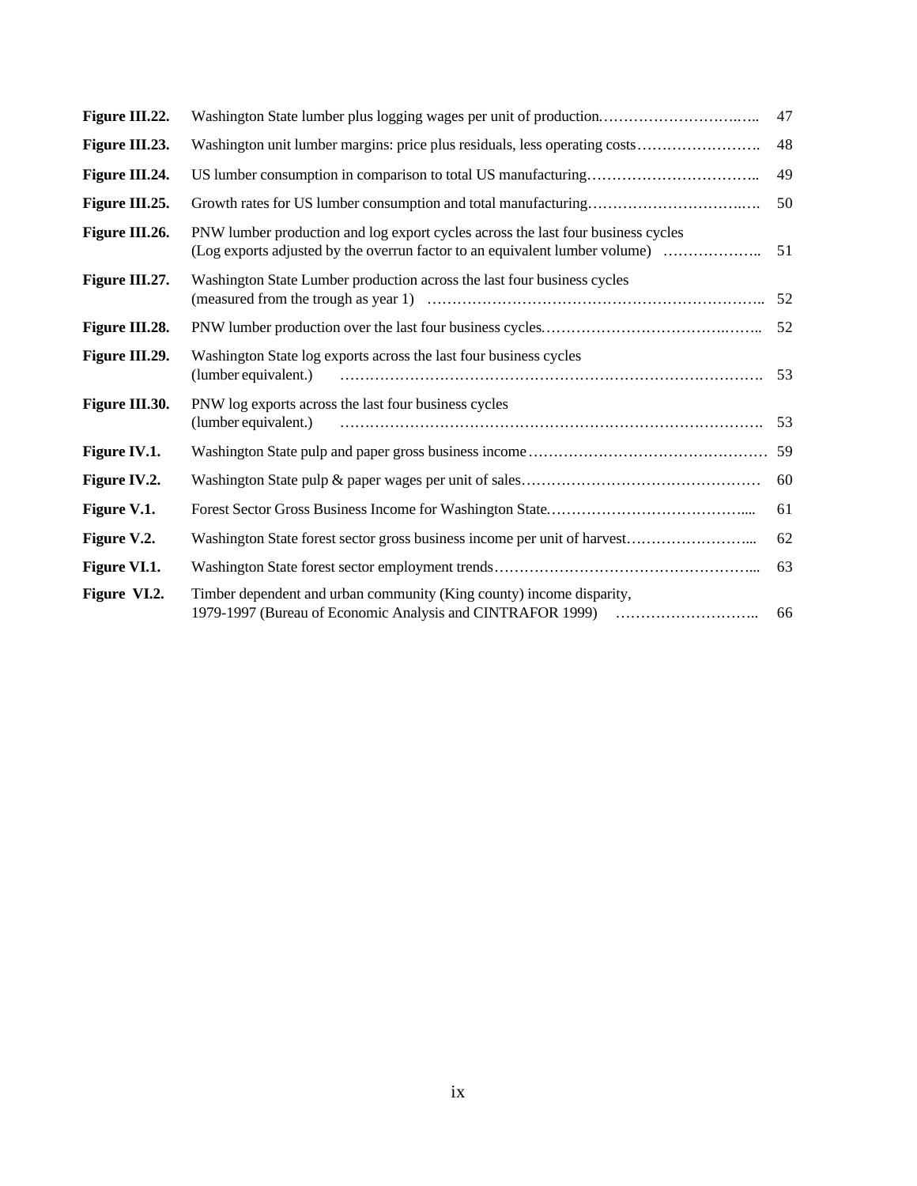| | | |
|---|---|---|
| **Figure III.22.** | Washington State lumber plus logging wages per unit of production. | 47 |
| **Figure III.23.** | Washington unit lumber margins: price plus residuals, less operating costs | 48 |
| **Figure III.24.** | US lumber consumption in comparison to total US manufacturing | 49 |
| **Figure III.25.** | Growth rates for US lumber consumption and total manufacturing | 50 |
| **Figure III.26.** | PNW lumber production and log export cycles across the last four business cycles (Log exports adjusted by the overrun factor to an equivalent lumber volume) | 51 |
| **Figure III.27.** | Washington State Lumber production across the last four business cycles (measured from the trough as year 1) | 52 |
| **Figure III.28.** | PNW lumber production over the last four business cycles. | 52 |
| **Figure III.29.** | Washington State log exports across the last four business cycles (lumber equivalent.) | 53 |
| **Figure III.30.** | PNW log exports across the last four business cycles (lumber equivalent.) | 53 |
| **Figure IV.1.** | Washington State pulp and paper gross business income | 59 |
| **Figure IV.2.** | Washington State pulp & paper wages per unit of sales | 60 |
| **Figure V.1.** | Forest Sector Gross Business Income for Washington State. | 61 |
| **Figure V.2.** | Washington State forest sector gross business income per unit of harvest | 62 |
| **Figure VI.1.** | Washington State forest sector employment trends | 63 |
| **Figure VI.2.** | Timber dependent and urban community (King county) income disparity, 1979-1997 (Bureau of Economic Analysis and CINTRAFOR 1999) | 66 |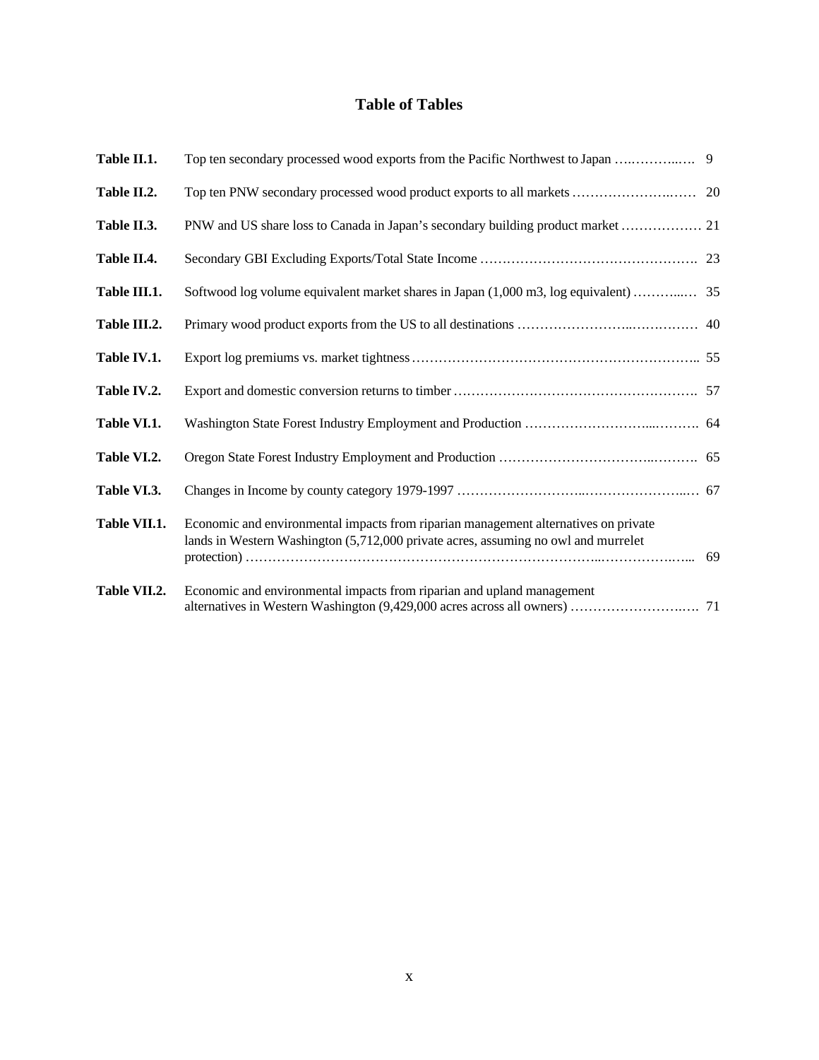# Table of Tables

| | | |
|---|---|---|
| **Table II.1.** | Top ten secondary processed wood exports from the Pacific Northwest to Japan | 9 |
| **Table II.2.** | Top ten PNW secondary processed wood product exports to all markets | 20 |
| **Table II.3.** | PNW and US share loss to Canada in Japan's secondary building product market | 21 |
| **Table II.4.** | Secondary GBI Excluding Exports/Total State Income | 23 |
| **Table III.1.** | Softwood log volume equivalent market shares in Japan (1,000 m3, log equivalent) | 35 |
| **Table III.2.** | Primary wood product exports from the US to all destinations | 40 |
| **Table IV.1.** | Export log premiums vs. market tightness | 55 |
| **Table IV.2.** | Export and domestic conversion returns to timber | 57 |
| **Table VI.1.** | Washington State Forest Industry Employment and Production | 64 |
| **Table VI.2.** | Oregon State Forest Industry Employment and Production | 65 |
| **Table VI.3.** | Changes in Income by county category 1979-1997 | 67 |
| **Table VII.1.** | Economic and environmental impacts from riparian management alternatives on private lands in Western Washington (5,712,000 private acres, assuming no owl and murrelet protection) | 69 |
| **Table VII.2.** | Economic and environmental impacts from riparian and upland management alternatives in Western Washington (9,429,000 acres across all owners) | 71 |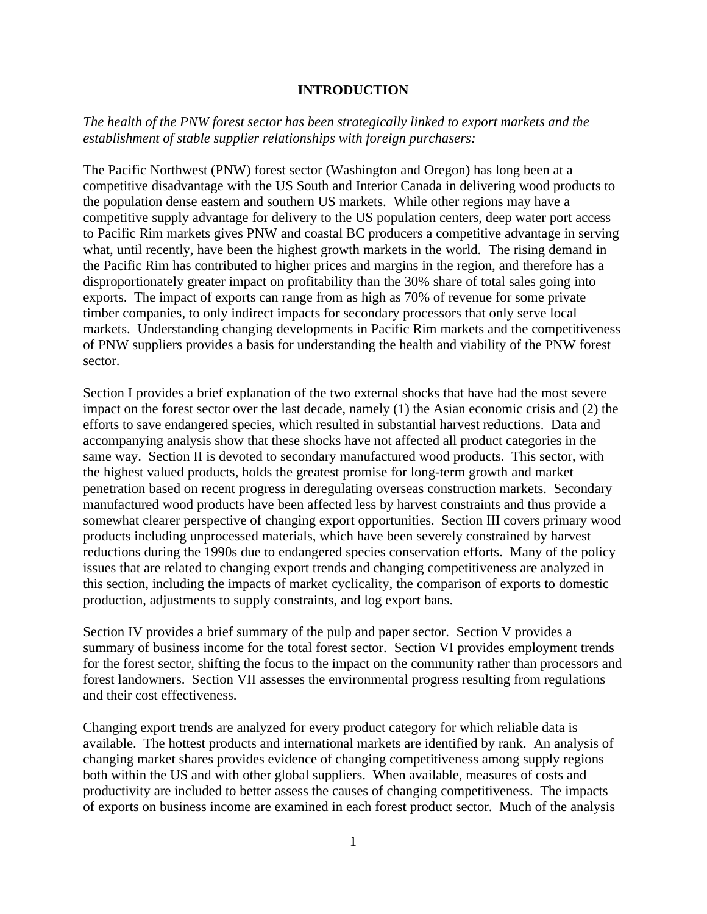# INTRODUCTION

*The health of the PNW forest sector has been strategically linked to export markets and the establishment of stable supplier relationships with foreign purchasers:*

The Pacific Northwest (PNW) forest sector (Washington and Oregon) has long been at a competitive disadvantage with the US South and Interior Canada in delivering wood products to the population dense eastern and southern US markets. While other regions may have a competitive supply advantage for delivery to the US population centers, deep water port access to Pacific Rim markets gives PNW and coastal BC producers a competitive advantage in serving what, until recently, have been the highest growth markets in the world. The rising demand in the Pacific Rim has contributed to higher prices and margins in the region, and therefore has a disproportionately greater impact on profitability than the 30% share of total sales going into exports. The impact of exports can range from as high as 70% of revenue for some private timber companies, to only indirect impacts for secondary processors that only serve local markets. Understanding changing developments in Pacific Rim markets and the competitiveness of PNW suppliers provides a basis for understanding the health and viability of the PNW forest sector.

Section I provides a brief explanation of the two external shocks that have had the most severe impact on the forest sector over the last decade, namely (1) the Asian economic crisis and (2) the efforts to save endangered species, which resulted in substantial harvest reductions. Data and accompanying analysis show that these shocks have not affected all product categories in the same way. Section II is devoted to secondary manufactured wood products. This sector, with the highest valued products, holds the greatest promise for long-term growth and market penetration based on recent progress in deregulating overseas construction markets. Secondary manufactured wood products have been affected less by harvest constraints and thus provide a somewhat clearer perspective of changing export opportunities. Section III covers primary wood products including unprocessed materials, which have been severely constrained by harvest reductions during the 1990s due to endangered species conservation efforts. Many of the policy issues that are related to changing export trends and changing competitiveness are analyzed in this section, including the impacts of market cyclicality, the comparison of exports to domestic production, adjustments to supply constraints, and log export bans.

Section IV provides a brief summary of the pulp and paper sector. Section V provides a summary of business income for the total forest sector. Section VI provides employment trends for the forest sector, shifting the focus to the impact on the community rather than processors and forest landowners. Section VII assesses the environmental progress resulting from regulations and their cost effectiveness.

Changing export trends are analyzed for every product category for which reliable data is available. The hottest products and international markets are identified by rank. An analysis of changing market shares provides evidence of changing competitiveness among supply regions both within the US and with other global suppliers. When available, measures of costs and productivity are included to better assess the causes of changing competitiveness. The impacts of exports on business income are examined in each forest product sector. Much of the analysis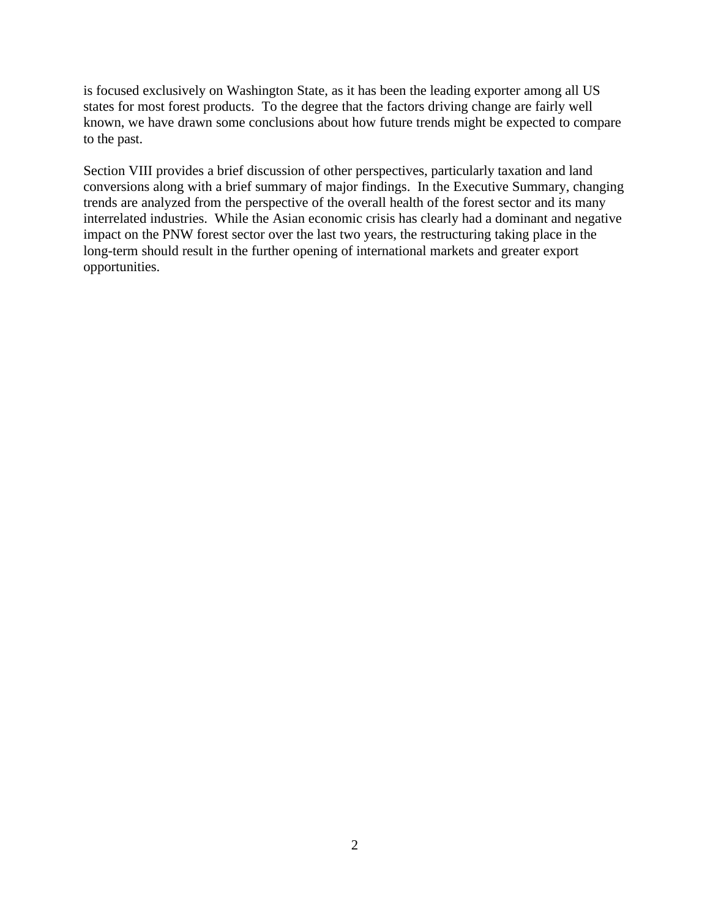is focused exclusively on Washington State, as it has been the leading exporter among all US states for most forest products. To the degree that the factors driving change are fairly well known, we have drawn some conclusions about how future trends might be expected to compare to the past.

Section VIII provides a brief discussion of other perspectives, particularly taxation and land conversions along with a brief summary of major findings. In the Executive Summary, changing trends are analyzed from the perspective of the overall health of the forest sector and its many interrelated industries. While the Asian economic crisis has clearly had a dominant and negative impact on the PNW forest sector over the last two years, the restructuring taking place in the long-term should result in the further opening of international markets and greater export opportunities.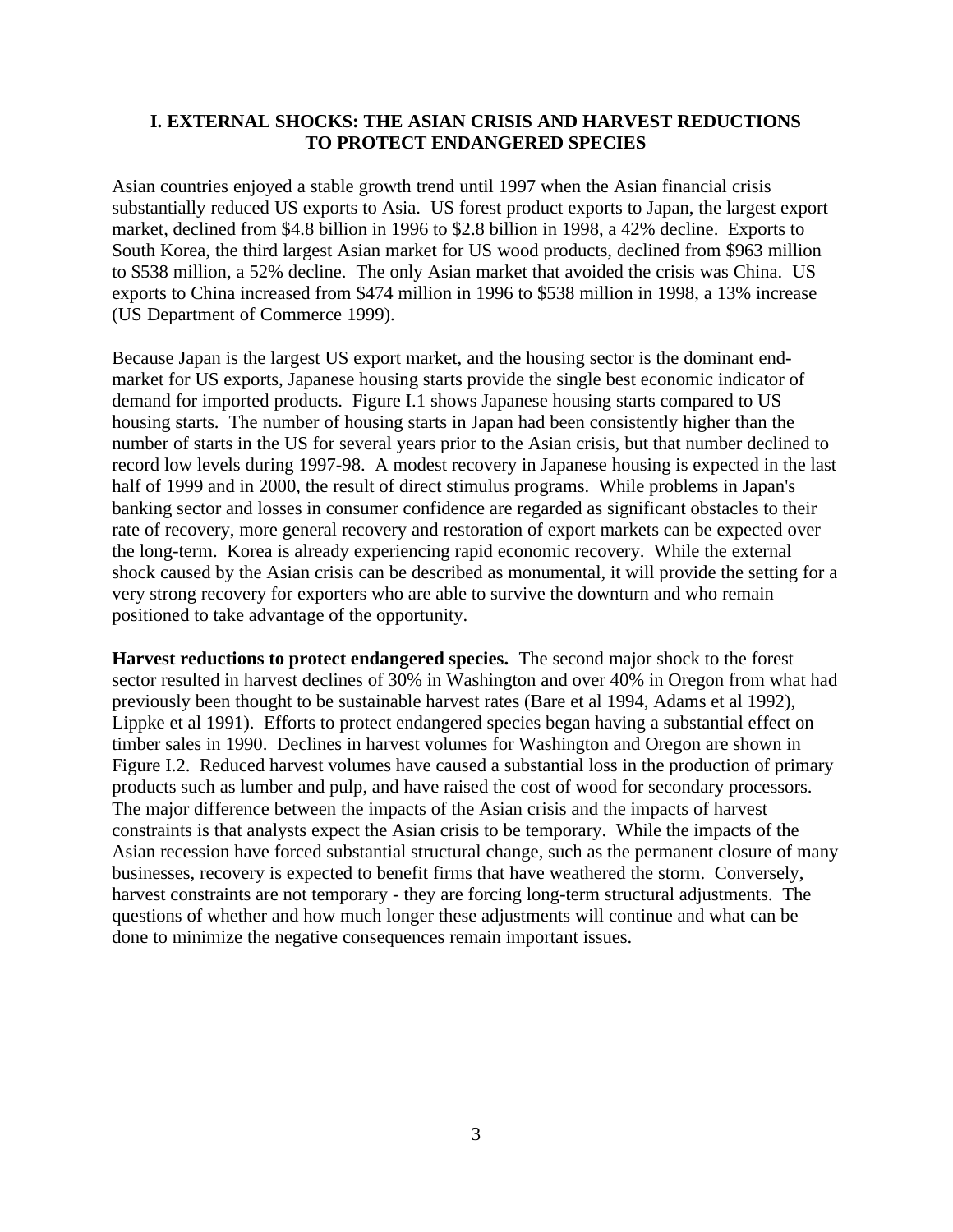## I. EXTERNAL SHOCKS: THE ASIAN CRISIS AND HARVEST REDUCTIONS TO PROTECT ENDANGERED SPECIES

Asian countries enjoyed a stable growth trend until 1997 when the Asian financial crisis substantially reduced US exports to Asia. US forest product exports to Japan, the largest export market, declined from $4.8 billion in 1996 to $2.8 billion in 1998, a 42% decline. Exports to South Korea, the third largest Asian market for US wood products, declined from $963 million to $538 million, a 52% decline. The only Asian market that avoided the crisis was China. US exports to China increased from $474 million in 1996 to $538 million in 1998, a 13% increase (US Department of Commerce 1999).

Because Japan is the largest US export market, and the housing sector is the dominant end-market for US exports, Japanese housing starts provide the single best economic indicator of demand for imported products. Figure I.1 shows Japanese housing starts compared to US housing starts. The number of housing starts in Japan had been consistently higher than the number of starts in the US for several years prior to the Asian crisis, but that number declined to record low levels during 1997-98. A modest recovery in Japanese housing is expected in the last half of 1999 and in 2000, the result of direct stimulus programs. While problems in Japan's banking sector and losses in consumer confidence are regarded as significant obstacles to their rate of recovery, more general recovery and restoration of export markets can be expected over the long-term. Korea is already experiencing rapid economic recovery. While the external shock caused by the Asian crisis can be described as monumental, it will provide the setting for a very strong recovery for exporters who are able to survive the downturn and who remain positioned to take advantage of the opportunity.

**Harvest reductions to protect endangered species.** The second major shock to the forest sector resulted in harvest declines of 30% in Washington and over 40% in Oregon from what had previously been thought to be sustainable harvest rates (Bare et al 1994, Adams et al 1992), Lippke et al 1991). Efforts to protect endangered species began having a substantial effect on timber sales in 1990. Declines in harvest volumes for Washington and Oregon are shown in Figure I.2. Reduced harvest volumes have caused a substantial loss in the production of primary products such as lumber and pulp, and have raised the cost of wood for secondary processors. The major difference between the impacts of the Asian crisis and the impacts of harvest constraints is that analysts expect the Asian crisis to be temporary. While the impacts of the Asian recession have forced substantial structural change, such as the permanent closure of many businesses, recovery is expected to benefit firms that have weathered the storm. Conversely, harvest constraints are not temporary - they are forcing long-term structural adjustments. The questions of whether and how much longer these adjustments will continue and what can be done to minimize the negative consequences remain important issues.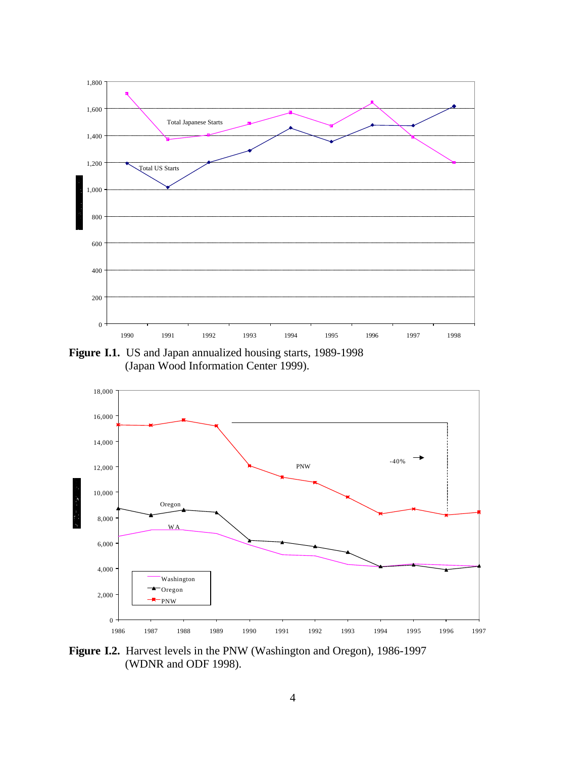**Figure I.1.** US and Japan annualized housing starts, 1989-1998 (Japan Wood Information Center 1999).

**Figure I.2.** Harvest levels in the PNW (Washington and Oregon), 1986-1997 (WDNR and ODF 1998).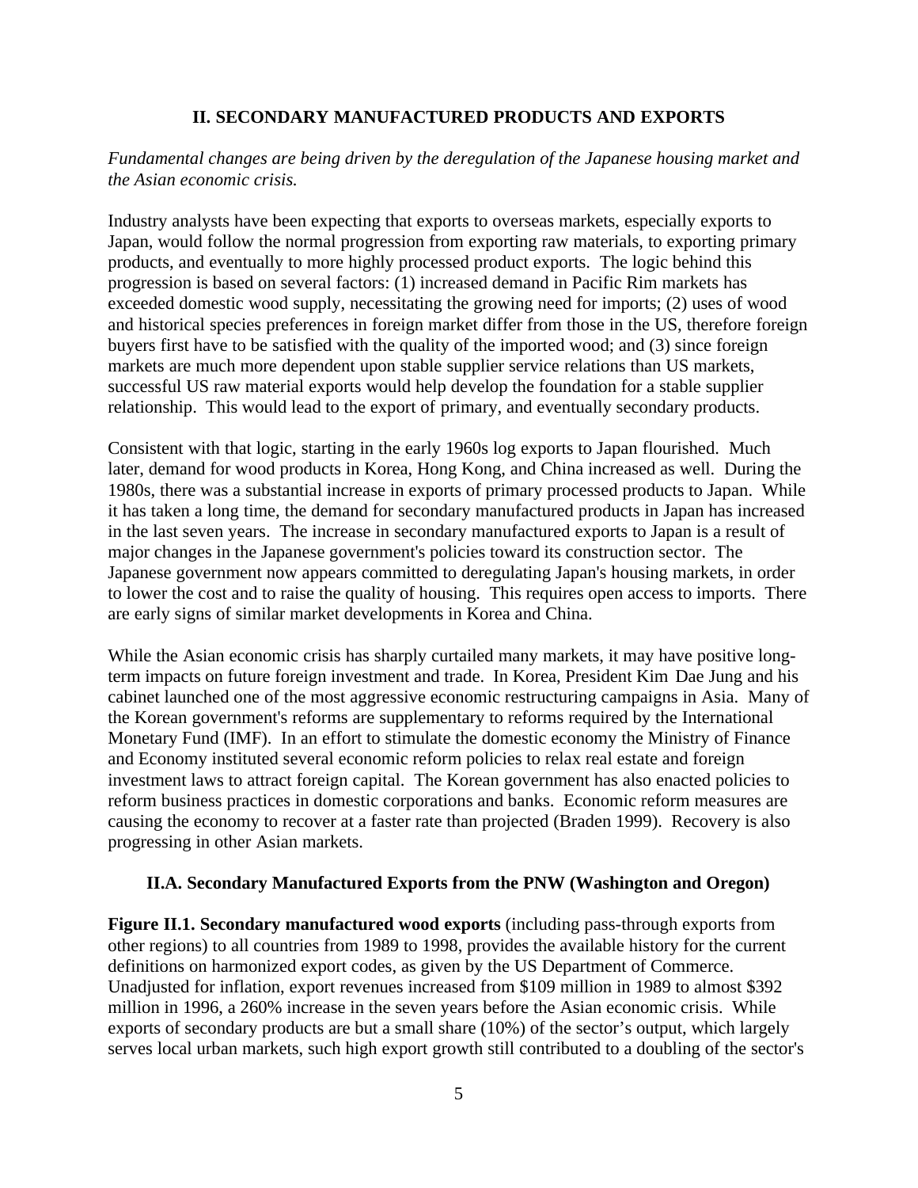## II. SECONDARY MANUFACTURED PRODUCTS AND EXPORTS

*Fundamental changes are being driven by the deregulation of the Japanese housing market and the Asian economic crisis.*

Industry analysts have been expecting that exports to overseas markets, especially exports to Japan, would follow the normal progression from exporting raw materials, to exporting primary products, and eventually to more highly processed product exports. The logic behind this progression is based on several factors: (1) increased demand in Pacific Rim markets has exceeded domestic wood supply, necessitating the growing need for imports; (2) uses of wood and historical species preferences in foreign market differ from those in the US, therefore foreign buyers first have to be satisfied with the quality of the imported wood; and (3) since foreign markets are much more dependent upon stable supplier service relations than US markets, successful US raw material exports would help develop the foundation for a stable supplier relationship. This would lead to the export of primary, and eventually secondary products.

Consistent with that logic, starting in the early 1960s log exports to Japan flourished. Much later, demand for wood products in Korea, Hong Kong, and China increased as well. During the 1980s, there was a substantial increase in exports of primary processed products to Japan. While it has taken a long time, the demand for secondary manufactured products in Japan has increased in the last seven years. The increase in secondary manufactured exports to Japan is a result of major changes in the Japanese government's policies toward its construction sector. The Japanese government now appears committed to deregulating Japan's housing markets, in order to lower the cost and to raise the quality of housing. This requires open access to imports. There are early signs of similar market developments in Korea and China.

While the Asian economic crisis has sharply curtailed many markets, it may have positive long-term impacts on future foreign investment and trade. In Korea, President Kim Dae Jung and his cabinet launched one of the most aggressive economic restructuring campaigns in Asia. Many of the Korean government's reforms are supplementary to reforms required by the International Monetary Fund (IMF). In an effort to stimulate the domestic economy the Ministry of Finance and Economy instituted several economic reform policies to relax real estate and foreign investment laws to attract foreign capital. The Korean government has also enacted policies to reform business practices in domestic corporations and banks. Economic reform measures are causing the economy to recover at a faster rate than projected (Braden 1999). Recovery is also progressing in other Asian markets.

### II.A. Secondary Manufactured Exports from the PNW (Washington and Oregon)

**Figure II.1. Secondary manufactured wood exports** (including pass-through exports from other regions) to all countries from 1989 to 1998, provides the available history for the current definitions on harmonized export codes, as given by the US Department of Commerce. Unadjusted for inflation, export revenues increased from $109 million in 1989 to almost $392 million in 1996, a 260% increase in the seven years before the Asian economic crisis. While exports of secondary products are but a small share (10%) of the sector's output, which largely serves local urban markets, such high export growth still contributed to a doubling of the sector's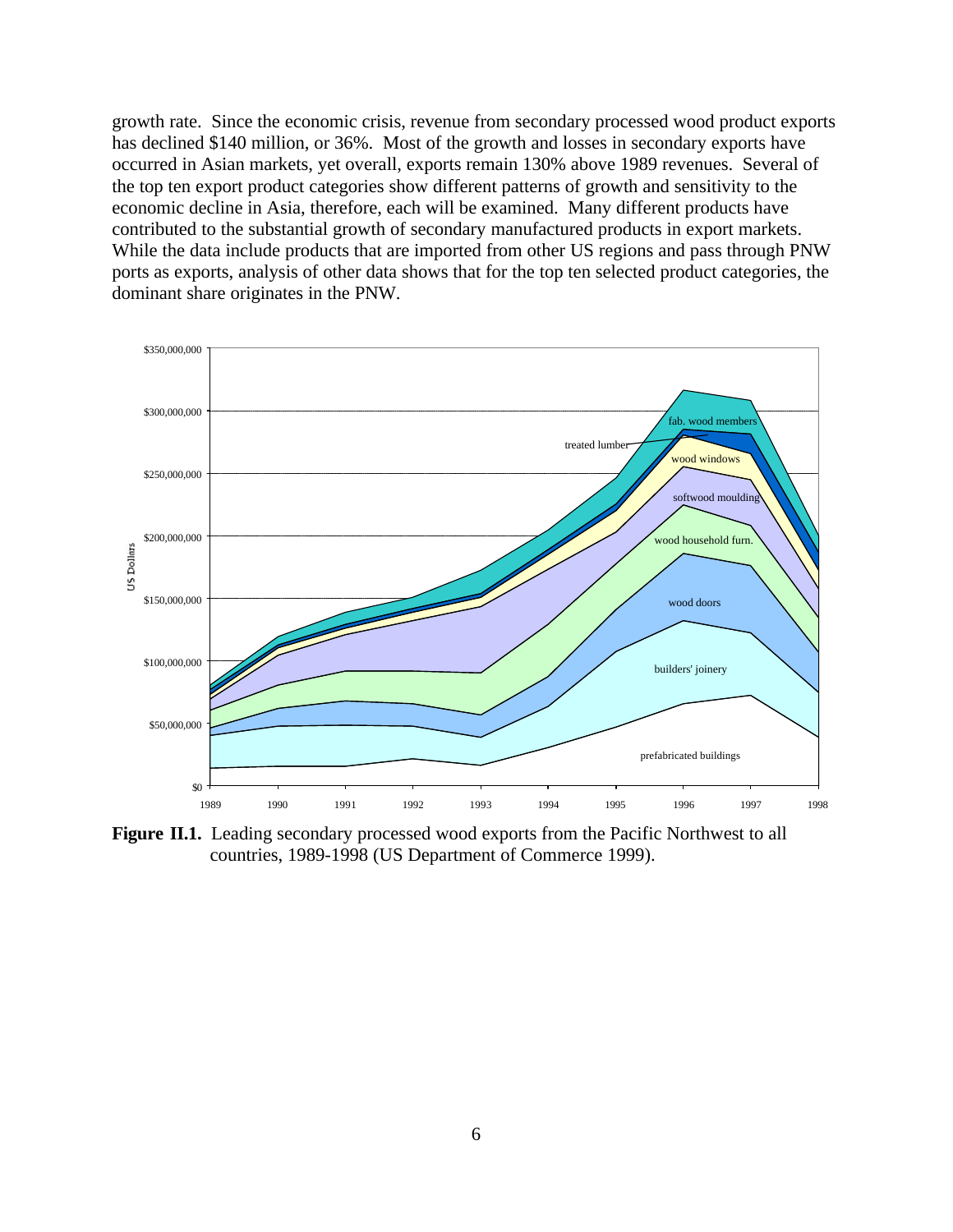growth rate. Since the economic crisis, revenue from secondary processed wood product exports has declined $140 million, or 36%. Most of the growth and losses in secondary exports have occurred in Asian markets, yet overall, exports remain 130% above 1989 revenues. Several of the top ten export product categories show different patterns of growth and sensitivity to the economic decline in Asia, therefore, each will be examined. Many different products have contributed to the substantial growth of secondary manufactured products in export markets. While the data include products that are imported from other US regions and pass through PNW ports as exports, analysis of other data shows that for the top ten selected product categories, the dominant share originates in the PNW.

**Figure II.1.** Leading secondary processed wood exports from the Pacific Northwest to all countries, 1989-1998 (US Department of Commerce 1999).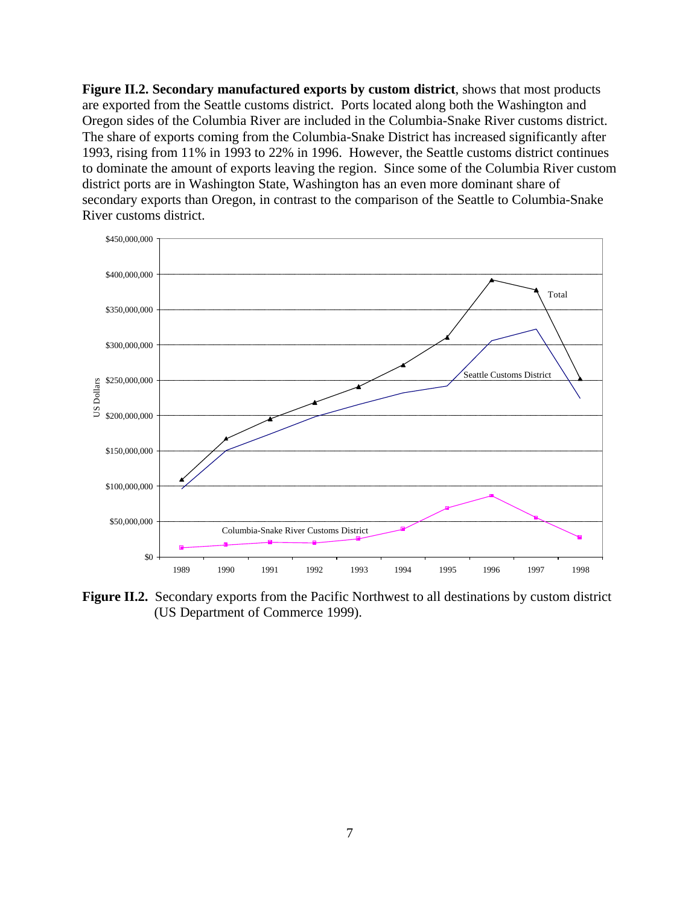**Figure II.2. Secondary manufactured exports by custom district**, shows that most products are exported from the Seattle customs district. Ports located along both the Washington and Oregon sides of the Columbia River are included in the Columbia-Snake River customs district. The share of exports coming from the Columbia-Snake District has increased significantly after 1993, rising from 11% in 1993 to 22% in 1996. However, the Seattle customs district continues to dominate the amount of exports leaving the region. Since some of the Columbia River custom district ports are in Washington State, Washington has an even more dominant share of secondary exports than Oregon, in contrast to the comparison of the Seattle to Columbia-Snake River customs district.

**Figure II.2.** Secondary exports from the Pacific Northwest to all destinations by custom district (US Department of Commerce 1999).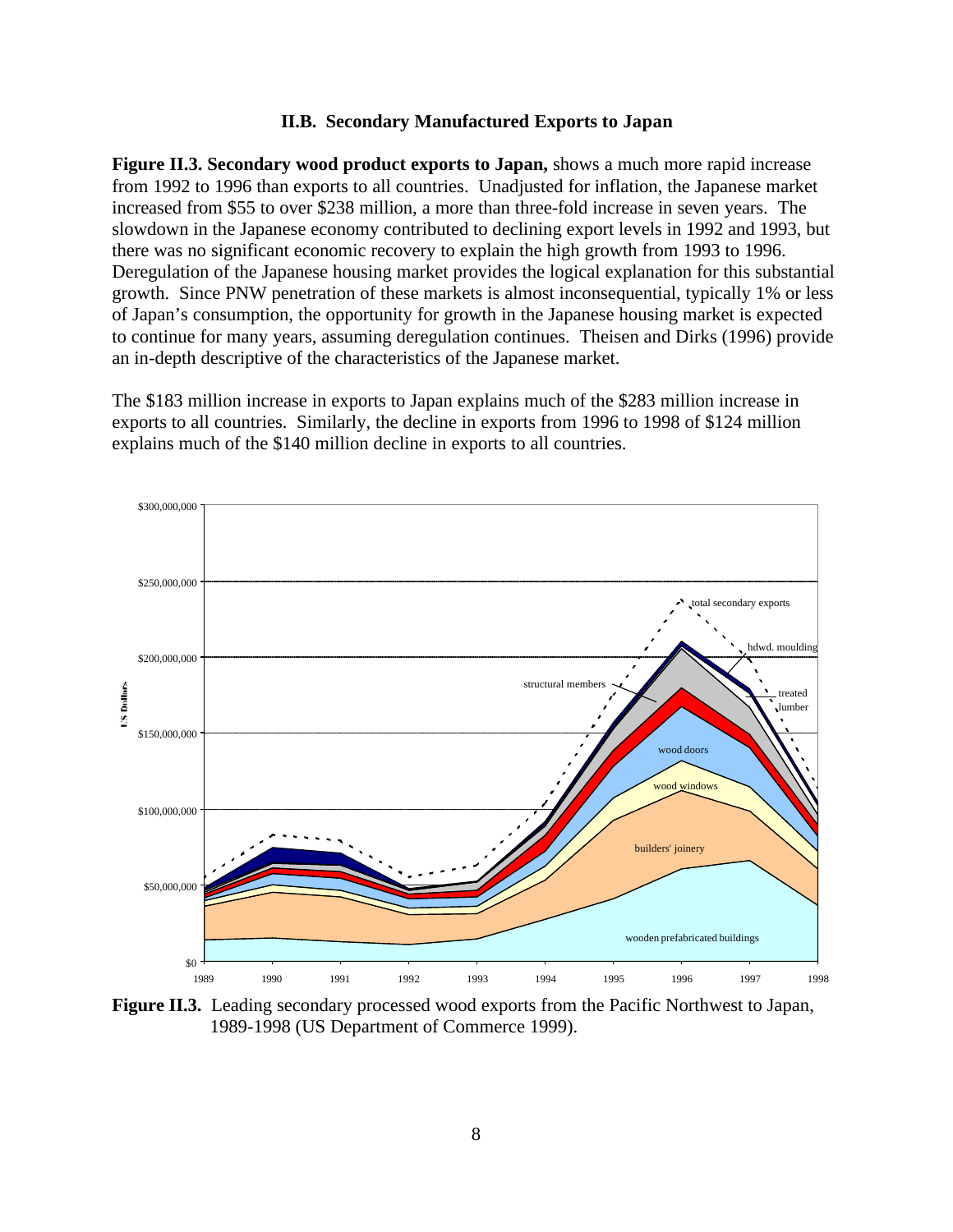### II.B. Secondary Manufactured Exports to Japan

**Figure II.3. Secondary wood product exports to Japan,** shows a much more rapid increase from 1992 to 1996 than exports to all countries. Unadjusted for inflation, the Japanese market increased from $55 to over $238 million, a more than three-fold increase in seven years. The slowdown in the Japanese economy contributed to declining export levels in 1992 and 1993, but there was no significant economic recovery to explain the high growth from 1993 to 1996. Deregulation of the Japanese housing market provides the logical explanation for this substantial growth. Since PNW penetration of these markets is almost inconsequential, typically 1% or less of Japan's consumption, the opportunity for growth in the Japanese housing market is expected to continue for many years, assuming deregulation continues. Theisen and Dirks (1996) provide an in-depth descriptive of the characteristics of the Japanese market.

The $183 million increase in exports to Japan explains much of the $283 million increase in exports to all countries. Similarly, the decline in exports from 1996 to 1998 of $124 million explains much of the $140 million decline in exports to all countries.

**Figure II.3.** Leading secondary processed wood exports from the Pacific Northwest to Japan, 1989-1998 (US Department of Commerce 1999).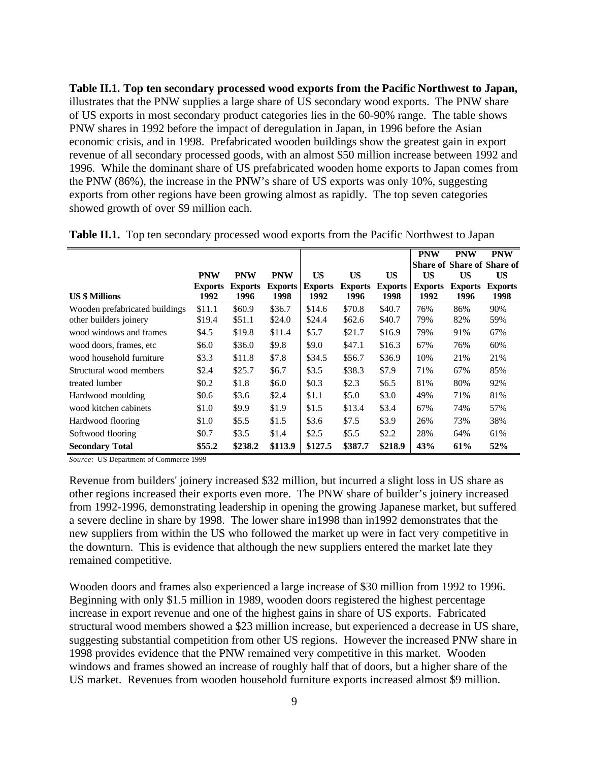**Table II.1. Top ten secondary processed wood exports from the Pacific Northwest to Japan,** illustrates that the PNW supplies a large share of US secondary wood exports. The PNW share of US exports in most secondary product categories lies in the 60-90% range. The table shows PNW shares in 1992 before the impact of deregulation in Japan, in 1996 before the Asian economic crisis, and in 1998. Prefabricated wooden buildings show the greatest gain in export revenue of all secondary processed goods, with an almost $50 million increase between 1992 and 1996. While the dominant share of US prefabricated wooden home exports to Japan comes from the PNW (86%), the increase in the PNW's share of US exports was only 10%, suggesting exports from other regions have been growing almost as rapidly. The top seven categories showed growth of over $9 million each.

**Table II.1.** Top ten secondary processed wood exports from the Pacific Northwest to Japan

| US $ Millions | PNW Exports 1992 | PNW Exports 1996 | PNW Exports 1998 | US Exports 1992 | US Exports 1996 | US Exports 1998 | PNW Share of US Exports 1992 | PNW Share of US Exports 1996 | PNW Share of US Exports 1998 |
|---|---|---|---|---|---|---|---|---|---|
| Wooden prefabricated buildings | $11.1 | $60.9 | $36.7 | $14.6 | $70.8 | $40.7 | 76% | 86% | 90% |
| other builders joinery | $19.4 | $51.1 | $24.0 | $24.4 | $62.6 | $40.7 | 79% | 82% | 59% |
| wood windows and frames | $4.5 | $19.8 | $11.4 | $5.7 | $21.7 | $16.9 | 79% | 91% | 67% |
| wood doors, frames, etc | $6.0 | $36.0 | $9.8 | $9.0 | $47.1 | $16.3 | 67% | 76% | 60% |
| wood household furniture | $3.3 | $11.8 | $7.8 | $34.5 | $56.7 | $36.9 | 10% | 21% | 21% |
| Structural wood members | $2.4 | $25.7 | $6.7 | $3.5 | $38.3 | $7.9 | 71% | 67% | 85% |
| treated lumber | $0.2 | $1.8 | $6.0 | $0.3 | $2.3 | $6.5 | 81% | 80% | 92% |
| Hardwood moulding | $0.6 | $3.6 | $2.4 | $1.1 | $5.0 | $3.0 | 49% | 71% | 81% |
| wood kitchen cabinets | $1.0 | $9.9 | $1.9 | $1.5 | $13.4 | $3.4 | 67% | 74% | 57% |
| Hardwood flooring | $1.0 | $5.5 | $1.5 | $3.6 | $7.5 | $3.9 | 26% | 73% | 38% |
| Softwood flooring | $0.7 | $3.5 | $1.4 | $2.5 | $5.5 | $2.2 | 28% | 64% | 61% |
| **Secondary Total** | **$55.2** | **$238.2** | **$113.9** | **$127.5** | **$387.7** | **$218.9** | **43%** | **61%** | **52%** |

*Source:* US Department of Commerce 1999

Revenue from builders' joinery increased $32 million, but incurred a slight loss in US share as other regions increased their exports even more. The PNW share of builder's joinery increased from 1992-1996, demonstrating leadership in opening the growing Japanese market, but suffered a severe decline in share by 1998. The lower share in1998 than in1992 demonstrates that the new suppliers from within the US who followed the market up were in fact very competitive in the downturn. This is evidence that although the new suppliers entered the market late they remained competitive.

Wooden doors and frames also experienced a large increase of $30 million from 1992 to 1996. Beginning with only $1.5 million in 1989, wooden doors registered the highest percentage increase in export revenue and one of the highest gains in share of US exports. Fabricated structural wood members showed a $23 million increase, but experienced a decrease in US share, suggesting substantial competition from other US regions. However the increased PNW share in 1998 provides evidence that the PNW remained very competitive in this market. Wooden windows and frames showed an increase of roughly half that of doors, but a higher share of the US market. Revenues from wooden household furniture exports increased almost $9 million.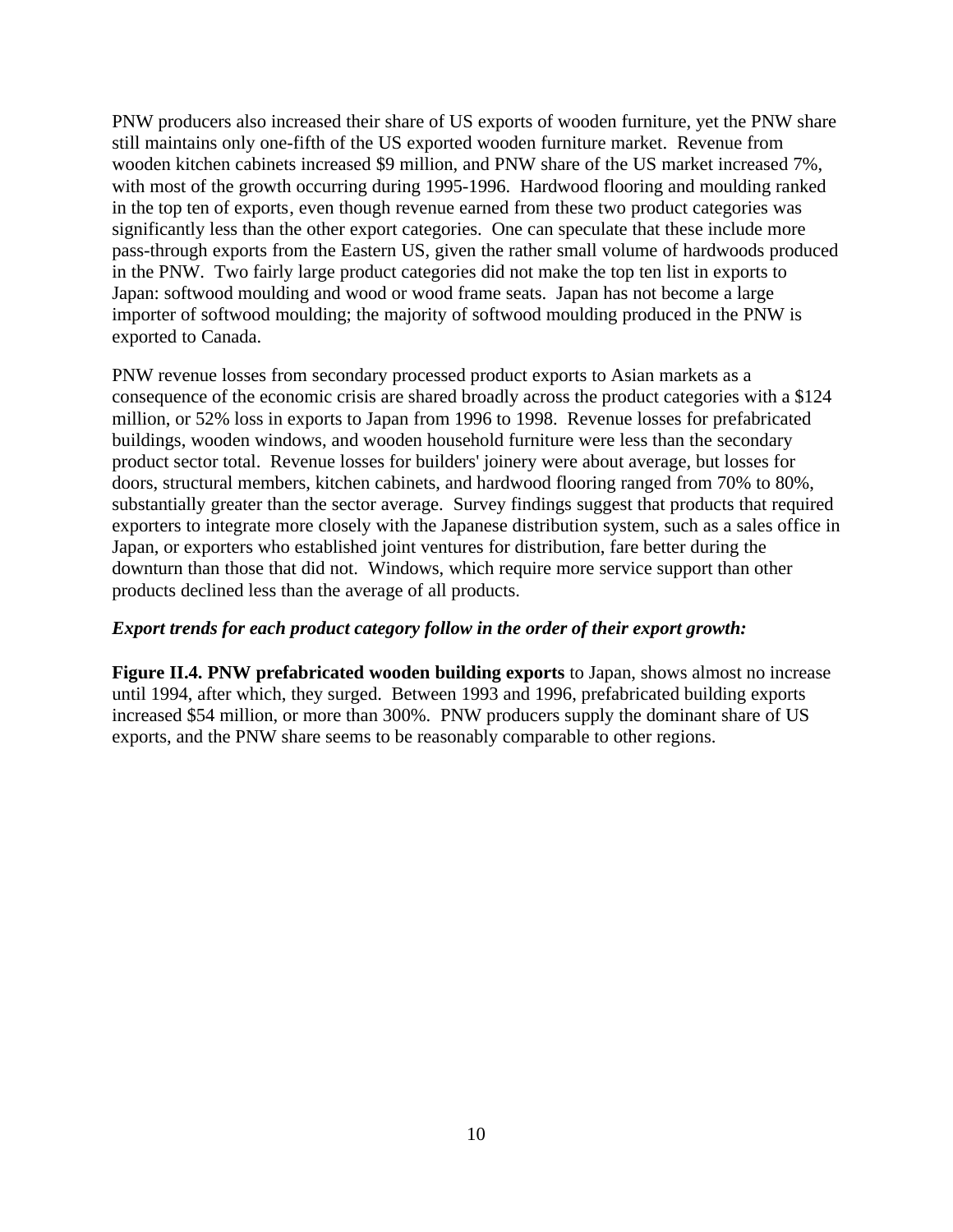PNW producers also increased their share of US exports of wooden furniture, yet the PNW share still maintains only one-fifth of the US exported wooden furniture market. Revenue from wooden kitchen cabinets increased $9 million, and PNW share of the US market increased 7%, with most of the growth occurring during 1995-1996. Hardwood flooring and moulding ranked in the top ten of exports, even though revenue earned from these two product categories was significantly less than the other export categories. One can speculate that these include more pass-through exports from the Eastern US, given the rather small volume of hardwoods produced in the PNW. Two fairly large product categories did not make the top ten list in exports to Japan: softwood moulding and wood or wood frame seats. Japan has not become a large importer of softwood moulding; the majority of softwood moulding produced in the PNW is exported to Canada.

PNW revenue losses from secondary processed product exports to Asian markets as a consequence of the economic crisis are shared broadly across the product categories with a $124 million, or 52% loss in exports to Japan from 1996 to 1998. Revenue losses for prefabricated buildings, wooden windows, and wooden household furniture were less than the secondary product sector total. Revenue losses for builders' joinery were about average, but losses for doors, structural members, kitchen cabinets, and hardwood flooring ranged from 70% to 80%, substantially greater than the sector average. Survey findings suggest that products that required exporters to integrate more closely with the Japanese distribution system, such as a sales office in Japan, or exporters who established joint ventures for distribution, fare better during the downturn than those that did not. Windows, which require more service support than other products declined less than the average of all products.

***Export trends for each product category follow in the order of their export growth:***

**Figure II.4. PNW prefabricated wooden building exports** to Japan, shows almost no increase until 1994, after which, they surged. Between 1993 and 1996, prefabricated building exports increased $54 million, or more than 300%. PNW producers supply the dominant share of US exports, and the PNW share seems to be reasonably comparable to other regions.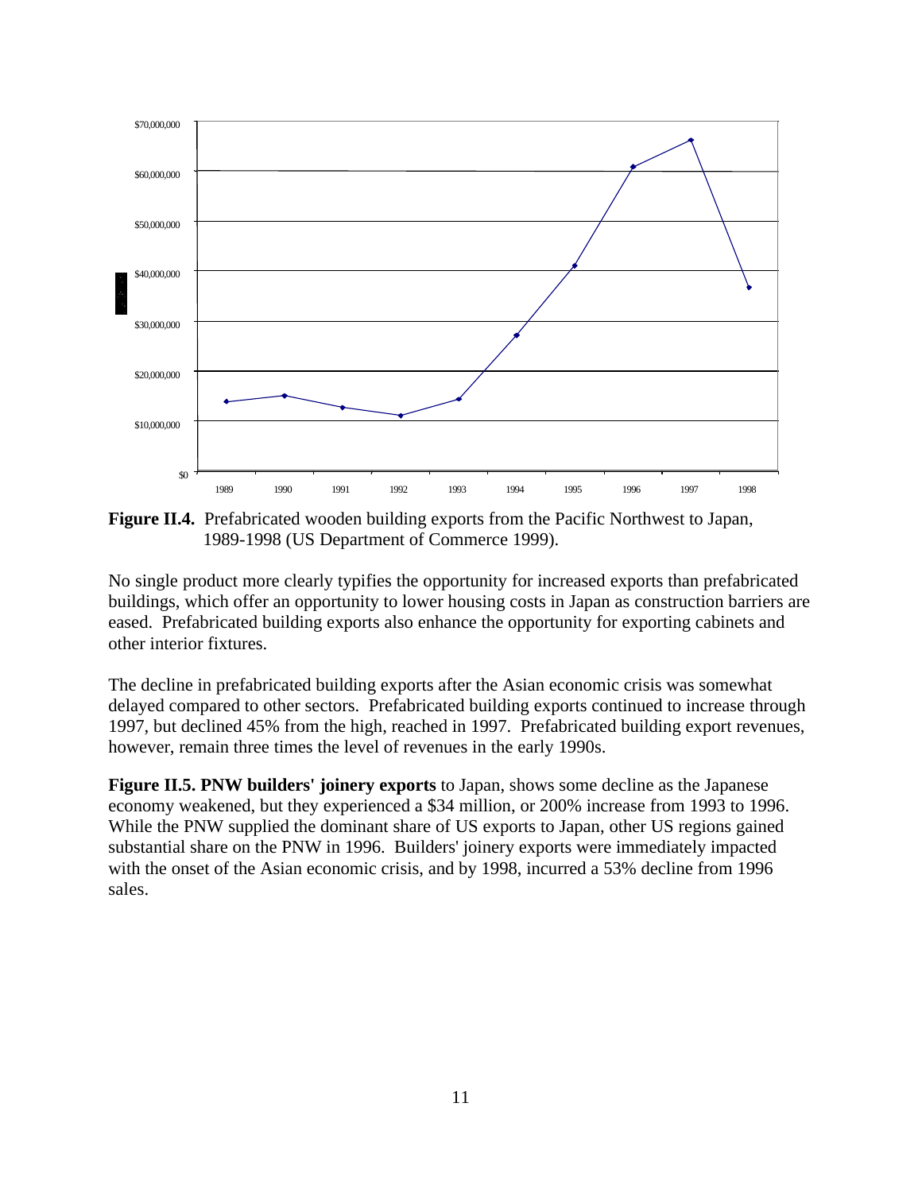**Figure II.4.** Prefabricated wooden building exports from the Pacific Northwest to Japan, 1989-1998 (US Department of Commerce 1999).

No single product more clearly typifies the opportunity for increased exports than prefabricated buildings, which offer an opportunity to lower housing costs in Japan as construction barriers are eased. Prefabricated building exports also enhance the opportunity for exporting cabinets and other interior fixtures.

The decline in prefabricated building exports after the Asian economic crisis was somewhat delayed compared to other sectors. Prefabricated building exports continued to increase through 1997, but declined 45% from the high, reached in 1997. Prefabricated building export revenues, however, remain three times the level of revenues in the early 1990s.

**Figure II.5. PNW builders' joinery exports** to Japan, shows some decline as the Japanese economy weakened, but they experienced a $34 million, or 200% increase from 1993 to 1996. While the PNW supplied the dominant share of US exports to Japan, other US regions gained substantial share on the PNW in 1996. Builders' joinery exports were immediately impacted with the onset of the Asian economic crisis, and by 1998, incurred a 53% decline from 1996 sales.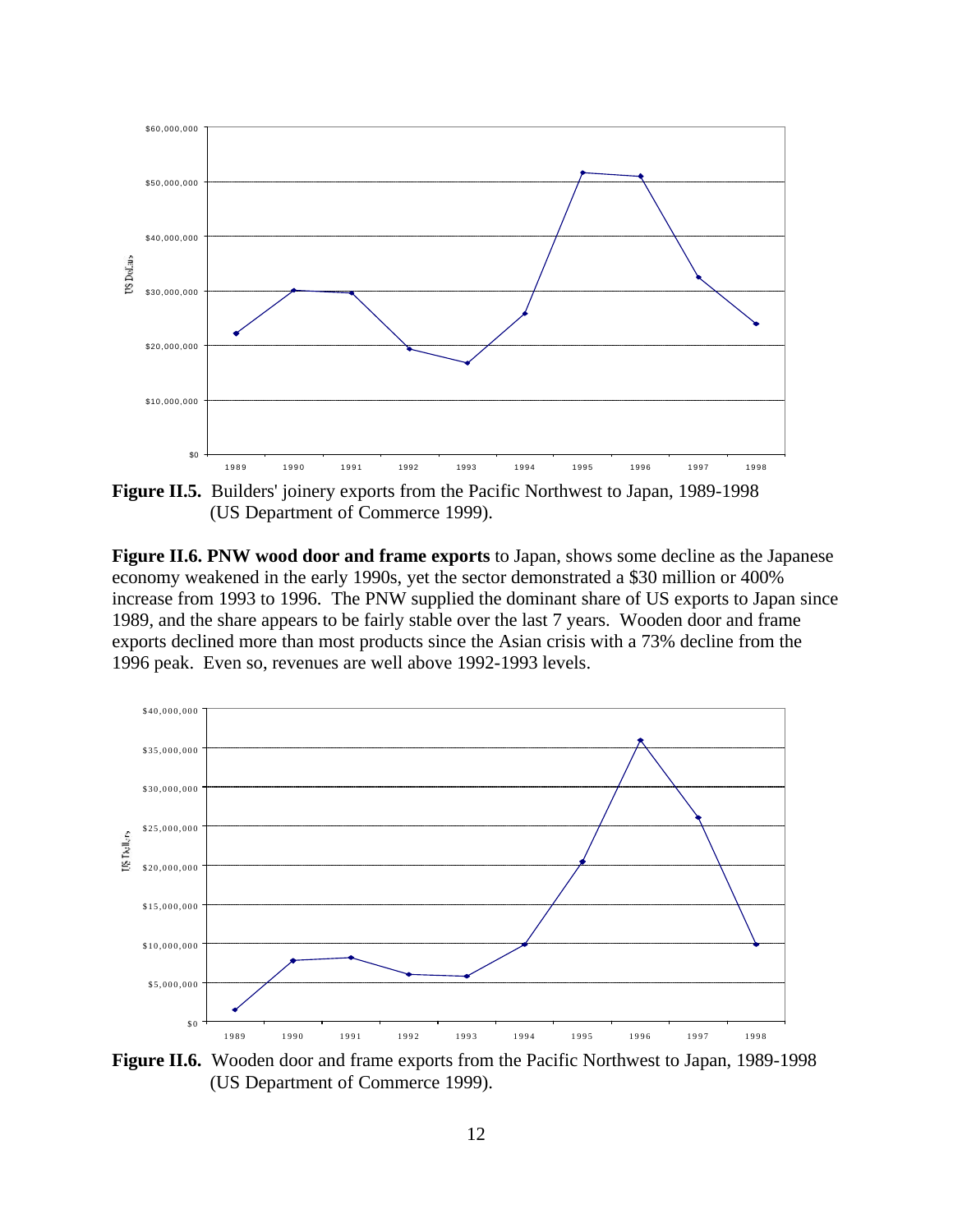**Figure II.5.** Builders' joinery exports from the Pacific Northwest to Japan, 1989-1998 (US Department of Commerce 1999).

**Figure II.6. PNW wood door and frame exports** to Japan, shows some decline as the Japanese economy weakened in the early 1990s, yet the sector demonstrated a $30 million or 400% increase from 1993 to 1996. The PNW supplied the dominant share of US exports to Japan since 1989, and the share appears to be fairly stable over the last 7 years. Wooden door and frame exports declined more than most products since the Asian crisis with a 73% decline from the 1996 peak. Even so, revenues are well above 1992-1993 levels.

**Figure II.6.** Wooden door and frame exports from the Pacific Northwest to Japan, 1989-1998 (US Department of Commerce 1999).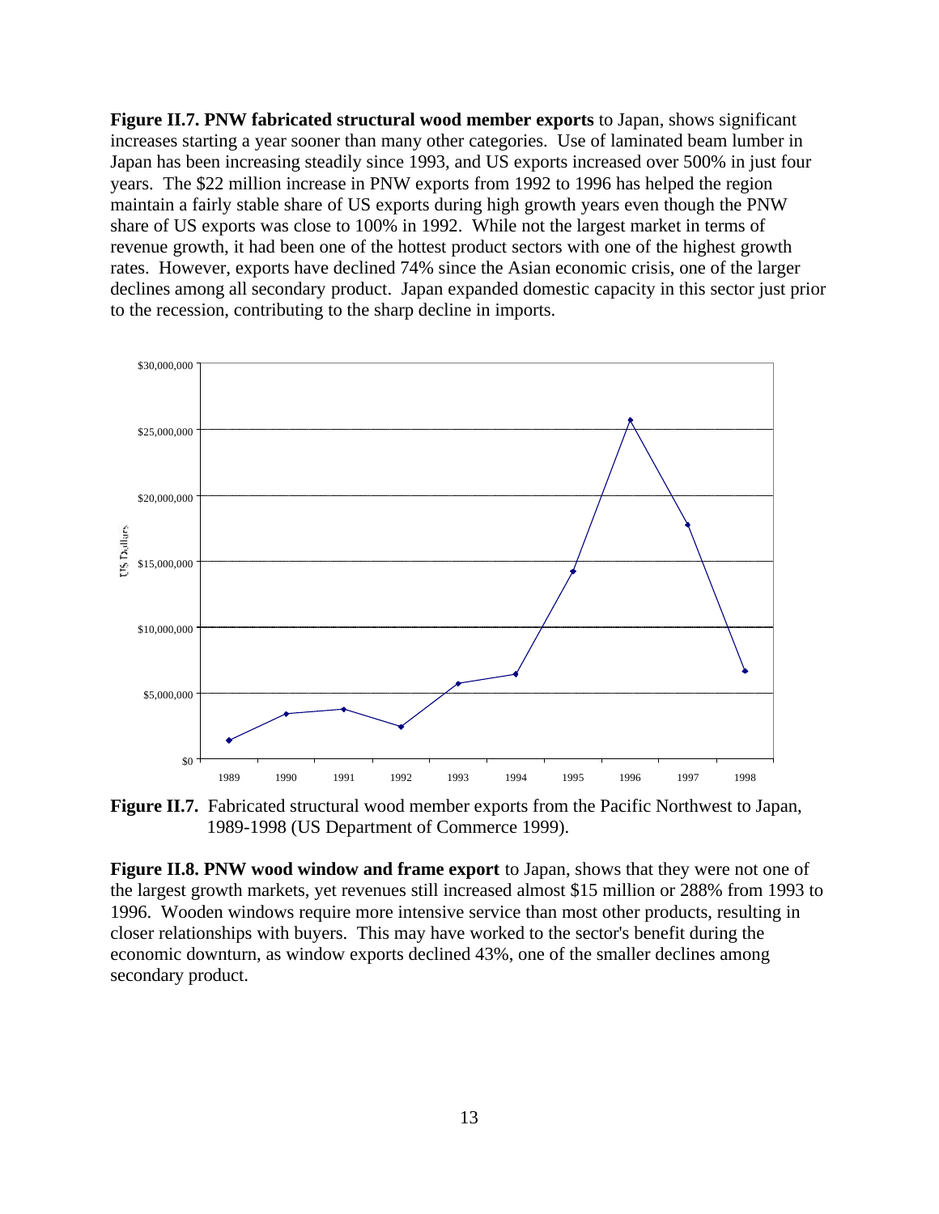**Figure II.7. PNW fabricated structural wood member exports** to Japan, shows significant increases starting a year sooner than many other categories. Use of laminated beam lumber in Japan has been increasing steadily since 1993, and US exports increased over 500% in just four years. The $22 million increase in PNW exports from 1992 to 1996 has helped the region maintain a fairly stable share of US exports during high growth years even though the PNW share of US exports was close to 100% in 1992. While not the largest market in terms of revenue growth, it had been one of the hottest product sectors with one of the highest growth rates. However, exports have declined 74% since the Asian economic crisis, one of the larger declines among all secondary product. Japan expanded domestic capacity in this sector just prior to the recession, contributing to the sharp decline in imports.

**Figure II.7.** Fabricated structural wood member exports from the Pacific Northwest to Japan, 1989-1998 (US Department of Commerce 1999).

**Figure II.8. PNW wood window and frame export** to Japan, shows that they were not one of the largest growth markets, yet revenues still increased almost $15 million or 288% from 1993 to 1996. Wooden windows require more intensive service than most other products, resulting in closer relationships with buyers. This may have worked to the sector's benefit during the economic downturn, as window exports declined 43%, one of the smaller declines among secondary product.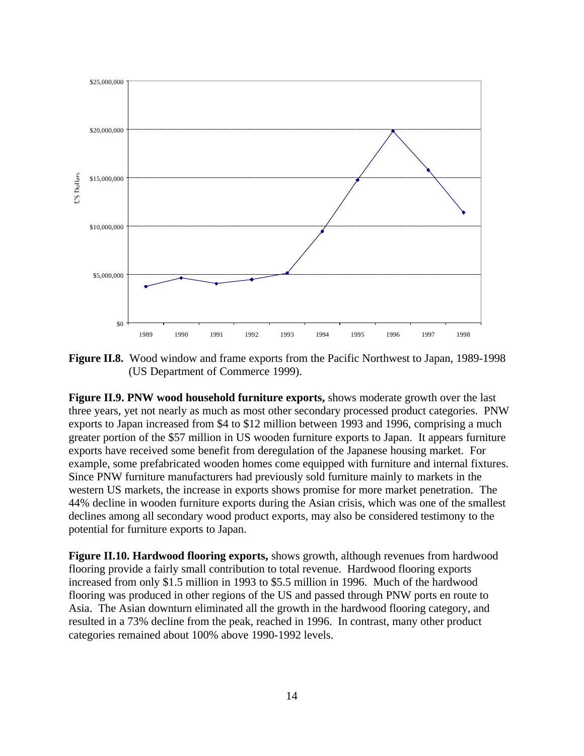**Figure II.8.** Wood window and frame exports from the Pacific Northwest to Japan, 1989-1998 (US Department of Commerce 1999).

**Figure II.9. PNW wood household furniture exports,** shows moderate growth over the last three years, yet not nearly as much as most other secondary processed product categories. PNW exports to Japan increased from $4 to $12 million between 1993 and 1996, comprising a much greater portion of the $57 million in US wooden furniture exports to Japan. It appears furniture exports have received some benefit from deregulation of the Japanese housing market. For example, some prefabricated wooden homes come equipped with furniture and internal fixtures. Since PNW furniture manufacturers had previously sold furniture mainly to markets in the western US markets, the increase in exports shows promise for more market penetration. The 44% decline in wooden furniture exports during the Asian crisis, which was one of the smallest declines among all secondary wood product exports, may also be considered testimony to the potential for furniture exports to Japan.

**Figure II.10. Hardwood flooring exports,** shows growth, although revenues from hardwood flooring provide a fairly small contribution to total revenue. Hardwood flooring exports increased from only $1.5 million in 1993 to $5.5 million in 1996. Much of the hardwood flooring was produced in other regions of the US and passed through PNW ports en route to Asia. The Asian downturn eliminated all the growth in the hardwood flooring category, and resulted in a 73% decline from the peak, reached in 1996. In contrast, many other product categories remained about 100% above 1990-1992 levels.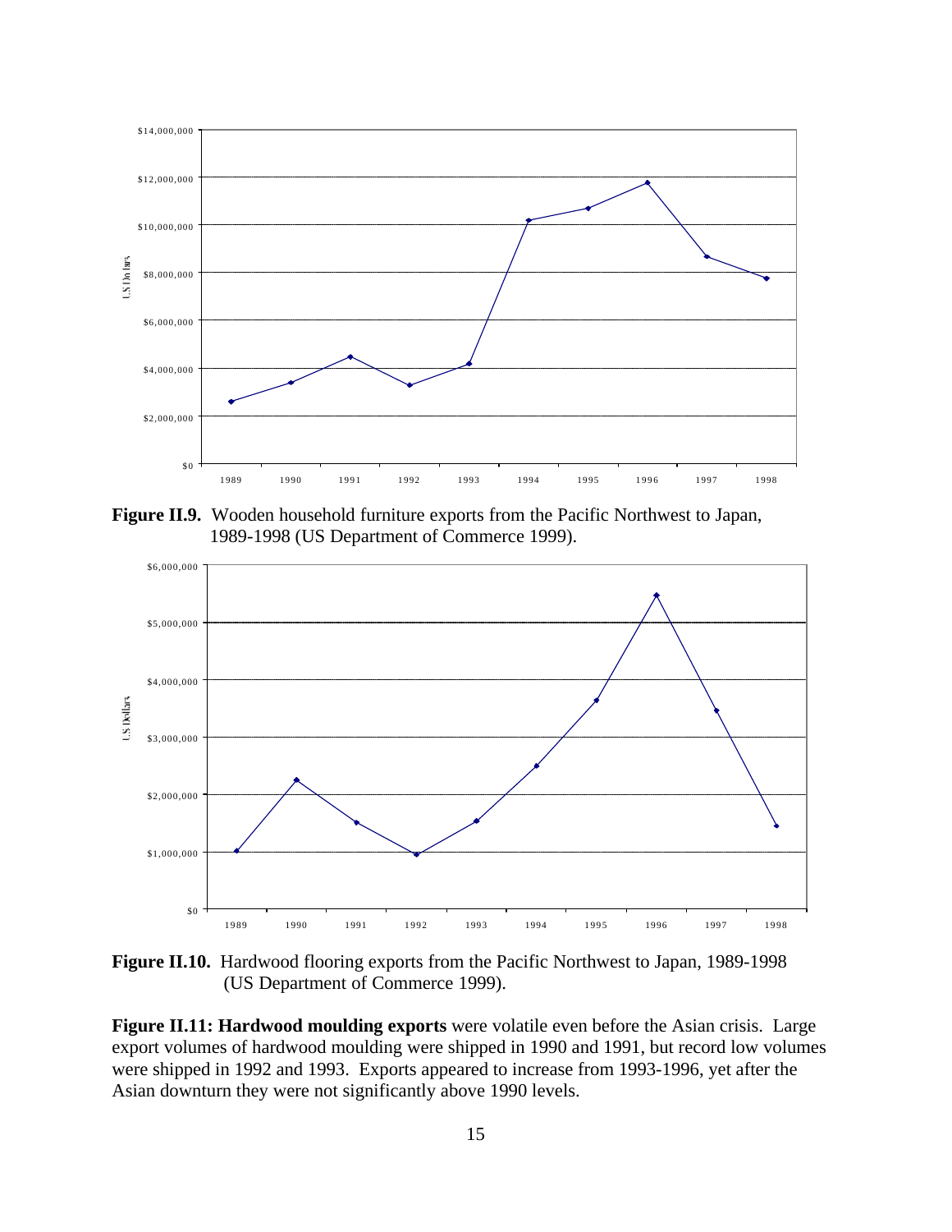**Figure II.9.** Wooden household furniture exports from the Pacific Northwest to Japan, 1989-1998 (US Department of Commerce 1999).

**Figure II.10.** Hardwood flooring exports from the Pacific Northwest to Japan, 1989-1998 (US Department of Commerce 1999).

**Figure II.11: Hardwood moulding exports** were volatile even before the Asian crisis. Large export volumes of hardwood moulding were shipped in 1990 and 1991, but record low volumes were shipped in 1992 and 1993. Exports appeared to increase from 1993-1996, yet after the Asian downturn they were not significantly above 1990 levels.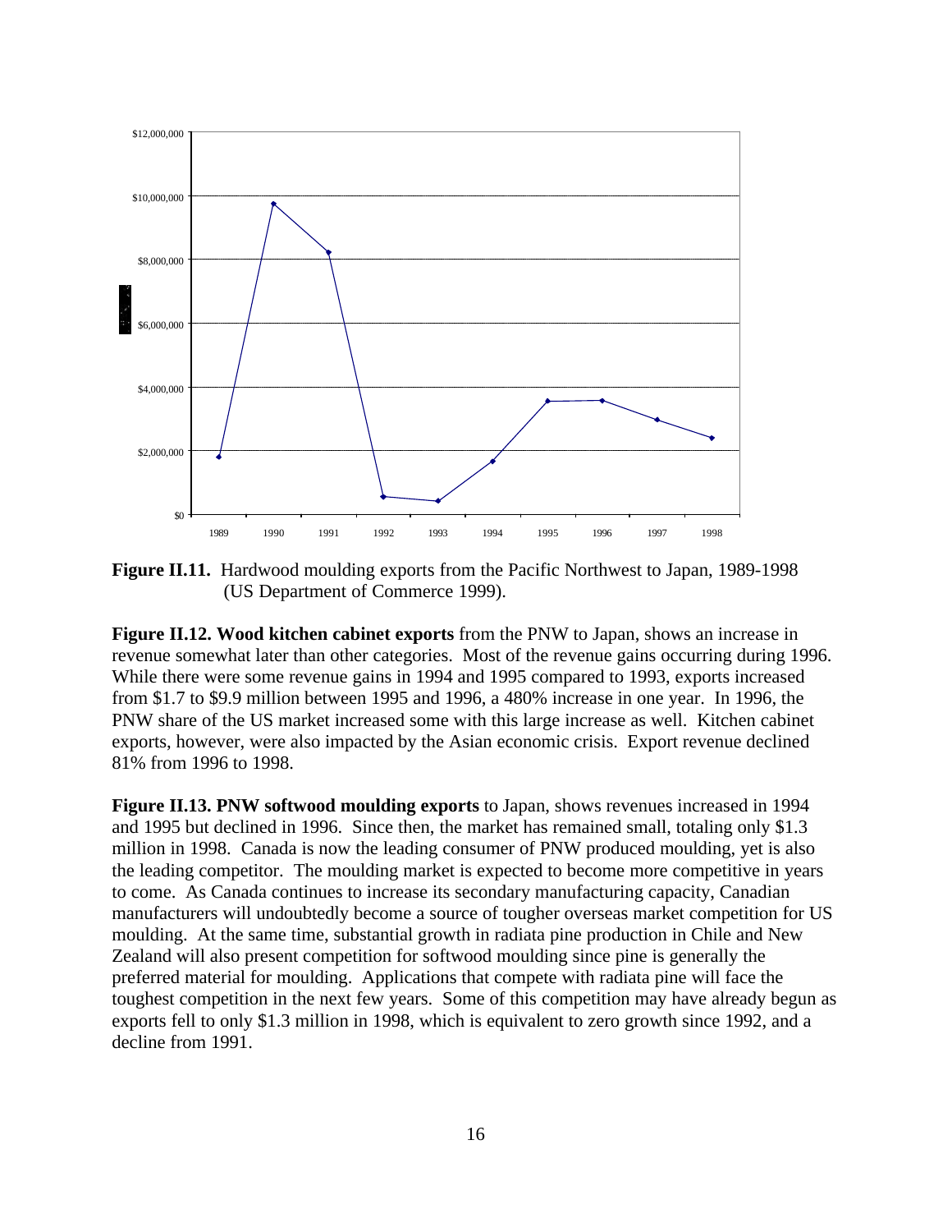**Figure II.11.** Hardwood moulding exports from the Pacific Northwest to Japan, 1989-1998 (US Department of Commerce 1999).

**Figure II.12. Wood kitchen cabinet exports** from the PNW to Japan, shows an increase in revenue somewhat later than other categories. Most of the revenue gains occurring during 1996. While there were some revenue gains in 1994 and 1995 compared to 1993, exports increased from $1.7 to $9.9 million between 1995 and 1996, a 480% increase in one year. In 1996, the PNW share of the US market increased some with this large increase as well. Kitchen cabinet exports, however, were also impacted by the Asian economic crisis. Export revenue declined 81% from 1996 to 1998.

**Figure II.13. PNW softwood moulding exports** to Japan, shows revenues increased in 1994 and 1995 but declined in 1996. Since then, the market has remained small, totaling only $1.3 million in 1998. Canada is now the leading consumer of PNW produced moulding, yet is also the leading competitor. The moulding market is expected to become more competitive in years to come. As Canada continues to increase its secondary manufacturing capacity, Canadian manufacturers will undoubtedly become a source of tougher overseas market competition for US moulding. At the same time, substantial growth in radiata pine production in Chile and New Zealand will also present competition for softwood moulding since pine is generally the preferred material for moulding. Applications that compete with radiata pine will face the toughest competition in the next few years. Some of this competition may have already begun as exports fell to only $1.3 million in 1998, which is equivalent to zero growth since 1992, and a decline from 1991.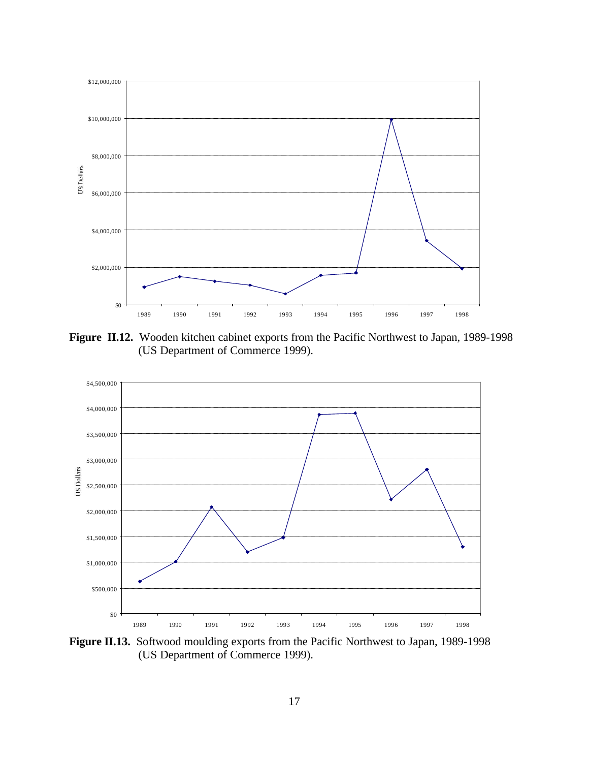**Figure II.12.** Wooden kitchen cabinet exports from the Pacific Northwest to Japan, 1989-1998 (US Department of Commerce 1999).

**Figure II.13.** Softwood moulding exports from the Pacific Northwest to Japan, 1989-1998 (US Department of Commerce 1999).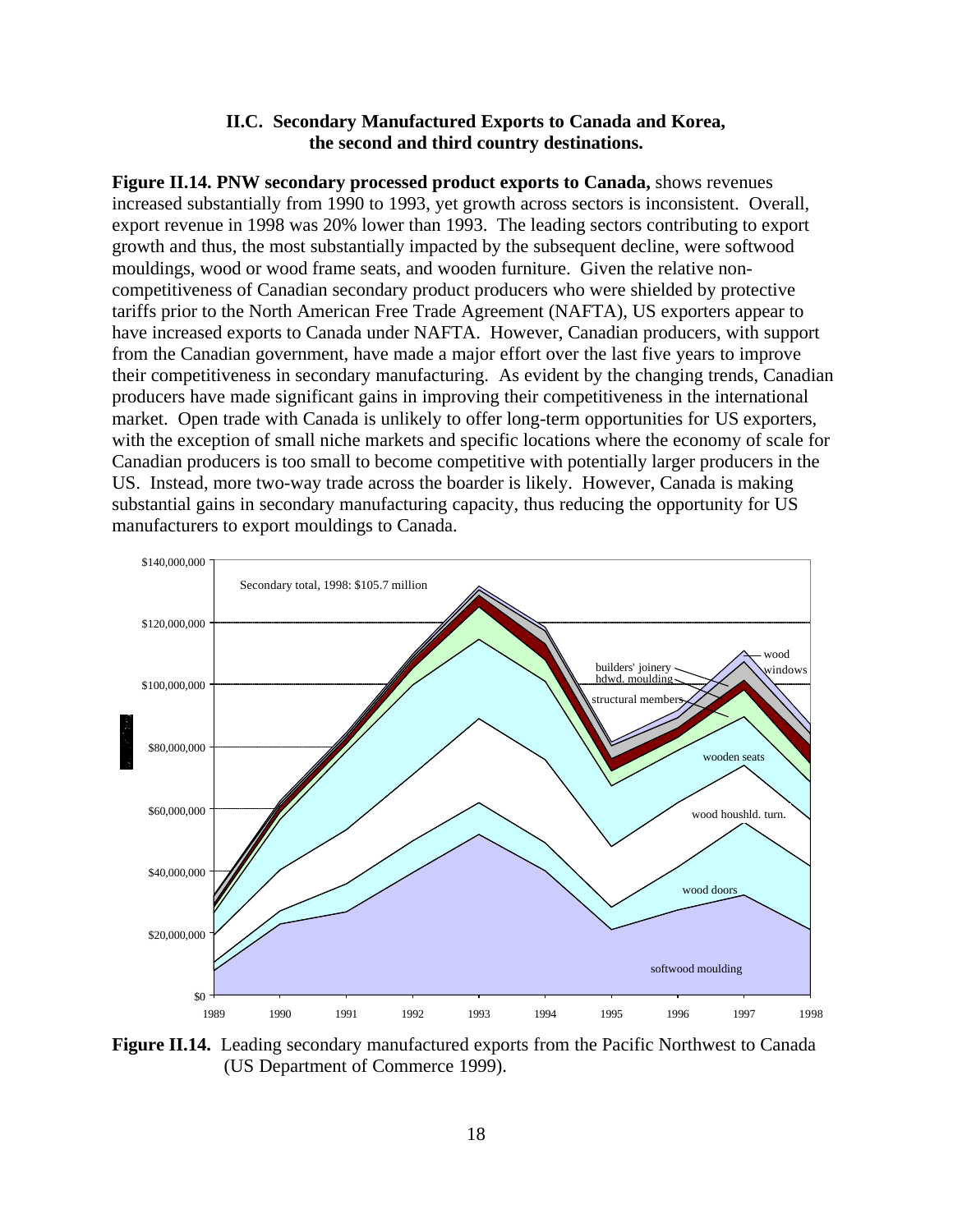### II.C. Secondary Manufactured Exports to Canada and Korea, the second and third country destinations.

**Figure II.14. PNW secondary processed product exports to Canada,** shows revenues increased substantially from 1990 to 1993, yet growth across sectors is inconsistent. Overall, export revenue in 1998 was 20% lower than 1993. The leading sectors contributing to export growth and thus, the most substantially impacted by the subsequent decline, were softwood mouldings, wood or wood frame seats, and wooden furniture. Given the relative non-competitiveness of Canadian secondary product producers who were shielded by protective tariffs prior to the North American Free Trade Agreement (NAFTA), US exporters appear to have increased exports to Canada under NAFTA. However, Canadian producers, with support from the Canadian government, have made a major effort over the last five years to improve their competitiveness in secondary manufacturing. As evident by the changing trends, Canadian producers have made significant gains in improving their competitiveness in the international market. Open trade with Canada is unlikely to offer long-term opportunities for US exporters, with the exception of small niche markets and specific locations where the economy of scale for Canadian producers is too small to become competitive with potentially larger producers in the US. Instead, more two-way trade across the boarder is likely. However, Canada is making substantial gains in secondary manufacturing capacity, thus reducing the opportunity for US manufacturers to export mouldings to Canada.

**Figure II.14.** Leading secondary manufactured exports from the Pacific Northwest to Canada (US Department of Commerce 1999).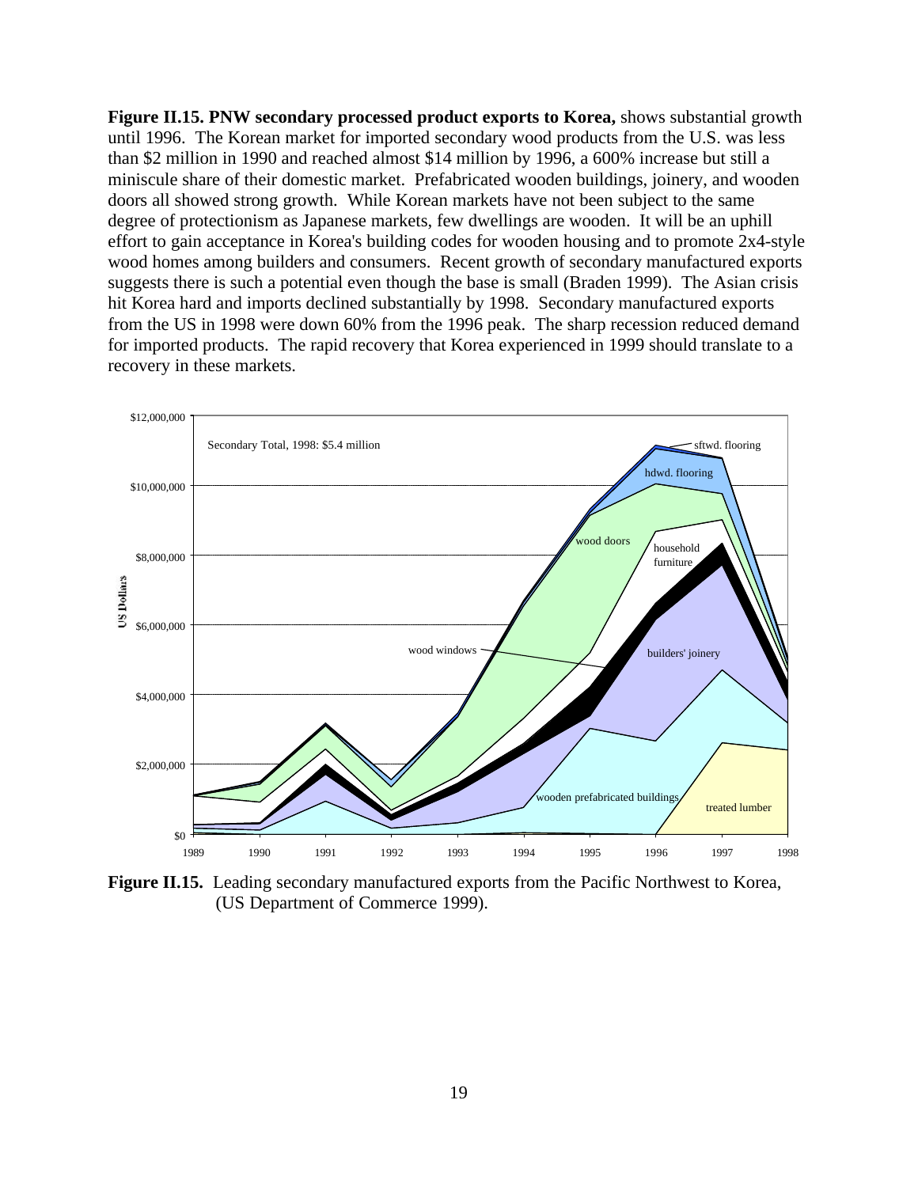**Figure II.15. PNW secondary processed product exports to Korea,** shows substantial growth until 1996. The Korean market for imported secondary wood products from the U.S. was less than $2 million in 1990 and reached almost $14 million by 1996, a 600% increase but still a miniscule share of their domestic market. Prefabricated wooden buildings, joinery, and wooden doors all showed strong growth. While Korean markets have not been subject to the same degree of protectionism as Japanese markets, few dwellings are wooden. It will be an uphill effort to gain acceptance in Korea's building codes for wooden housing and to promote 2x4-style wood homes among builders and consumers. Recent growth of secondary manufactured exports suggests there is such a potential even though the base is small (Braden 1999). The Asian crisis hit Korea hard and imports declined substantially by 1998. Secondary manufactured exports from the US in 1998 were down 60% from the 1996 peak. The sharp recession reduced demand for imported products. The rapid recovery that Korea experienced in 1999 should translate to a recovery in these markets.

**Figure II.15.** Leading secondary manufactured exports from the Pacific Northwest to Korea, (US Department of Commerce 1999).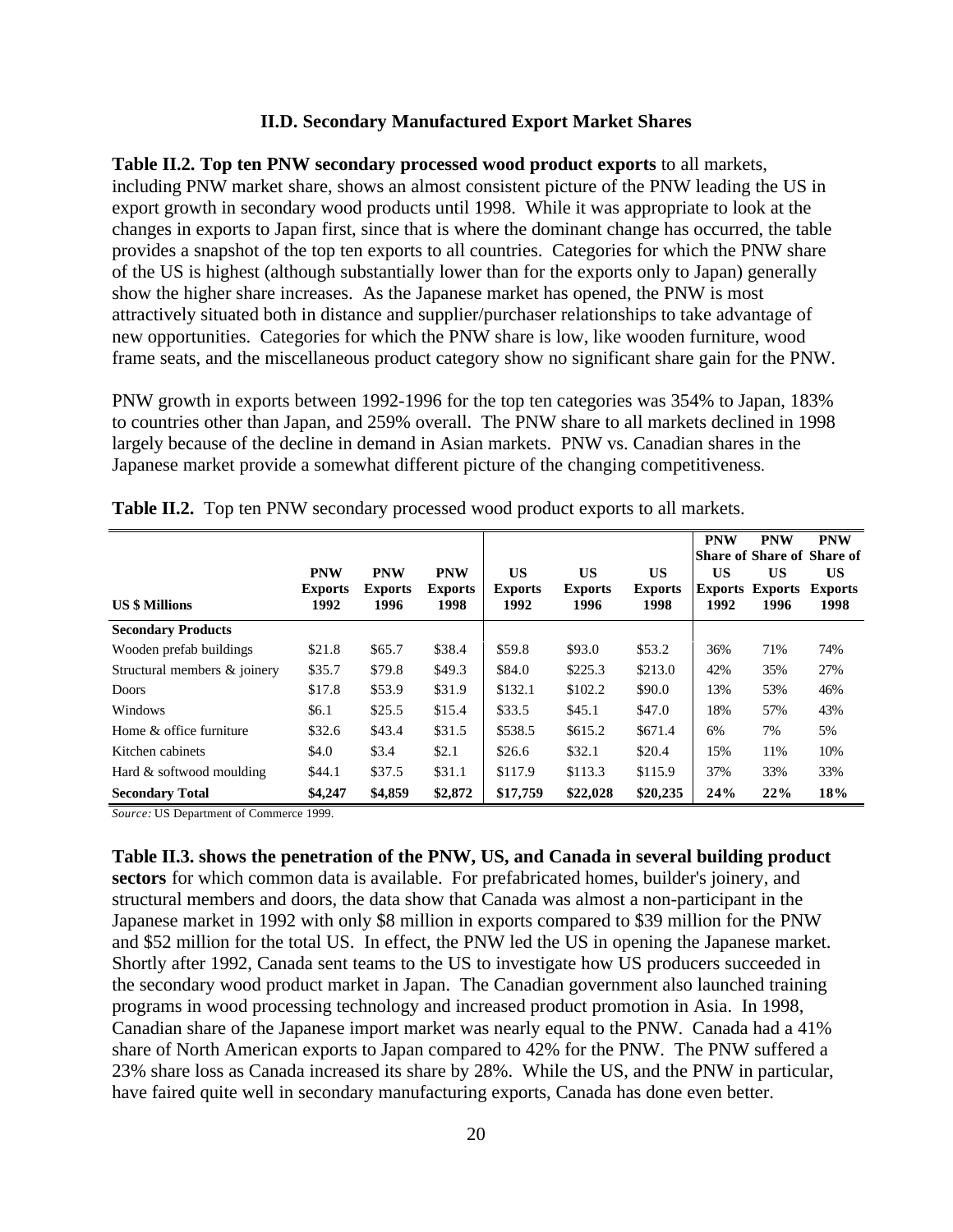## II.D. Secondary Manufactured Export Market Shares

**Table II.2. Top ten PNW secondary processed wood product exports** to all markets, including PNW market share, shows an almost consistent picture of the PNW leading the US in export growth in secondary wood products until 1998. While it was appropriate to look at the changes in exports to Japan first, since that is where the dominant change has occurred, the table provides a snapshot of the top ten exports to all countries. Categories for which the PNW share of the US is highest (although substantially lower than for the exports only to Japan) generally show the higher share increases. As the Japanese market has opened, the PNW is most attractively situated both in distance and supplier/purchaser relationships to take advantage of new opportunities. Categories for which the PNW share is low, like wooden furniture, wood frame seats, and the miscellaneous product category show no significant share gain for the PNW.

PNW growth in exports between 1992-1996 for the top ten categories was 354% to Japan, 183% to countries other than Japan, and 259% overall. The PNW share to all markets declined in 1998 largely because of the decline in demand in Asian markets. PNW vs. Canadian shares in the Japanese market provide a somewhat different picture of the changing competitiveness.

**Table II.2.** Top ten PNW secondary processed wood product exports to all markets.

| US $ Millions | PNW Exports 1992 | PNW Exports 1996 | PNW Exports 1998 | US Exports 1992 | US Exports 1996 | US Exports 1998 | PNW Share of US Exports 1992 | PNW Share of US Exports 1996 | PNW Share of US Exports 1998 |
|---|---|---|---|---|---|---|---|---|---|
| **Secondary Products** | | | | | | | | | |
| Wooden prefab buildings | $21.8 | $65.7 | $38.4 | $59.8 | $93.0 | $53.2 | 36% | 71% | 74% |
| Structural members & joinery | $35.7 | $79.8 | $49.3 | $84.0 | $225.3 | $213.0 | 42% | 35% | 27% |
| Doors | $17.8 | $53.9 | $31.9 | $132.1 | $102.2 | $90.0 | 13% | 53% | 46% |
| Windows | $6.1 | $25.5 | $15.4 | $33.5 | $45.1 | $47.0 | 18% | 57% | 43% |
| Home & office furniture | $32.6 | $43.4 | $31.5 | $538.5 | $615.2 | $671.4 | 6% | 7% | 5% |
| Kitchen cabinets | $4.0 | $3.4 | $2.1 | $26.6 | $32.1 | $20.4 | 15% | 11% | 10% |
| Hard & softwood moulding | $44.1 | $37.5 | $31.1 | $117.9 | $113.3 | $115.9 | 37% | 33% | 33% |
| **Secondary Total** | **$4,247** | **$4,859** | **$2,872** | **$17,759** | **$22,028** | **$20,235** | **24%** | **22%** | **18%** |

*Source:* US Department of Commerce 1999.

**Table II.3. shows the penetration of the PNW, US, and Canada in several building product sectors** for which common data is available. For prefabricated homes, builder's joinery, and structural members and doors, the data show that Canada was almost a non-participant in the Japanese market in 1992 with only $8 million in exports compared to $39 million for the PNW and $52 million for the total US. In effect, the PNW led the US in opening the Japanese market. Shortly after 1992, Canada sent teams to the US to investigate how US producers succeeded in the secondary wood product market in Japan. The Canadian government also launched training programs in wood processing technology and increased product promotion in Asia. In 1998, Canadian share of the Japanese import market was nearly equal to the PNW. Canada had a 41% share of North American exports to Japan compared to 42% for the PNW. The PNW suffered a 23% share loss as Canada increased its share by 28%. While the US, and the PNW in particular, have faired quite well in secondary manufacturing exports, Canada has done even better.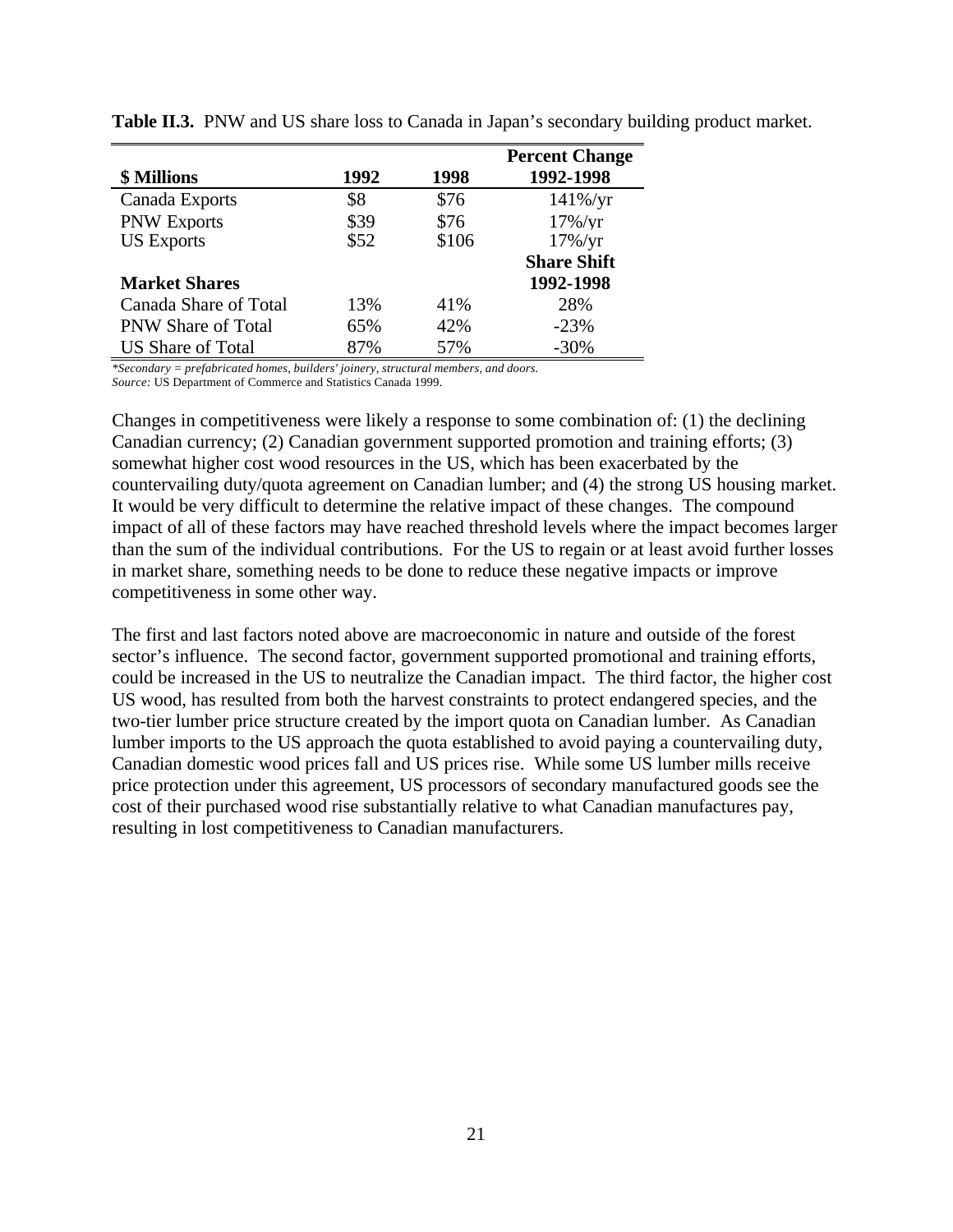**Table II.3.** PNW and US share loss to Canada in Japan's secondary building product market.

| $ Millions | 1992 | 1998 | Percent Change 1992-1998 |
|---|---|---|---|
| Canada Exports | $8 | $76 | 141%/yr |
| PNW Exports | $39 | $76 | 17%/yr |
| US Exports | $52 | $106 | 17%/yr |
| **Market Shares** | | | **Share Shift 1992-1998** |
| Canada Share of Total | 13% | 41% | 28% |
| PNW Share of Total | 65% | 42% | -23% |
| US Share of Total | 87% | 57% | -30% |

*\*Secondary = prefabricated homes, builders' joinery, structural members, and doors.*
*Source:* US Department of Commerce and Statistics Canada 1999.

Changes in competitiveness were likely a response to some combination of: (1) the declining Canadian currency; (2) Canadian government supported promotion and training efforts; (3) somewhat higher cost wood resources in the US, which has been exacerbated by the countervailing duty/quota agreement on Canadian lumber; and (4) the strong US housing market. It would be very difficult to determine the relative impact of these changes. The compound impact of all of these factors may have reached threshold levels where the impact becomes larger than the sum of the individual contributions. For the US to regain or at least avoid further losses in market share, something needs to be done to reduce these negative impacts or improve competitiveness in some other way.

The first and last factors noted above are macroeconomic in nature and outside of the forest sector's influence. The second factor, government supported promotional and training efforts, could be increased in the US to neutralize the Canadian impact. The third factor, the higher cost US wood, has resulted from both the harvest constraints to protect endangered species, and the two-tier lumber price structure created by the import quota on Canadian lumber. As Canadian lumber imports to the US approach the quota established to avoid paying a countervailing duty, Canadian domestic wood prices fall and US prices rise. While some US lumber mills receive price protection under this agreement, US processors of secondary manufactured goods see the cost of their purchased wood rise substantially relative to what Canadian manufactures pay, resulting in lost competitiveness to Canadian manufacturers.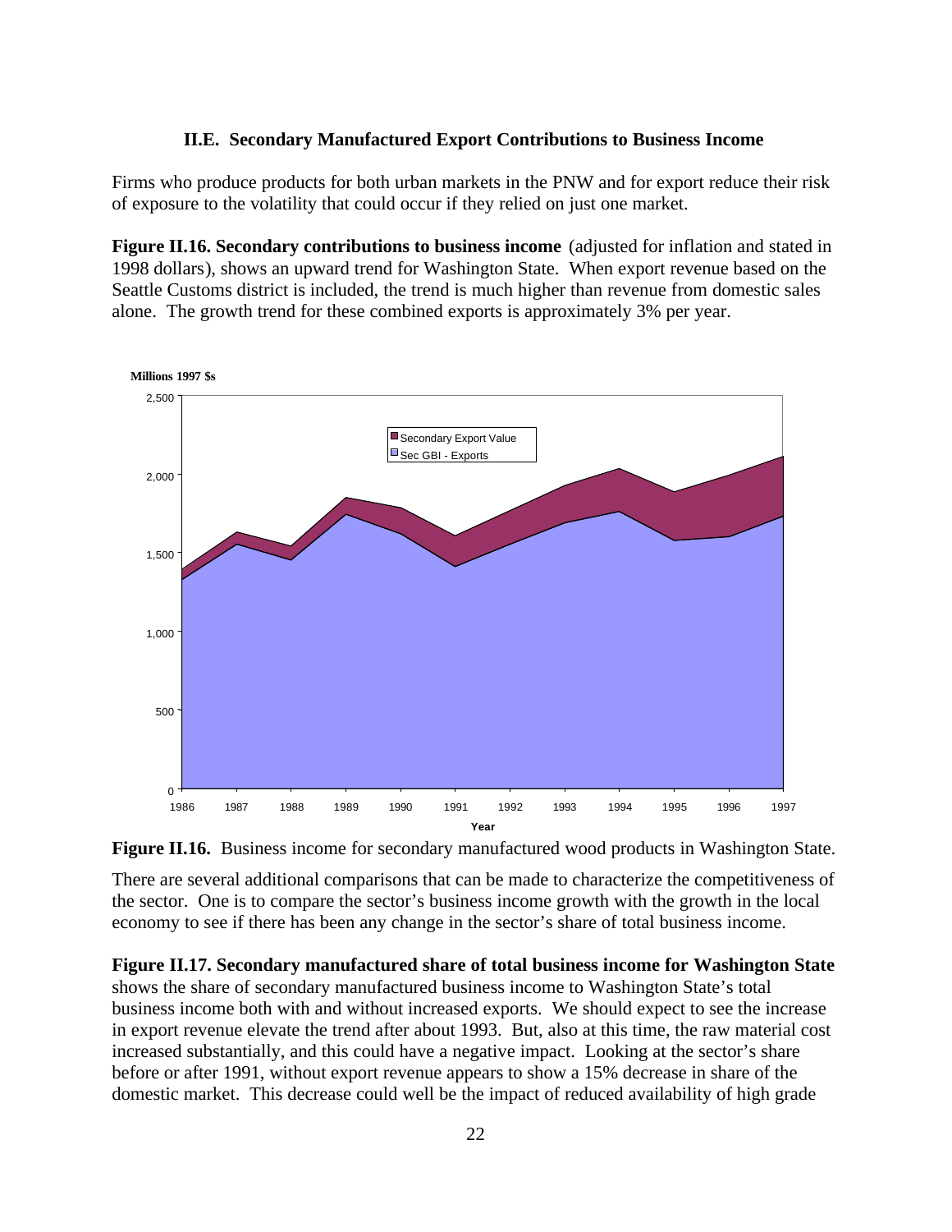### II.E. Secondary Manufactured Export Contributions to Business Income

Firms who produce products for both urban markets in the PNW and for export reduce their risk of exposure to the volatility that could occur if they relied on just one market.

**Figure II.16. Secondary contributions to business income** (adjusted for inflation and stated in 1998 dollars), shows an upward trend for Washington State. When export revenue based on the Seattle Customs district is included, the trend is much higher than revenue from domestic sales alone. The growth trend for these combined exports is approximately 3% per year.

**Figure II.16.** Business income for secondary manufactured wood products in Washington State.

There are several additional comparisons that can be made to characterize the competitiveness of the sector. One is to compare the sector's business income growth with the growth in the local economy to see if there has been any change in the sector's share of total business income.

**Figure II.17. Secondary manufactured share of total business income for Washington State** shows the share of secondary manufactured business income to Washington State's total business income both with and without increased exports. We should expect to see the increase in export revenue elevate the trend after about 1993. But, also at this time, the raw material cost increased substantially, and this could have a negative impact. Looking at the sector's share before or after 1991, without export revenue appears to show a 15% decrease in share of the domestic market. This decrease could well be the impact of reduced availability of high grade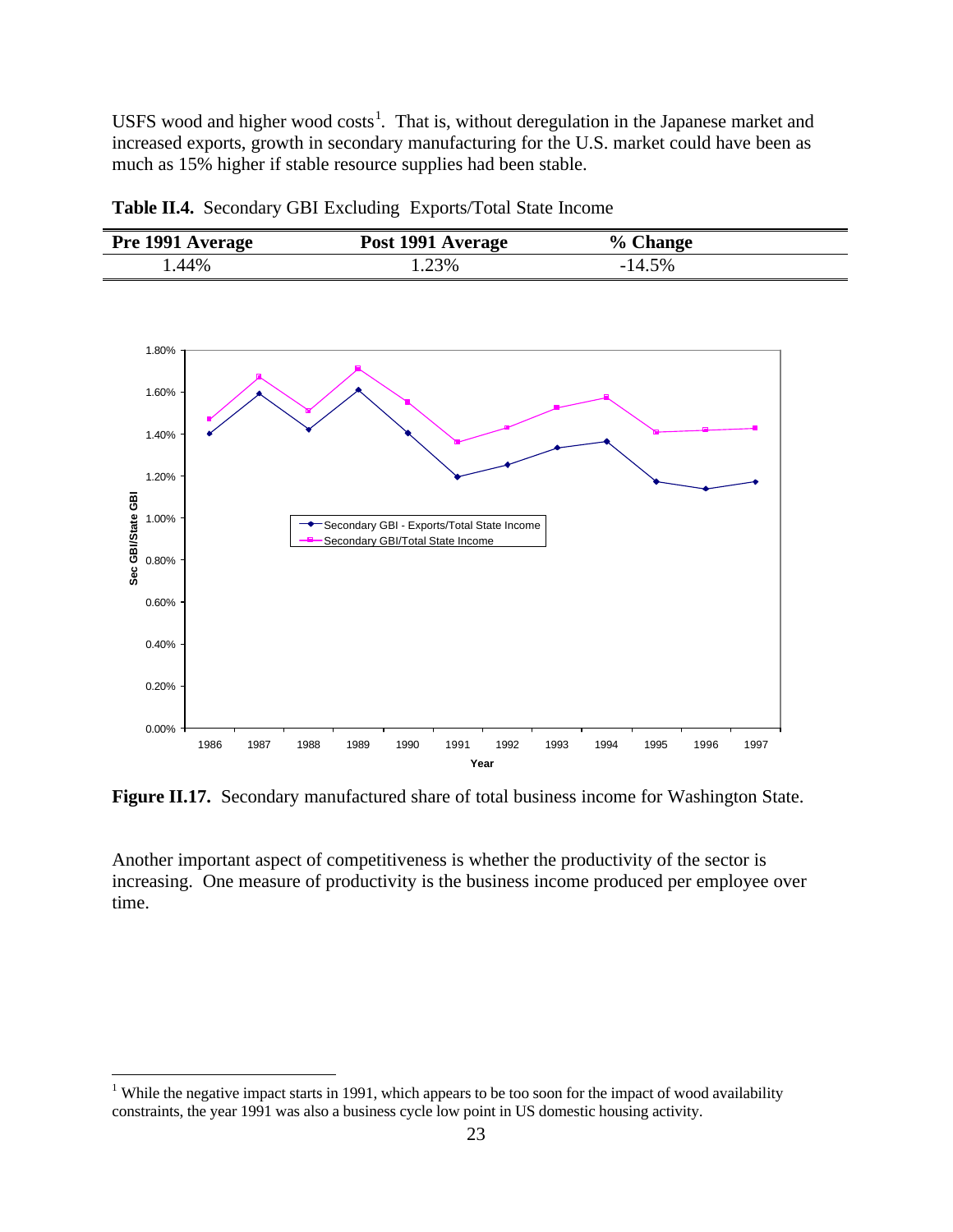USFS wood and higher wood costs[1]. That is, without deregulation in the Japanese market and increased exports, growth in secondary manufacturing for the U.S. market could have been as much as 15% higher if stable resource supplies had been stable.

**Table II.4.** Secondary GBI Excluding Exports/Total State Income

| Pre 1991 Average | Post 1991 Average | % Change |
|---|---|---|
| 1.44% | 1.23% | -14.5% |

**Figure II.17.** Secondary manufactured share of total business income for Washington State.

Another important aspect of competitiveness is whether the productivity of the sector is increasing. One measure of productivity is the business income produced per employee over time.

[1] While the negative impact starts in 1991, which appears to be too soon for the impact of wood availability constraints, the year 1991 was also a business cycle low point in US domestic housing activity.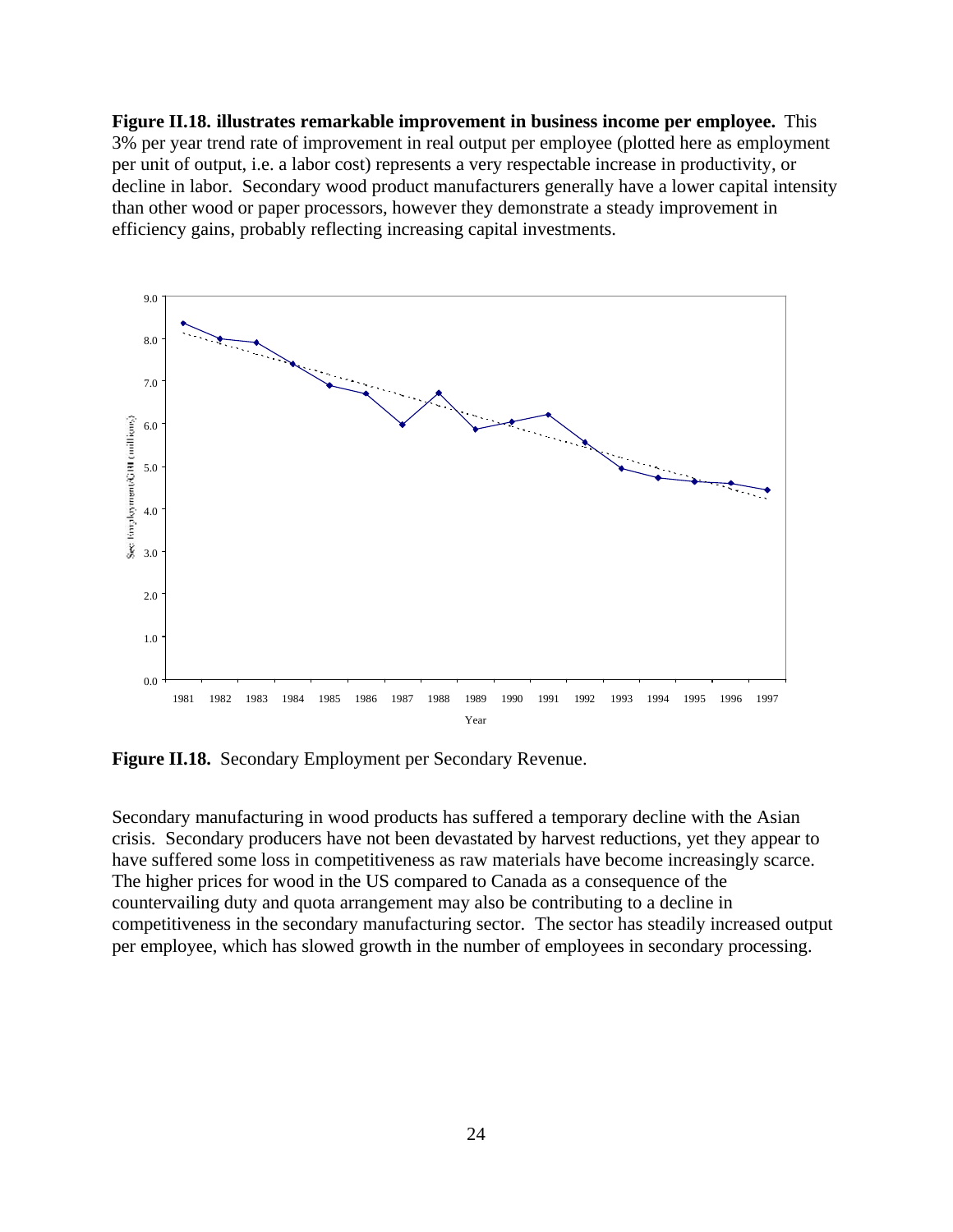**Figure II.18. illustrates remarkable improvement in business income per employee.** This 3% per year trend rate of improvement in real output per employee (plotted here as employment per unit of output, i.e. a labor cost) represents a very respectable increase in productivity, or decline in labor. Secondary wood product manufacturers generally have a lower capital intensity than other wood or paper processors, however they demonstrate a steady improvement in efficiency gains, probably reflecting increasing capital investments.

**Figure II.18.** Secondary Employment per Secondary Revenue.

Secondary manufacturing in wood products has suffered a temporary decline with the Asian crisis. Secondary producers have not been devastated by harvest reductions, yet they appear to have suffered some loss in competitiveness as raw materials have become increasingly scarce. The higher prices for wood in the US compared to Canada as a consequence of the countervailing duty and quota arrangement may also be contributing to a decline in competitiveness in the secondary manufacturing sector. The sector has steadily increased output per employee, which has slowed growth in the number of employees in secondary processing.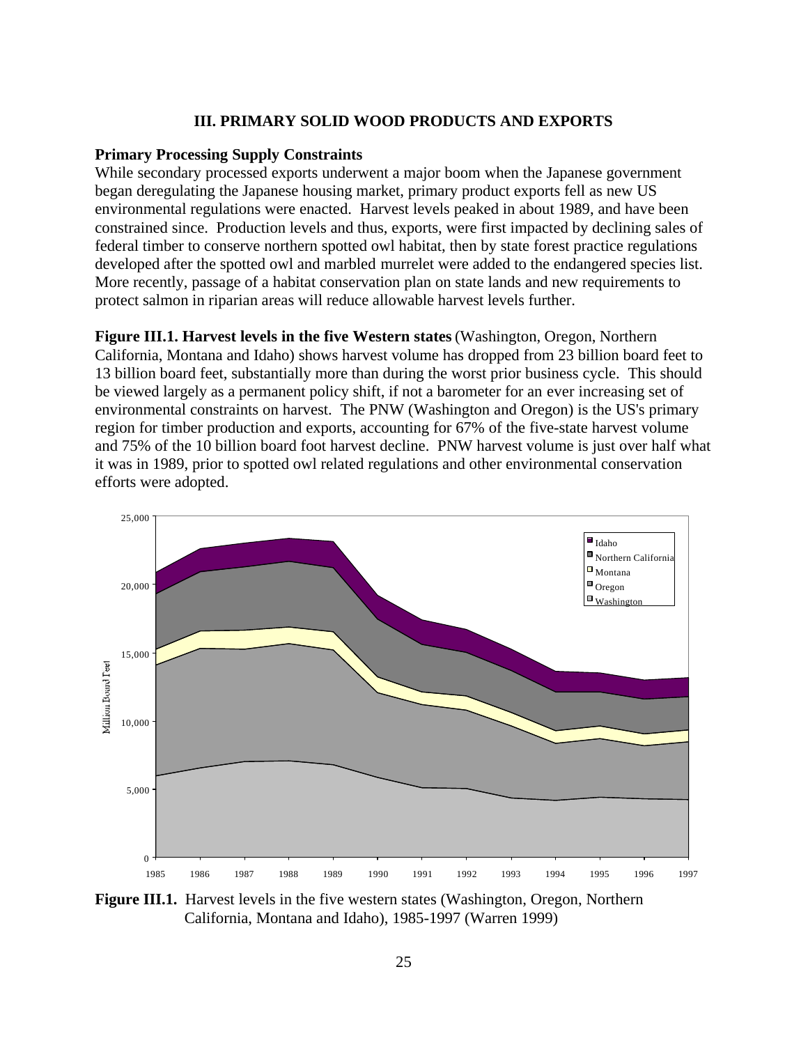# III. PRIMARY SOLID WOOD PRODUCTS AND EXPORTS

**Primary Processing Supply Constraints**

While secondary processed exports underwent a major boom when the Japanese government began deregulating the Japanese housing market, primary product exports fell as new US environmental regulations were enacted. Harvest levels peaked in about 1989, and have been constrained since. Production levels and thus, exports, were first impacted by declining sales of federal timber to conserve northern spotted owl habitat, then by state forest practice regulations developed after the spotted owl and marbled murrelet were added to the endangered species list. More recently, passage of a habitat conservation plan on state lands and new requirements to protect salmon in riparian areas will reduce allowable harvest levels further.

**Figure III.1. Harvest levels in the five Western states** (Washington, Oregon, Northern California, Montana and Idaho) shows harvest volume has dropped from 23 billion board feet to 13 billion board feet, substantially more than during the worst prior business cycle. This should be viewed largely as a permanent policy shift, if not a barometer for an ever increasing set of environmental constraints on harvest. The PNW (Washington and Oregon) is the US's primary region for timber production and exports, accounting for 67% of the five-state harvest volume and 75% of the 10 billion board foot harvest decline. PNW harvest volume is just over half what it was in 1989, prior to spotted owl related regulations and other environmental conservation efforts were adopted.

**Figure III.1.** Harvest levels in the five western states (Washington, Oregon, Northern California, Montana and Idaho), 1985-1997 (Warren 1999)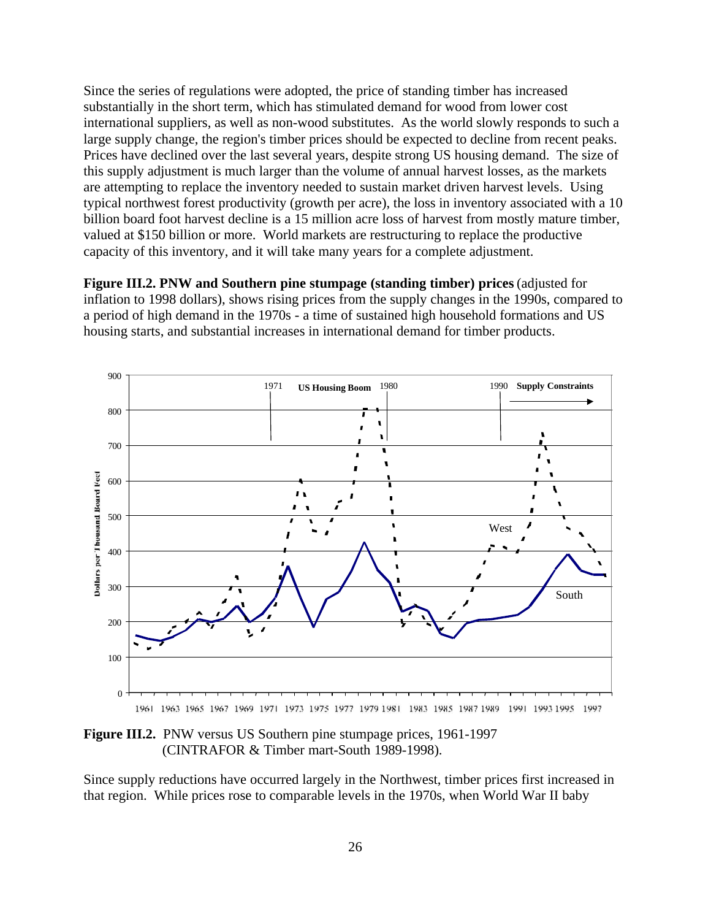Since the series of regulations were adopted, the price of standing timber has increased substantially in the short term, which has stimulated demand for wood from lower cost international suppliers, as well as non-wood substitutes. As the world slowly responds to such a large supply change, the region's timber prices should be expected to decline from recent peaks. Prices have declined over the last several years, despite strong US housing demand. The size of this supply adjustment is much larger than the volume of annual harvest losses, as the markets are attempting to replace the inventory needed to sustain market driven harvest levels. Using typical northwest forest productivity (growth per acre), the loss in inventory associated with a 10 billion board foot harvest decline is a 15 million acre loss of harvest from mostly mature timber, valued at $150 billion or more. World markets are restructuring to replace the productive capacity of this inventory, and it will take many years for a complete adjustment.

**Figure III.2. PNW and Southern pine stumpage (standing timber) prices** (adjusted for inflation to 1998 dollars), shows rising prices from the supply changes in the 1990s, compared to a period of high demand in the 1970s - a time of sustained high household formations and US housing starts, and substantial increases in international demand for timber products.

**Figure III.2.** PNW versus US Southern pine stumpage prices, 1961-1997 (CINTRAFOR & Timber mart-South 1989-1998).

Since supply reductions have occurred largely in the Northwest, timber prices first increased in that region. While prices rose to comparable levels in the 1970s, when World War II baby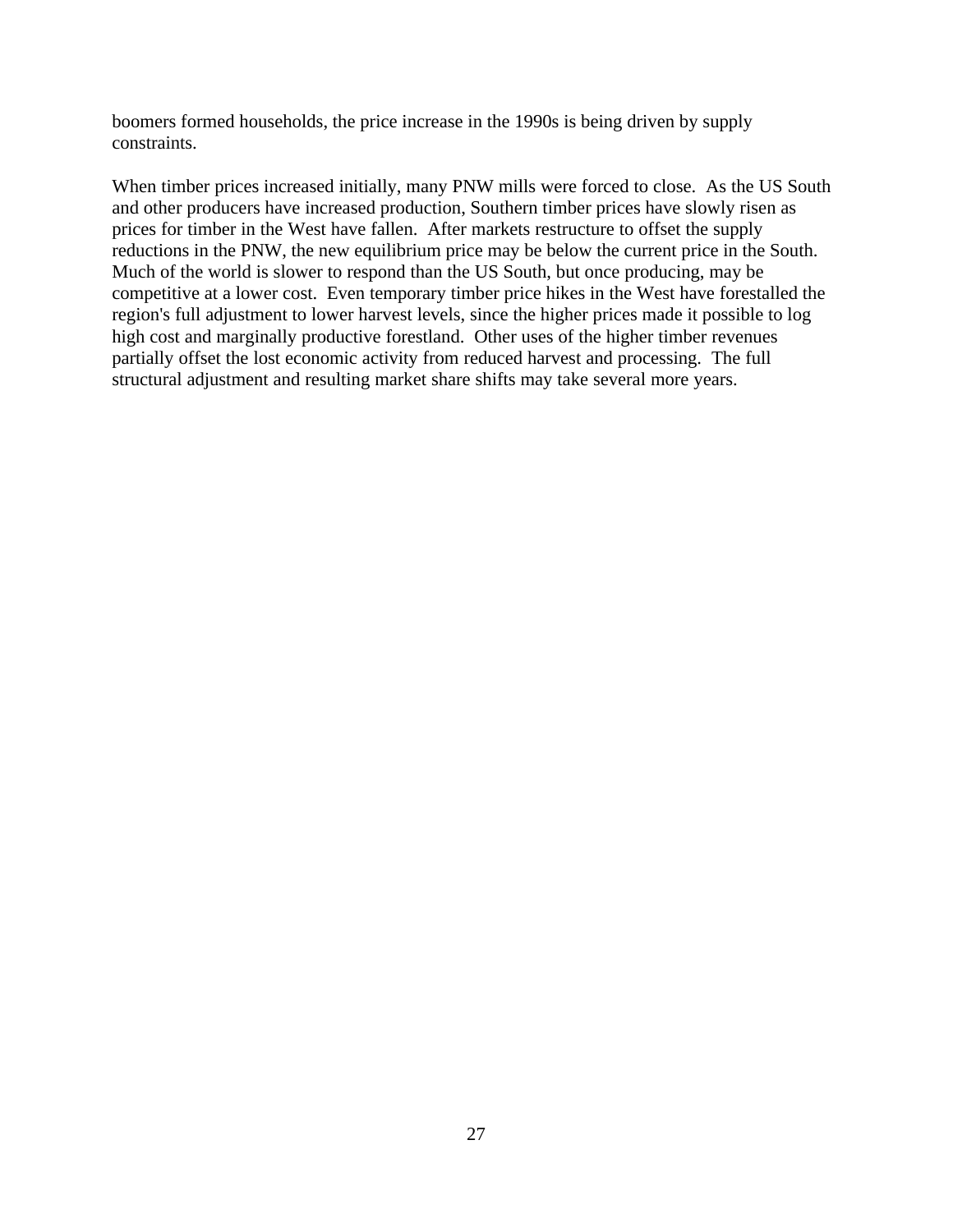boomers formed households, the price increase in the 1990s is being driven by supply constraints.

When timber prices increased initially, many PNW mills were forced to close. As the US South and other producers have increased production, Southern timber prices have slowly risen as prices for timber in the West have fallen. After markets restructure to offset the supply reductions in the PNW, the new equilibrium price may be below the current price in the South. Much of the world is slower to respond than the US South, but once producing, may be competitive at a lower cost. Even temporary timber price hikes in the West have forestalled the region's full adjustment to lower harvest levels, since the higher prices made it possible to log high cost and marginally productive forestland. Other uses of the higher timber revenues partially offset the lost economic activity from reduced harvest and processing. The full structural adjustment and resulting market share shifts may take several more years.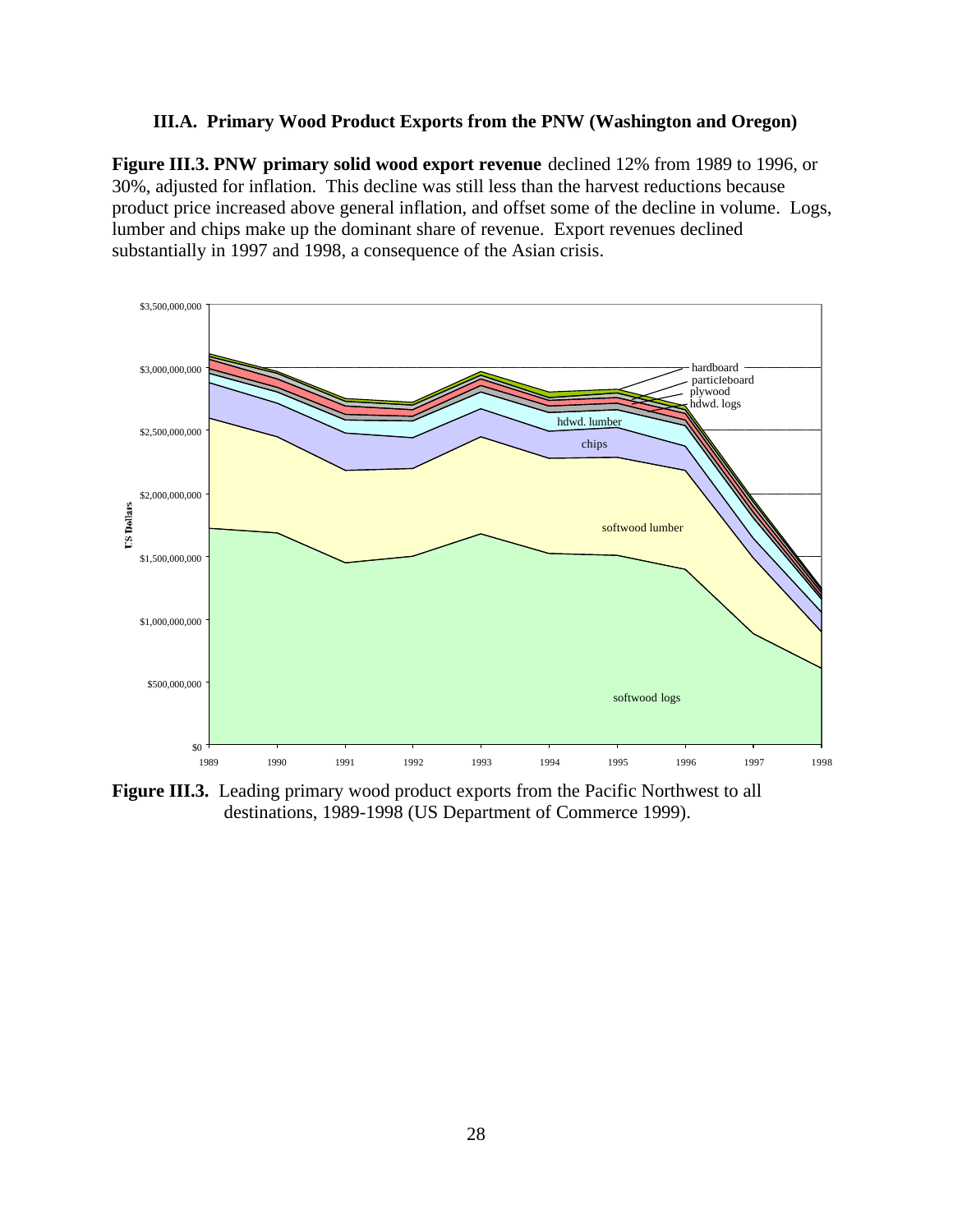### III.A. Primary Wood Product Exports from the PNW (Washington and Oregon)

**Figure III.3. PNW primary solid wood export revenue** declined 12% from 1989 to 1996, or 30%, adjusted for inflation. This decline was still less than the harvest reductions because product price increased above general inflation, and offset some of the decline in volume. Logs, lumber and chips make up the dominant share of revenue. Export revenues declined substantially in 1997 and 1998, a consequence of the Asian crisis.

**Figure III.3.** Leading primary wood product exports from the Pacific Northwest to all destinations, 1989-1998 (US Department of Commerce 1999).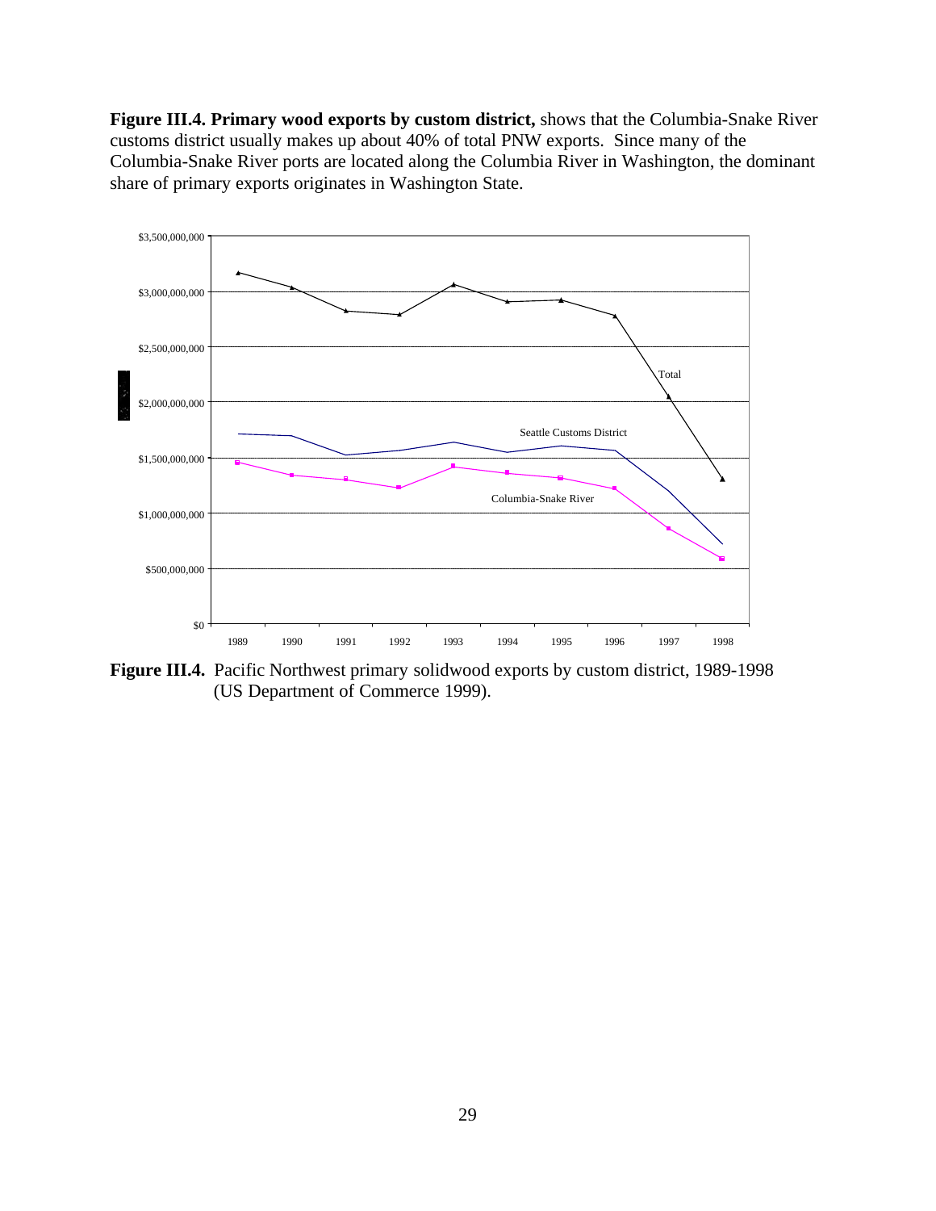**Figure III.4. Primary wood exports by custom district,** shows that the Columbia-Snake River customs district usually makes up about 40% of total PNW exports. Since many of the Columbia-Snake River ports are located along the Columbia River in Washington, the dominant share of primary exports originates in Washington State.

**Figure III.4.** Pacific Northwest primary solidwood exports by custom district, 1989-1998 (US Department of Commerce 1999).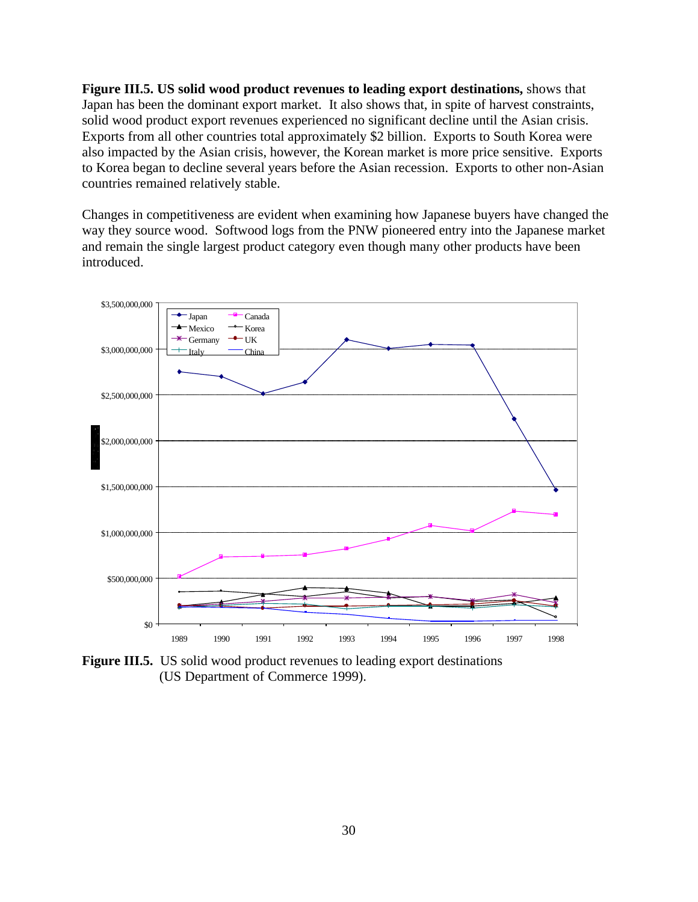**Figure III.5. US solid wood product revenues to leading export destinations,** shows that Japan has been the dominant export market. It also shows that, in spite of harvest constraints, solid wood product export revenues experienced no significant decline until the Asian crisis. Exports from all other countries total approximately $2 billion. Exports to South Korea were also impacted by the Asian crisis, however, the Korean market is more price sensitive. Exports to Korea began to decline several years before the Asian recession. Exports to other non-Asian countries remained relatively stable.

Changes in competitiveness are evident when examining how Japanese buyers have changed the way they source wood. Softwood logs from the PNW pioneered entry into the Japanese market and remain the single largest product category even though many other products have been introduced.

**Figure III.5.** US solid wood product revenues to leading export destinations (US Department of Commerce 1999).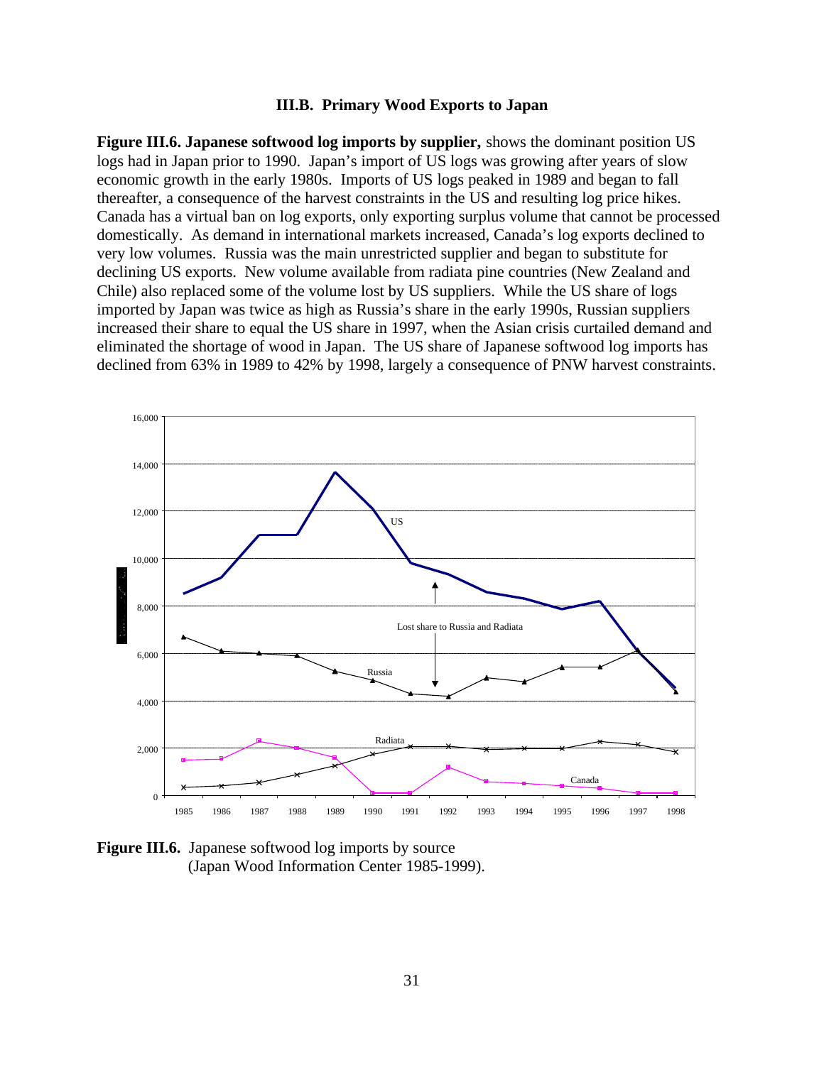### III.B. Primary Wood Exports to Japan

**Figure III.6. Japanese softwood log imports by supplier,** shows the dominant position US logs had in Japan prior to 1990. Japan's import of US logs was growing after years of slow economic growth in the early 1980s. Imports of US logs peaked in 1989 and began to fall thereafter, a consequence of the harvest constraints in the US and resulting log price hikes. Canada has a virtual ban on log exports, only exporting surplus volume that cannot be processed domestically. As demand in international markets increased, Canada's log exports declined to very low volumes. Russia was the main unrestricted supplier and began to substitute for declining US exports. New volume available from radiata pine countries (New Zealand and Chile) also replaced some of the volume lost by US suppliers. While the US share of logs imported by Japan was twice as high as Russia's share in the early 1990s, Russian suppliers increased their share to equal the US share in 1997, when the Asian crisis curtailed demand and eliminated the shortage of wood in Japan. The US share of Japanese softwood log imports has declined from 63% in 1989 to 42% by 1998, largely a consequence of PNW harvest constraints.

**Figure III.6.** Japanese softwood log imports by source (Japan Wood Information Center 1985-1999).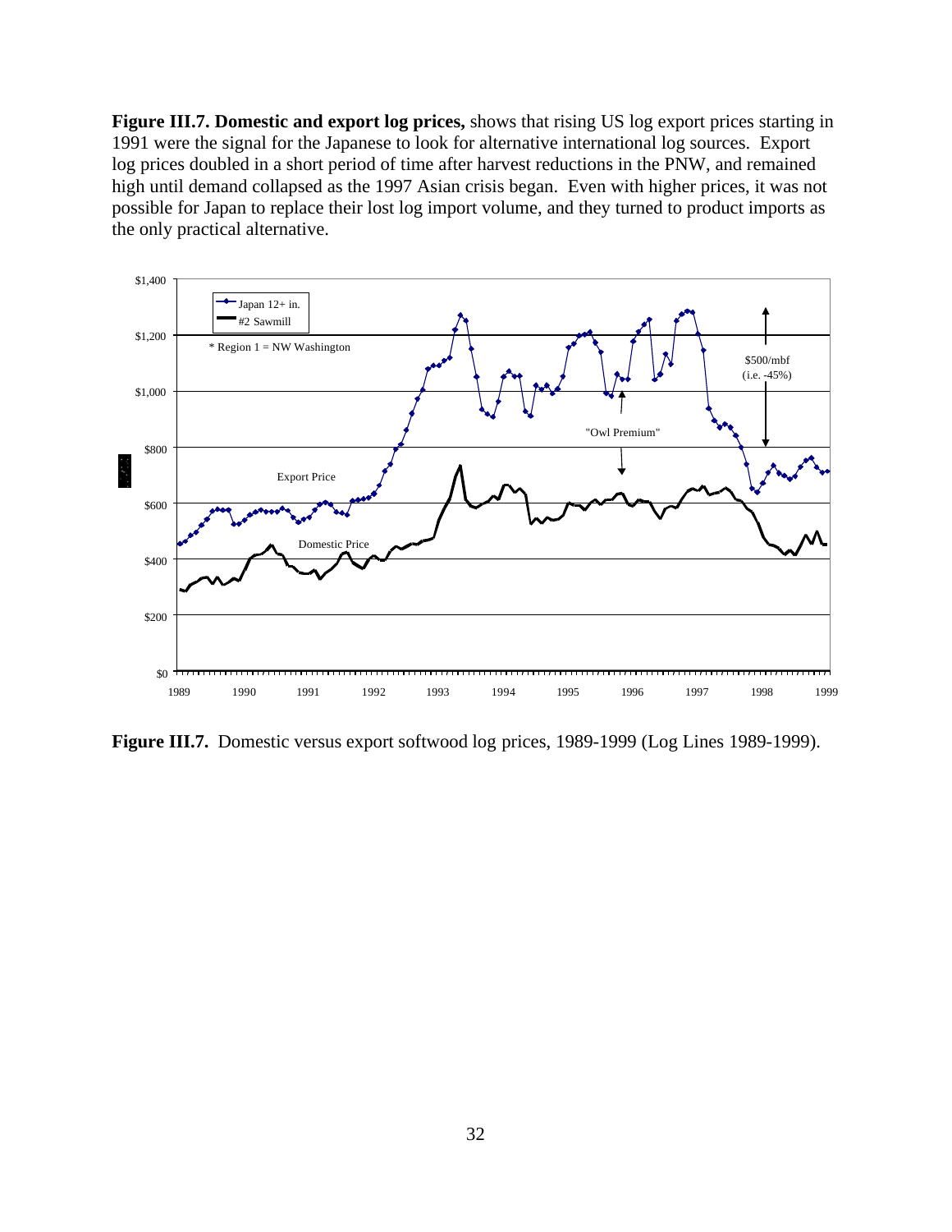**Figure III.7. Domestic and export log prices,** shows that rising US log export prices starting in 1991 were the signal for the Japanese to look for alternative international log sources. Export log prices doubled in a short period of time after harvest reductions in the PNW, and remained high until demand collapsed as the 1997 Asian crisis began. Even with higher prices, it was not possible for Japan to replace their lost log import volume, and they turned to product imports as the only practical alternative.

**Figure III.7.** Domestic versus export softwood log prices, 1989-1999 (Log Lines 1989-1999).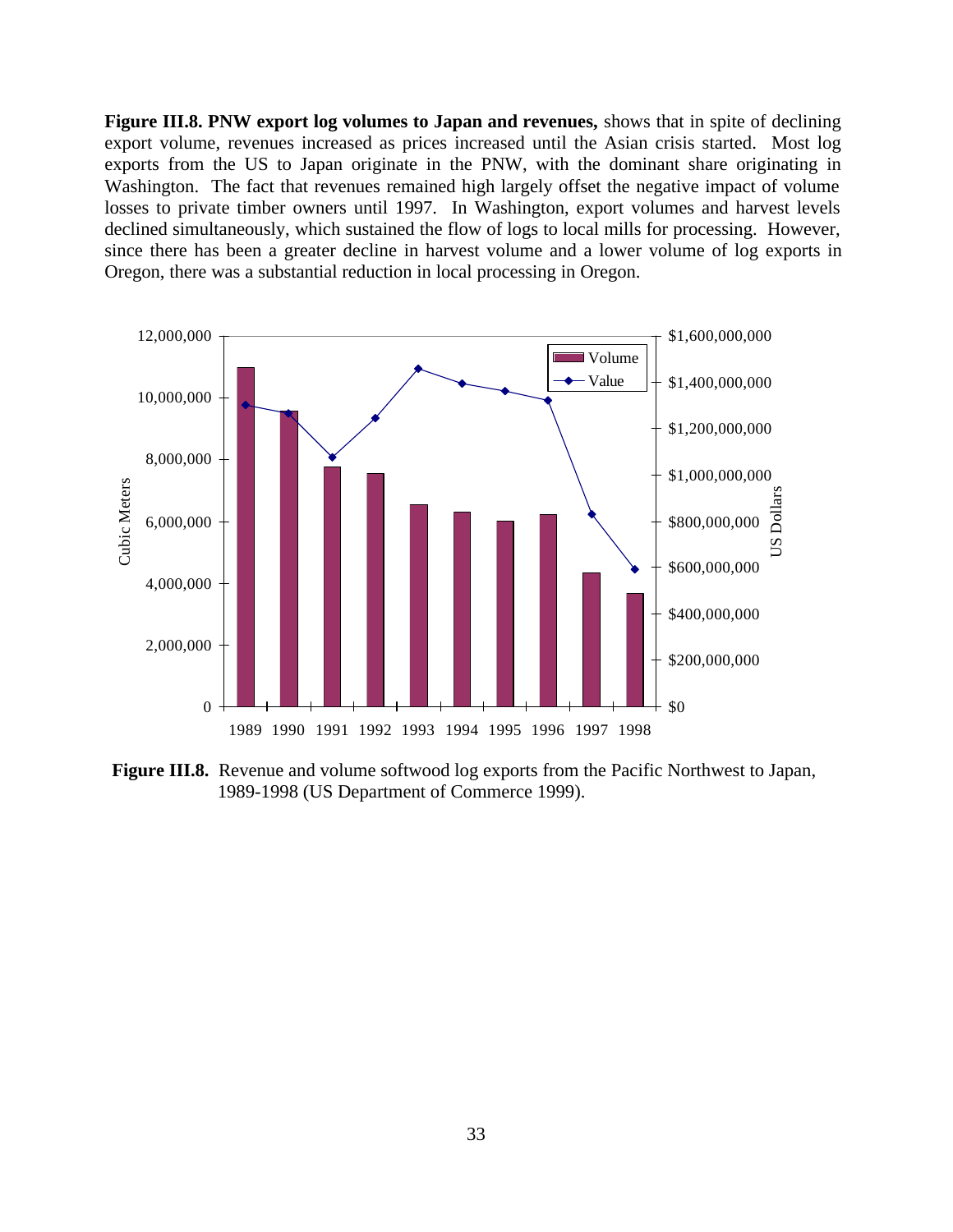**Figure III.8. PNW export log volumes to Japan and revenues,** shows that in spite of declining export volume, revenues increased as prices increased until the Asian crisis started. Most log exports from the US to Japan originate in the PNW, with the dominant share originating in Washington. The fact that revenues remained high largely offset the negative impact of volume losses to private timber owners until 1997. In Washington, export volumes and harvest levels declined simultaneously, which sustained the flow of logs to local mills for processing. However, since there has been a greater decline in harvest volume and a lower volume of log exports in Oregon, there was a substantial reduction in local processing in Oregon.

**Figure III.8.** Revenue and volume softwood log exports from the Pacific Northwest to Japan, 1989-1998 (US Department of Commerce 1999).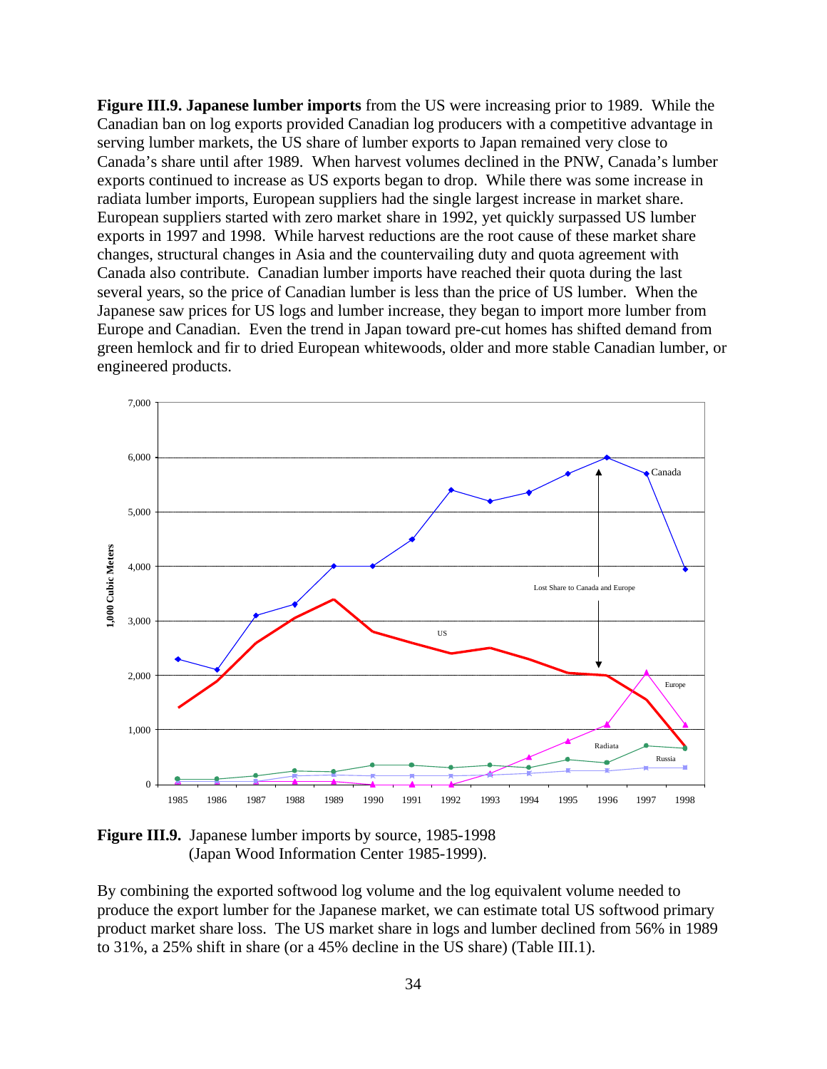**Figure III.9. Japanese lumber imports** from the US were increasing prior to 1989. While the Canadian ban on log exports provided Canadian log producers with a competitive advantage in serving lumber markets, the US share of lumber exports to Japan remained very close to Canada's share until after 1989. When harvest volumes declined in the PNW, Canada's lumber exports continued to increase as US exports began to drop. While there was some increase in radiata lumber imports, European suppliers had the single largest increase in market share. European suppliers started with zero market share in 1992, yet quickly surpassed US lumber exports in 1997 and 1998. While harvest reductions are the root cause of these market share changes, structural changes in Asia and the countervailing duty and quota agreement with Canada also contribute. Canadian lumber imports have reached their quota during the last several years, so the price of Canadian lumber is less than the price of US lumber. When the Japanese saw prices for US logs and lumber increase, they began to import more lumber from Europe and Canadian. Even the trend in Japan toward pre-cut homes has shifted demand from green hemlock and fir to dried European whitewoods, older and more stable Canadian lumber, or engineered products.

**Figure III.9.** Japanese lumber imports by source, 1985-1998 (Japan Wood Information Center 1985-1999).

By combining the exported softwood log volume and the log equivalent volume needed to produce the export lumber for the Japanese market, we can estimate total US softwood primary product market share loss. The US market share in logs and lumber declined from 56% in 1989 to 31%, a 25% shift in share (or a 45% decline in the US share) (Table III.1).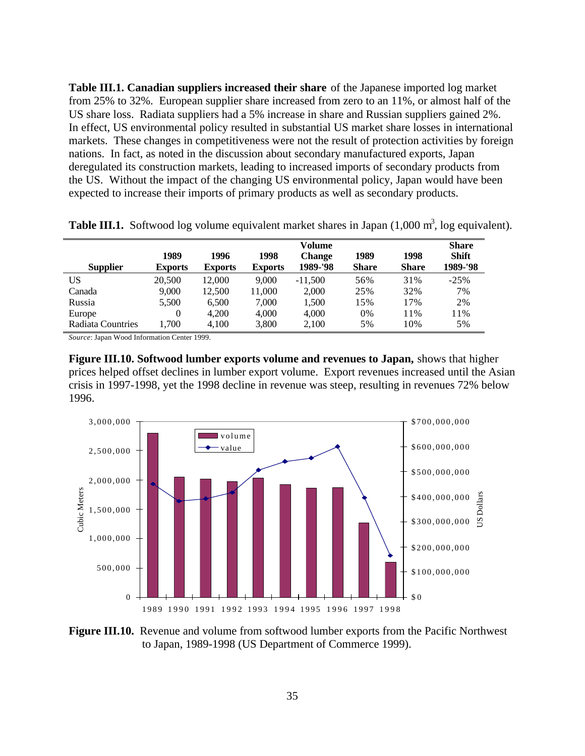**Table III.1. Canadian suppliers increased their share** of the Japanese imported log market from 25% to 32%. European supplier share increased from zero to an 11%, or almost half of the US share loss. Radiata suppliers had a 5% increase in share and Russian suppliers gained 2%. In effect, US environmental policy resulted in substantial US market share losses in international markets. These changes in competitiveness were not the result of protection activities by foreign nations. In fact, as noted in the discussion about secondary manufactured exports, Japan deregulated its construction markets, leading to increased imports of secondary products from the US. Without the impact of the changing US environmental policy, Japan would have been expected to increase their imports of primary products as well as secondary products.

**Table III.1.** Softwood log volume equivalent market shares in Japan (1,000 m$^3$, log equivalent).

| Supplier | 1989 Exports | 1996 Exports | 1998 Exports | Volume Change 1989-'98 | 1989 Share | 1998 Share | Share Shift 1989-'98 |
|---|---|---|---|---|---|---|---|
| US | 20,500 | 12,000 | 9,000 | -11,500 | 56% | 31% | -25% |
| Canada | 9,000 | 12,500 | 11,000 | 2,000 | 25% | 32% | 7% |
| Russia | 5,500 | 6,500 | 7,000 | 1,500 | 15% | 17% | 2% |
| Europe | 0 | 4,200 | 4,000 | 4,000 | 0% | 11% | 11% |
| Radiata Countries | 1,700 | 4,100 | 3,800 | 2,100 | 5% | 10% | 5% |

*Source*: Japan Wood Information Center 1999.

**Figure III.10. Softwood lumber exports volume and revenues to Japan,** shows that higher prices helped offset declines in lumber export volume. Export revenues increased until the Asian crisis in 1997-1998, yet the 1998 decline in revenue was steep, resulting in revenues 72% below 1996.

**Figure III.10.** Revenue and volume from softwood lumber exports from the Pacific Northwest to Japan, 1989-1998 (US Department of Commerce 1999).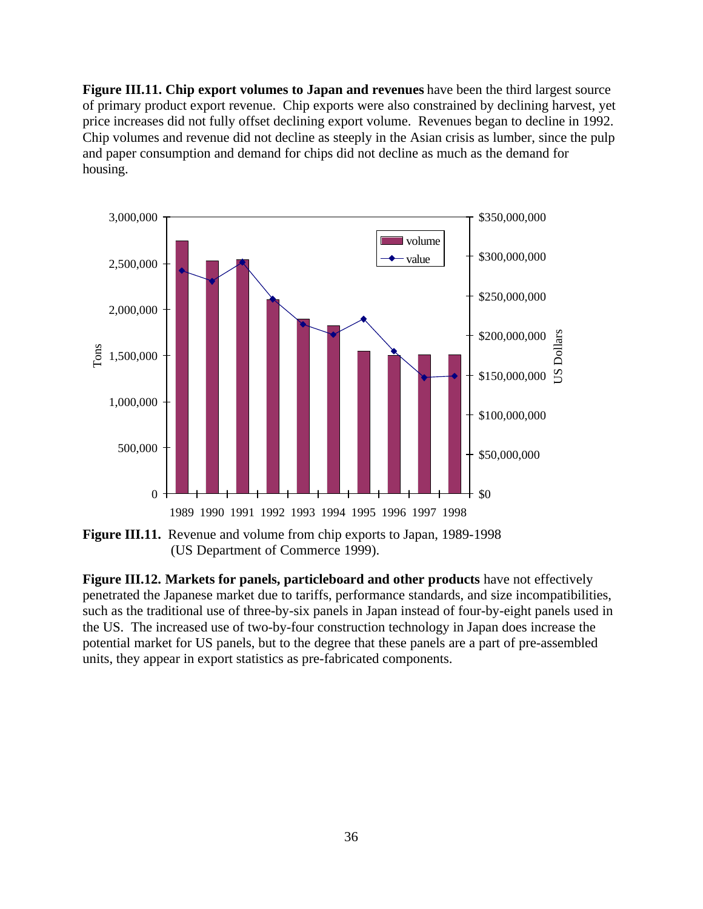**Figure III.11. Chip export volumes to Japan and revenues** have been the third largest source of primary product export revenue. Chip exports were also constrained by declining harvest, yet price increases did not fully offset declining export volume. Revenues began to decline in 1992. Chip volumes and revenue did not decline as steeply in the Asian crisis as lumber, since the pulp and paper consumption and demand for chips did not decline as much as the demand for housing.

**Figure III.11.** Revenue and volume from chip exports to Japan, 1989-1998 (US Department of Commerce 1999).

**Figure III.12. Markets for panels, particleboard and other products** have not effectively penetrated the Japanese market due to tariffs, performance standards, and size incompatibilities, such as the traditional use of three-by-six panels in Japan instead of four-by-eight panels used in the US. The increased use of two-by-four construction technology in Japan does increase the potential market for US panels, but to the degree that these panels are a part of pre-assembled units, they appear in export statistics as pre-fabricated components.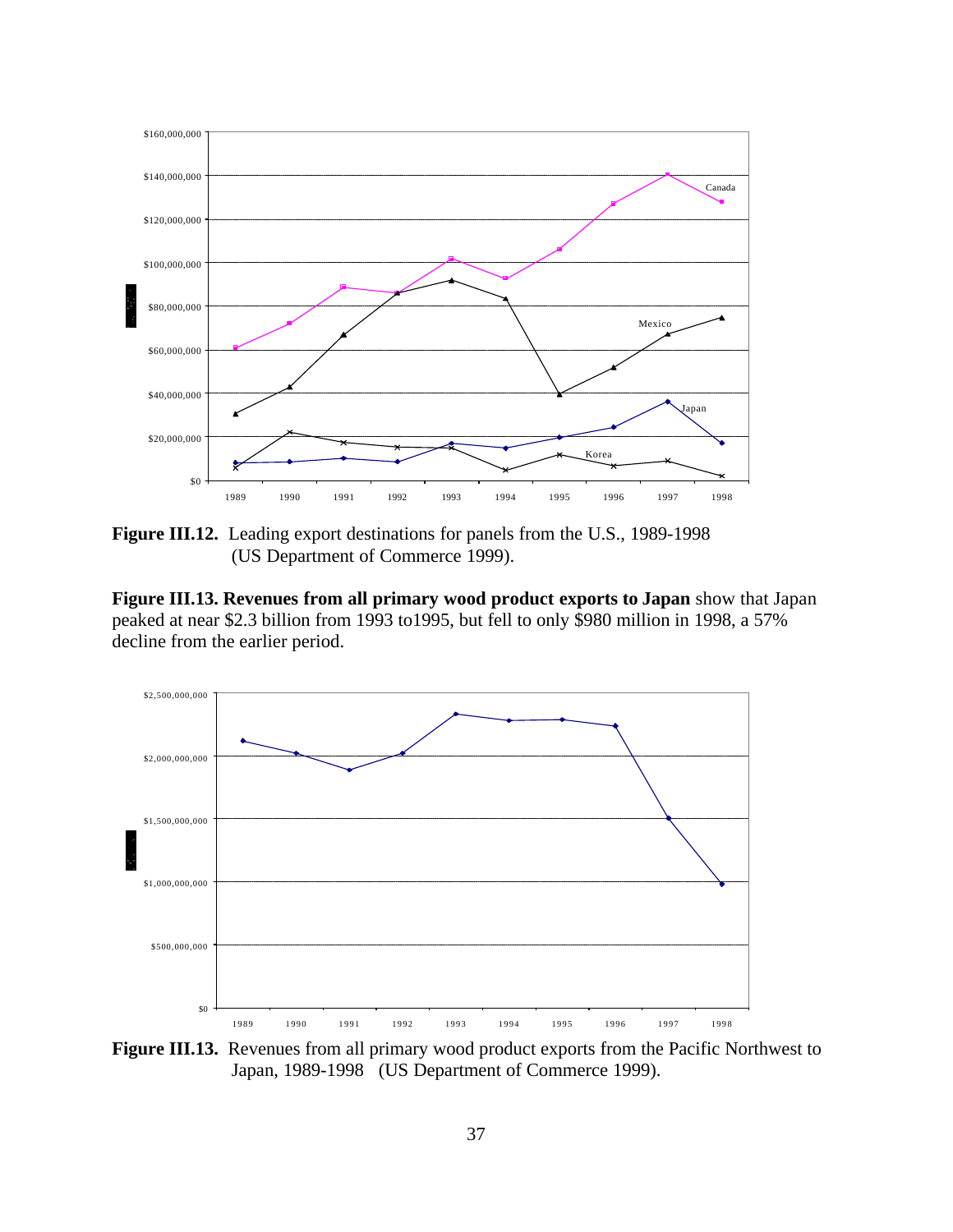**Figure III.12.** Leading export destinations for panels from the U.S., 1989-1998 (US Department of Commerce 1999).

**Figure III.13. Revenues from all primary wood product exports to Japan** show that Japan peaked at near $2.3 billion from 1993 to1995, but fell to only $980 million in 1998, a 57% decline from the earlier period.

**Figure III.13.** Revenues from all primary wood product exports from the Pacific Northwest to Japan, 1989-1998 (US Department of Commerce 1999).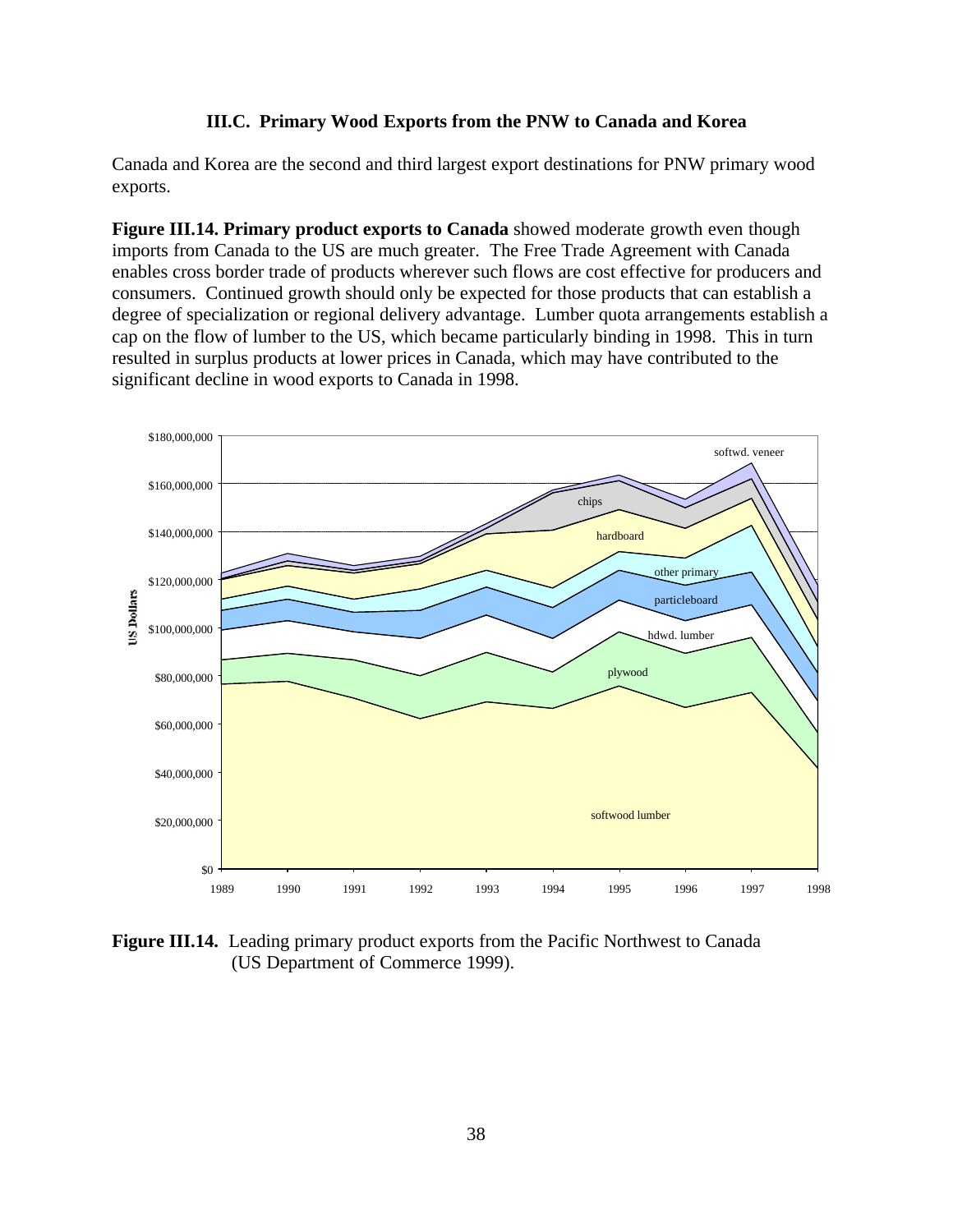### III.C. Primary Wood Exports from the PNW to Canada and Korea

Canada and Korea are the second and third largest export destinations for PNW primary wood exports.

**Figure III.14. Primary product exports to Canada** showed moderate growth even though imports from Canada to the US are much greater. The Free Trade Agreement with Canada enables cross border trade of products wherever such flows are cost effective for producers and consumers. Continued growth should only be expected for those products that can establish a degree of specialization or regional delivery advantage. Lumber quota arrangements establish a cap on the flow of lumber to the US, which became particularly binding in 1998. This in turn resulted in surplus products at lower prices in Canada, which may have contributed to the significant decline in wood exports to Canada in 1998.

**Figure III.14.** Leading primary product exports from the Pacific Northwest to Canada (US Department of Commerce 1999).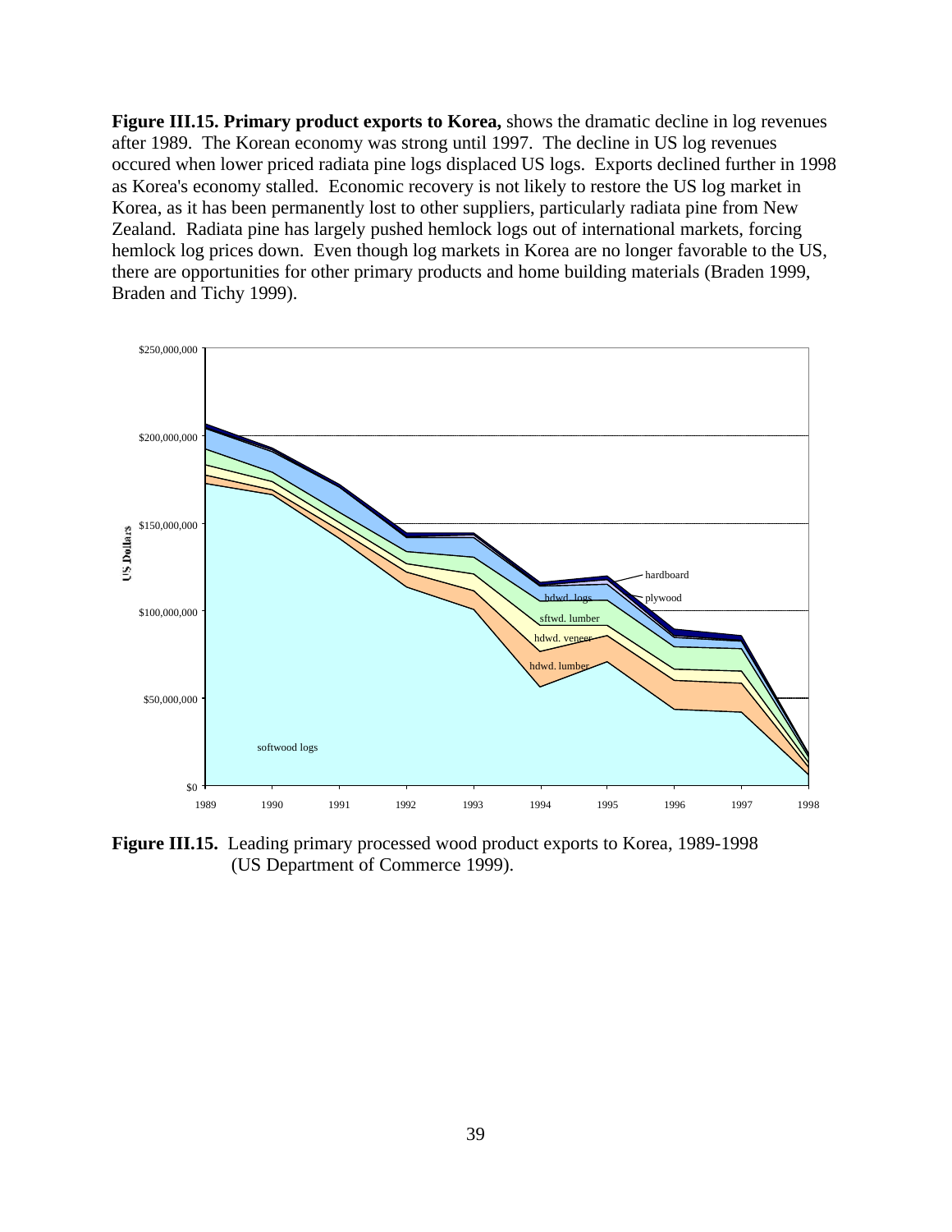**Figure III.15. Primary product exports to Korea,** shows the dramatic decline in log revenues after 1989. The Korean economy was strong until 1997. The decline in US log revenues occured when lower priced radiata pine logs displaced US logs. Exports declined further in 1998 as Korea's economy stalled. Economic recovery is not likely to restore the US log market in Korea, as it has been permanently lost to other suppliers, particularly radiata pine from New Zealand. Radiata pine has largely pushed hemlock logs out of international markets, forcing hemlock log prices down. Even though log markets in Korea are no longer favorable to the US, there are opportunities for other primary products and home building materials (Braden 1999, Braden and Tichy 1999).

**Figure III.15.** Leading primary processed wood product exports to Korea, 1989-1998 (US Department of Commerce 1999).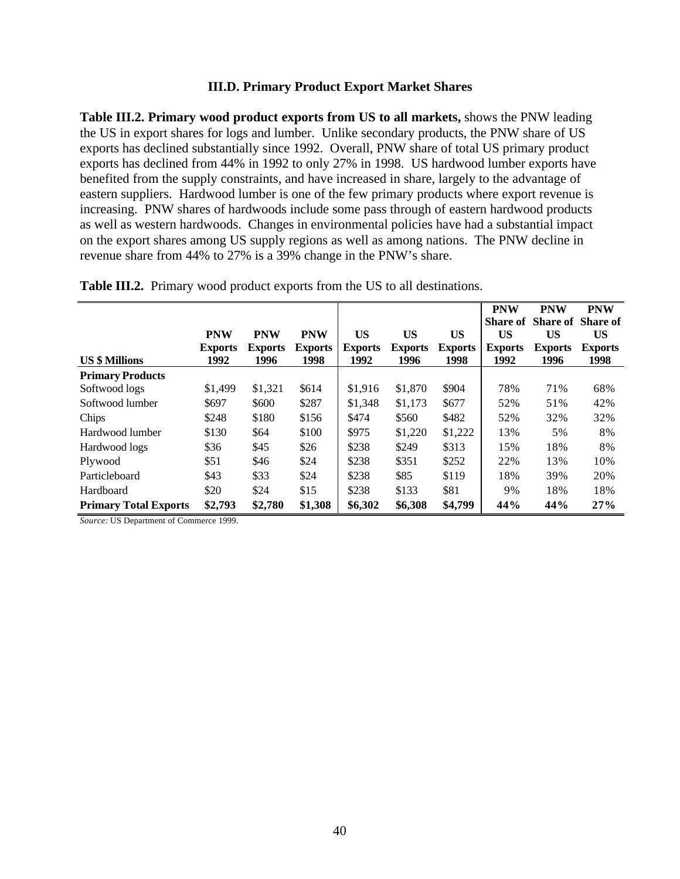### III.D. Primary Product Export Market Shares

**Table III.2. Primary wood product exports from US to all markets,** shows the PNW leading the US in export shares for logs and lumber. Unlike secondary products, the PNW share of US exports has declined substantially since 1992. Overall, PNW share of total US primary product exports has declined from 44% in 1992 to only 27% in 1998. US hardwood lumber exports have benefited from the supply constraints, and have increased in share, largely to the advantage of eastern suppliers. Hardwood lumber is one of the few primary products where export revenue is increasing. PNW shares of hardwoods include some pass through of eastern hardwood products as well as western hardwoods. Changes in environmental policies have had a substantial impact on the export shares among US supply regions as well as among nations. The PNW decline in revenue share from 44% to 27% is a 39% change in the PNW's share.

**Table III.2.** Primary wood product exports from the US to all destinations.

| US $ Millions | PNW Exports 1992 | PNW Exports 1996 | PNW Exports 1998 | US Exports 1992 | US Exports 1996 | US Exports 1998 | PNW Share of US Exports 1992 | PNW Share of US Exports 1996 | PNW Share of US Exports 1998 |
|---|---|---|---|---|---|---|---|---|---|
| **Primary Products** | | | | | | | | | |
| Softwood logs | $1,499 | $1,321 | $614 | $1,916 | $1,870 | $904 | 78% | 71% | 68% |
| Softwood lumber | $697 | $600 | $287 | $1,348 | $1,173 | $677 | 52% | 51% | 42% |
| Chips | $248 | $180 | $156 | $474 | $560 | $482 | 52% | 32% | 32% |
| Hardwood lumber | $130 | $64 | $100 | $975 | $1,220 | $1,222 | 13% | 5% | 8% |
| Hardwood logs | $36 | $45 | $26 | $238 | $249 | $313 | 15% | 18% | 8% |
| Plywood | $51 | $46 | $24 | $238 | $351 | $252 | 22% | 13% | 10% |
| Particleboard | $43 | $33 | $24 | $238 | $85 | $119 | 18% | 39% | 20% |
| Hardboard | $20 | $24 | $15 | $238 | $133 | $81 | 9% | 18% | 18% |
| **Primary Total Exports** | **$2,793** | **$2,780** | **$1,308** | **$6,302** | **$6,308** | **$4,799** | **44%** | **44%** | **27%** |

*Source:* US Department of Commerce 1999.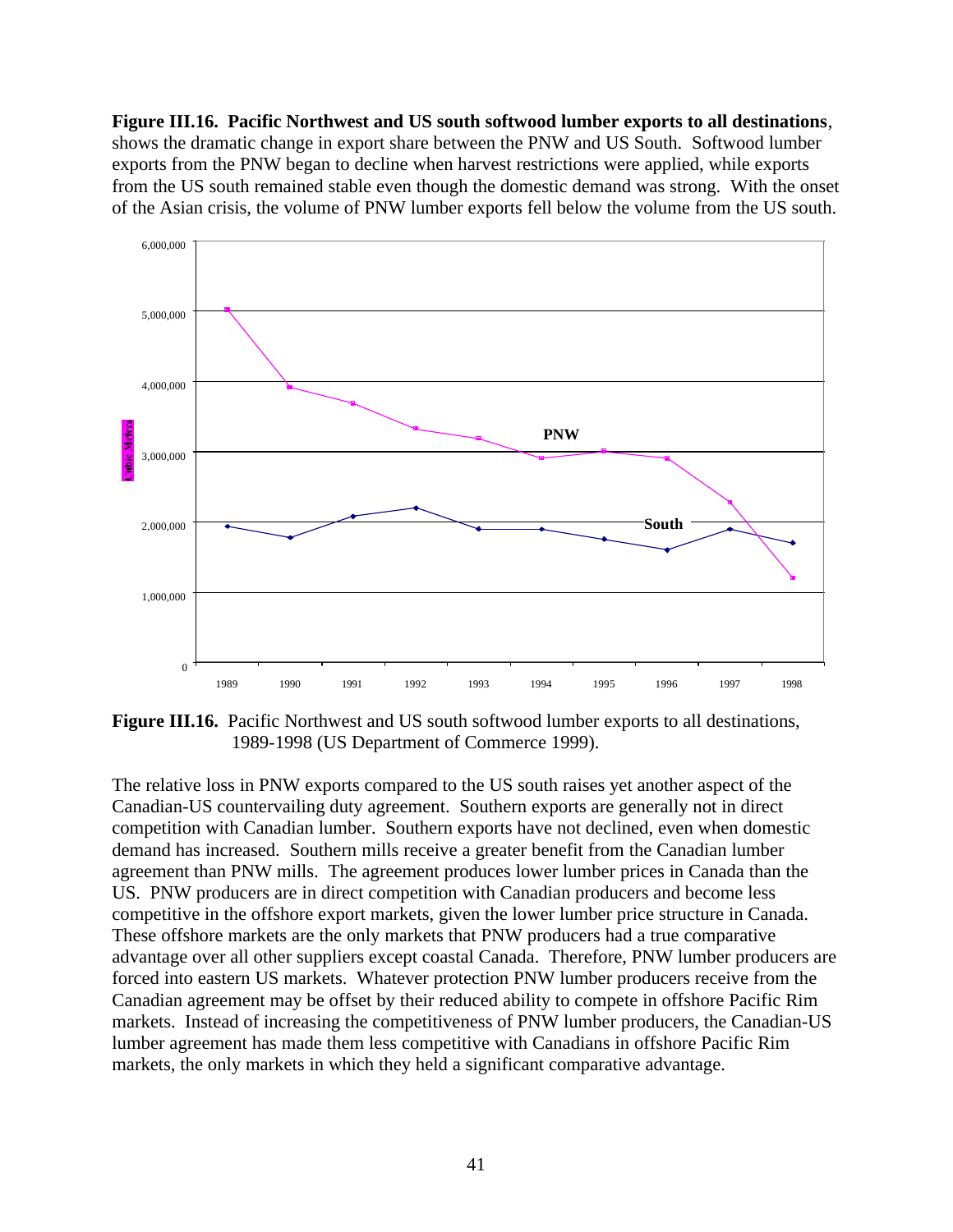**Figure III.16. Pacific Northwest and US south softwood lumber exports to all destinations**, shows the dramatic change in export share between the PNW and US South. Softwood lumber exports from the PNW began to decline when harvest restrictions were applied, while exports from the US south remained stable even though the domestic demand was strong. With the onset of the Asian crisis, the volume of PNW lumber exports fell below the volume from the US south.

**Figure III.16.** Pacific Northwest and US south softwood lumber exports to all destinations, 1989-1998 (US Department of Commerce 1999).

The relative loss in PNW exports compared to the US south raises yet another aspect of the Canadian-US countervailing duty agreement. Southern exports are generally not in direct competition with Canadian lumber. Southern exports have not declined, even when domestic demand has increased. Southern mills receive a greater benefit from the Canadian lumber agreement than PNW mills. The agreement produces lower lumber prices in Canada than the US. PNW producers are in direct competition with Canadian producers and become less competitive in the offshore export markets, given the lower lumber price structure in Canada. These offshore markets are the only markets that PNW producers had a true comparative advantage over all other suppliers except coastal Canada. Therefore, PNW lumber producers are forced into eastern US markets. Whatever protection PNW lumber producers receive from the Canadian agreement may be offset by their reduced ability to compete in offshore Pacific Rim markets. Instead of increasing the competitiveness of PNW lumber producers, the Canadian-US lumber agreement has made them less competitive with Canadians in offshore Pacific Rim markets, the only markets in which they held a significant comparative advantage.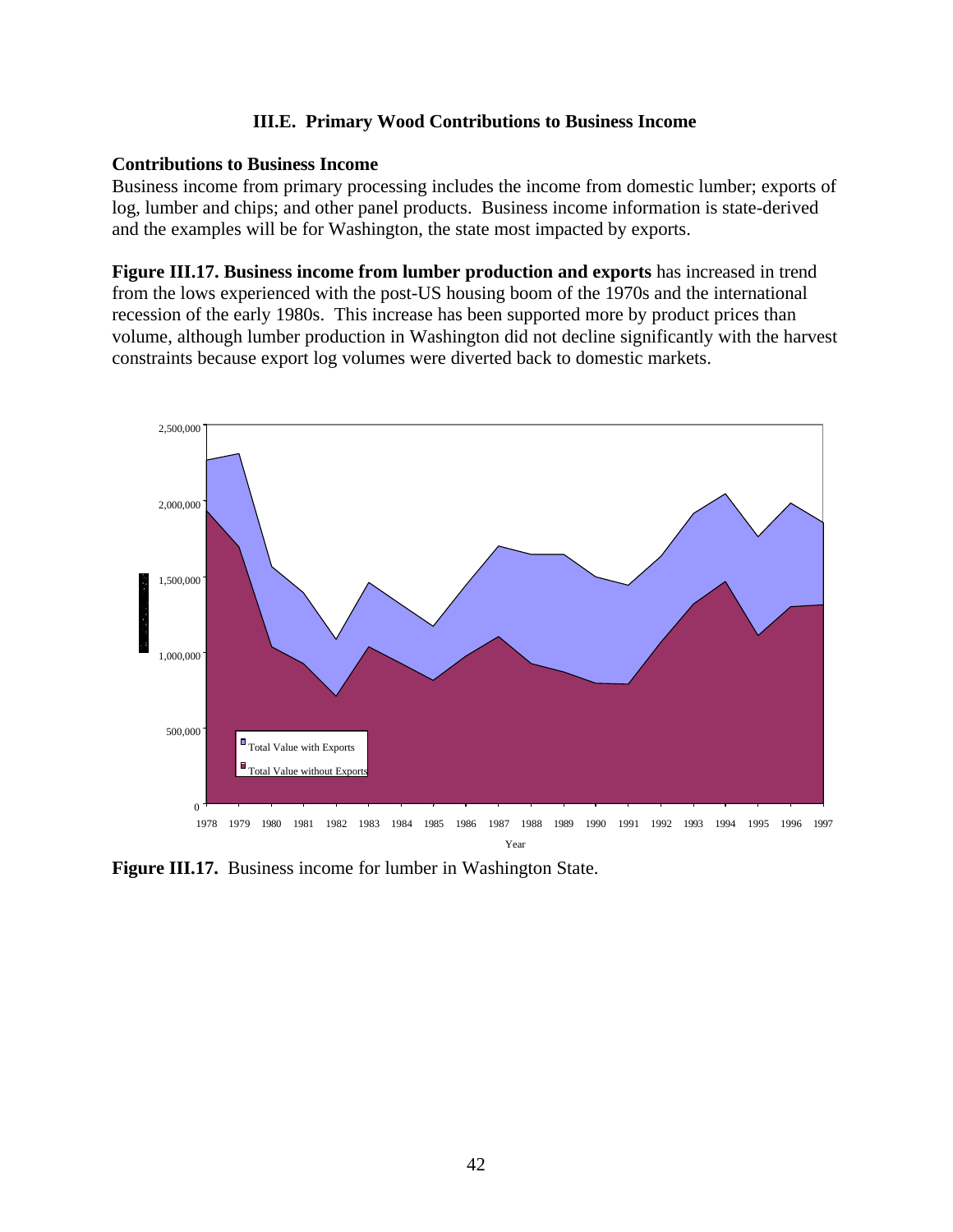### III.E. Primary Wood Contributions to Business Income

**Contributions to Business Income**

Business income from primary processing includes the income from domestic lumber; exports of log, lumber and chips; and other panel products. Business income information is state-derived and the examples will be for Washington, the state most impacted by exports.

**Figure III.17. Business income from lumber production and exports** has increased in trend from the lows experienced with the post-US housing boom of the 1970s and the international recession of the early 1980s. This increase has been supported more by product prices than volume, although lumber production in Washington did not decline significantly with the harvest constraints because export log volumes were diverted back to domestic markets.

**Figure III.17.** Business income for lumber in Washington State.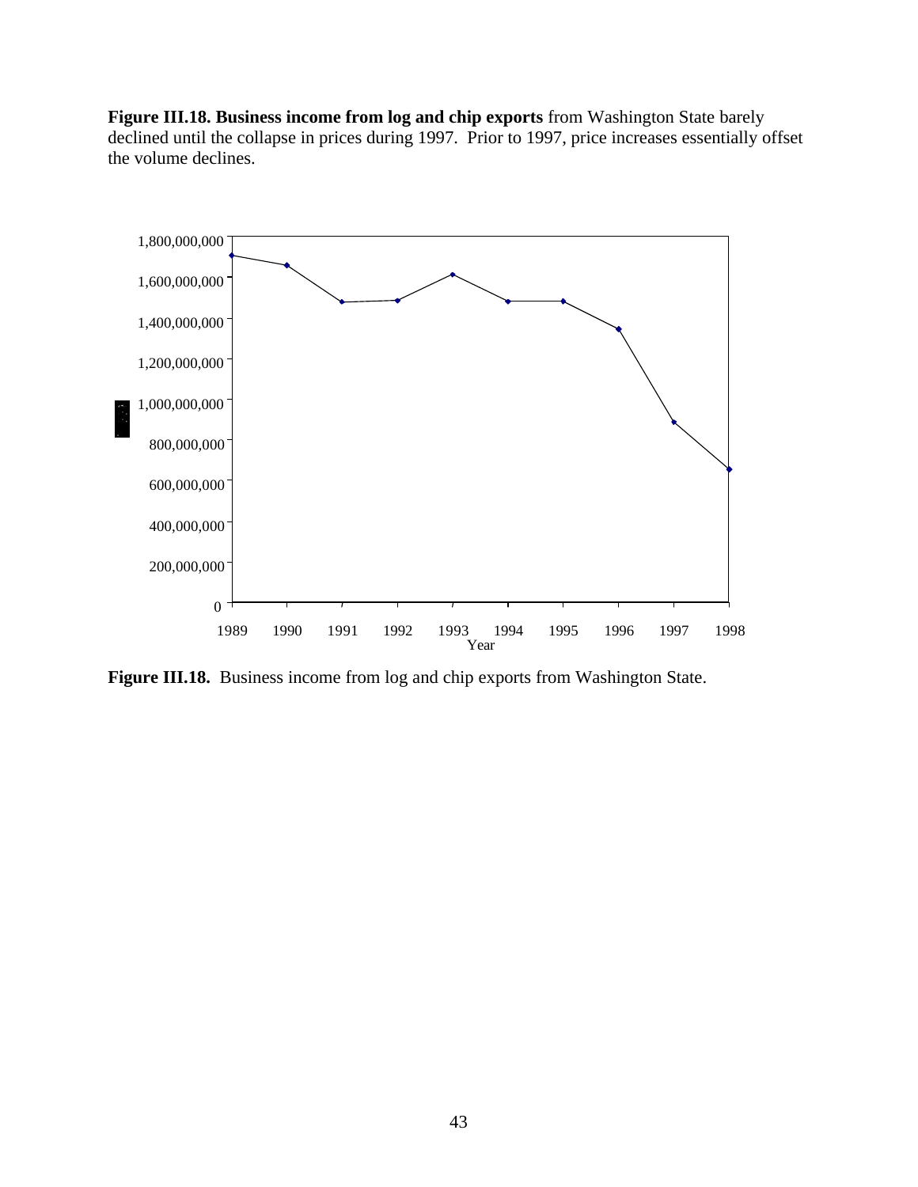**Figure III.18. Business income from log and chip exports** from Washington State barely declined until the collapse in prices during 1997. Prior to 1997, price increases essentially offset the volume declines.

**Figure III.18.** Business income from log and chip exports from Washington State.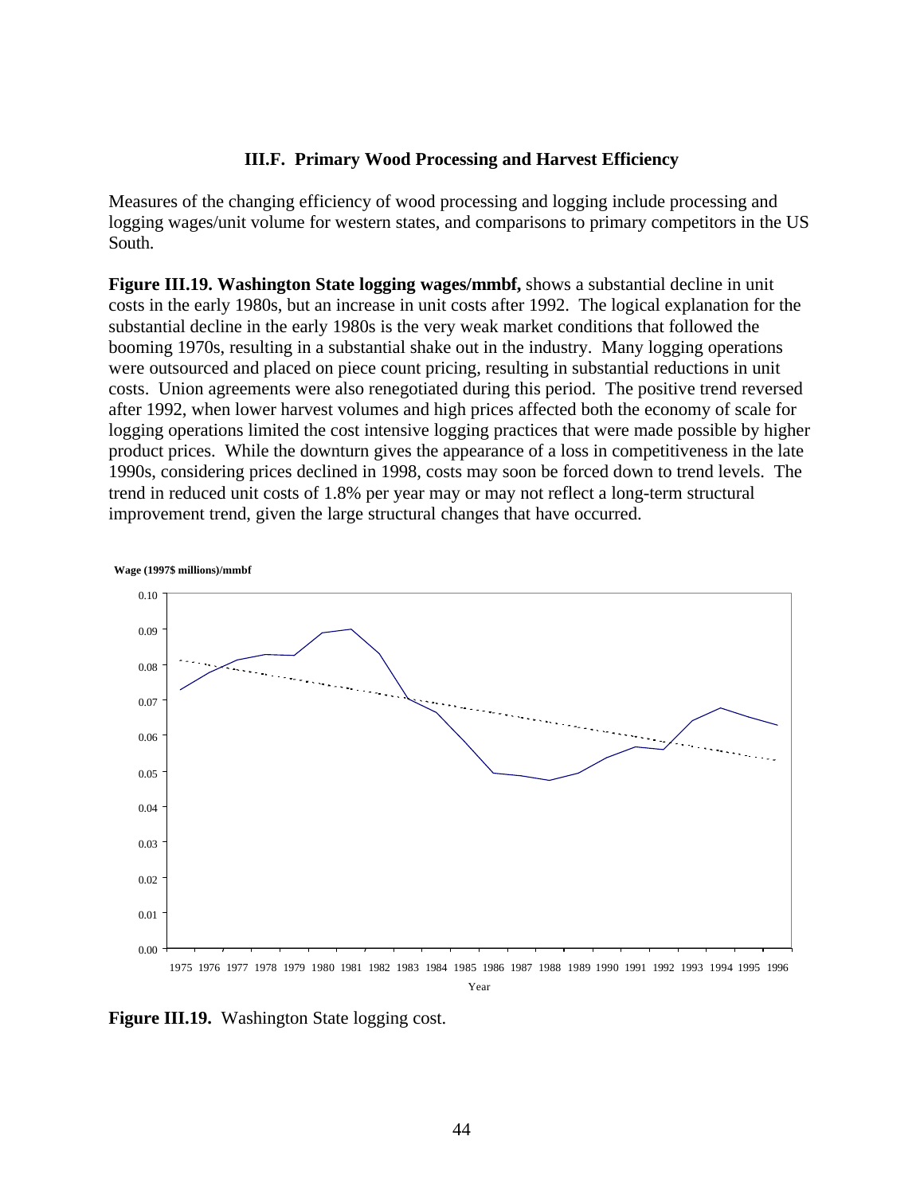### III.F. Primary Wood Processing and Harvest Efficiency

Measures of the changing efficiency of wood processing and logging include processing and logging wages/unit volume for western states, and comparisons to primary competitors in the US South.

**Figure III.19. Washington State logging wages/mmbf,** shows a substantial decline in unit costs in the early 1980s, but an increase in unit costs after 1992. The logical explanation for the substantial decline in the early 1980s is the very weak market conditions that followed the booming 1970s, resulting in a substantial shake out in the industry. Many logging operations were outsourced and placed on piece count pricing, resulting in substantial reductions in unit costs. Union agreements were also renegotiated during this period. The positive trend reversed after 1992, when lower harvest volumes and high prices affected both the economy of scale for logging operations limited the cost intensive logging practices that were made possible by higher product prices. While the downturn gives the appearance of a loss in competitiveness in the late 1990s, considering prices declined in 1998, costs may soon be forced down to trend levels. The trend in reduced unit costs of 1.8% per year may or may not reflect a long-term structural improvement trend, given the large structural changes that have occurred.

**Figure III.19.** Washington State logging cost.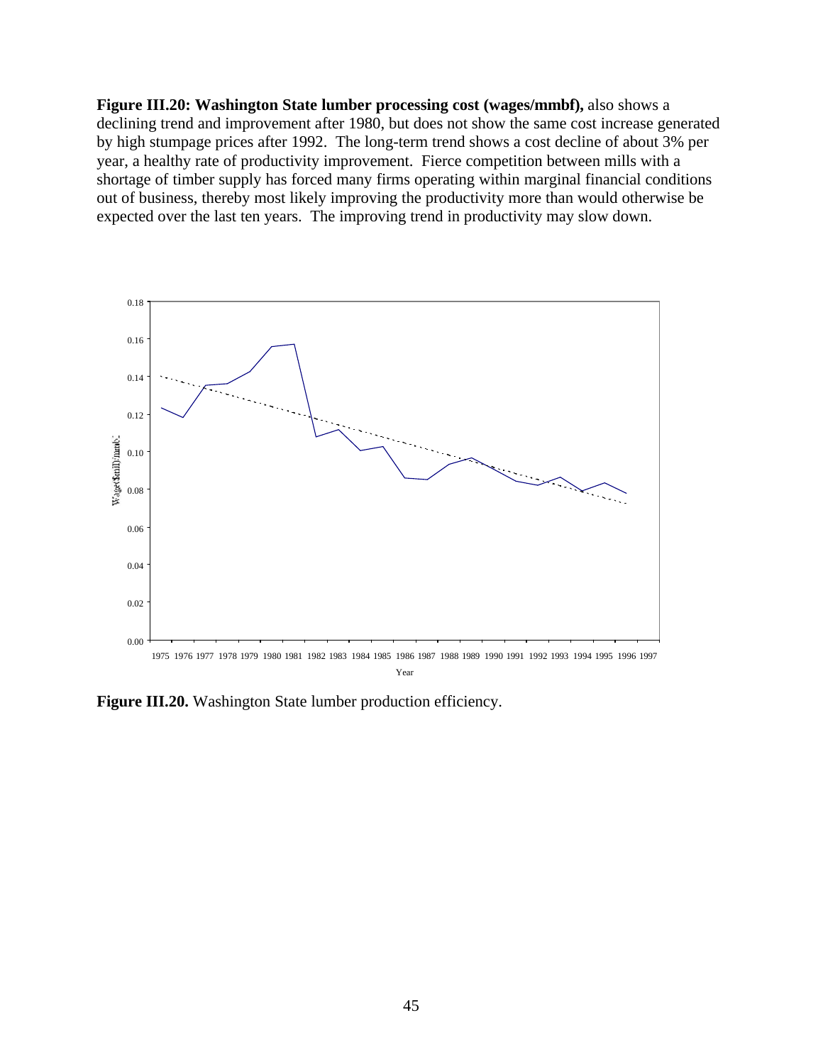**Figure III.20: Washington State lumber processing cost (wages/mmbf),** also shows a declining trend and improvement after 1980, but does not show the same cost increase generated by high stumpage prices after 1992. The long-term trend shows a cost decline of about 3% per year, a healthy rate of productivity improvement. Fierce competition between mills with a shortage of timber supply has forced many firms operating within marginal financial conditions out of business, thereby most likely improving the productivity more than would otherwise be expected over the last ten years. The improving trend in productivity may slow down.

**Figure III.20.** Washington State lumber production efficiency.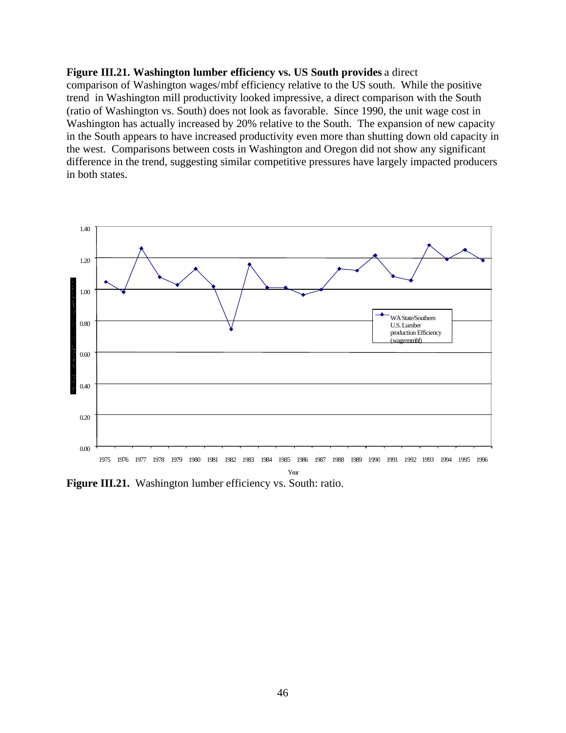**Figure III.21. Washington lumber efficiency vs. US South provides** a direct comparison of Washington wages/mbf efficiency relative to the US south. While the positive trend in Washington mill productivity looked impressive, a direct comparison with the South (ratio of Washington vs. South) does not look as favorable. Since 1990, the unit wage cost in Washington has actually increased by 20% relative to the South. The expansion of new capacity in the South appears to have increased productivity even more than shutting down old capacity in the west. Comparisons between costs in Washington and Oregon did not show any significant difference in the trend, suggesting similar competitive pressures have largely impacted producers in both states.

**Figure III.21.** Washington lumber efficiency vs. South: ratio.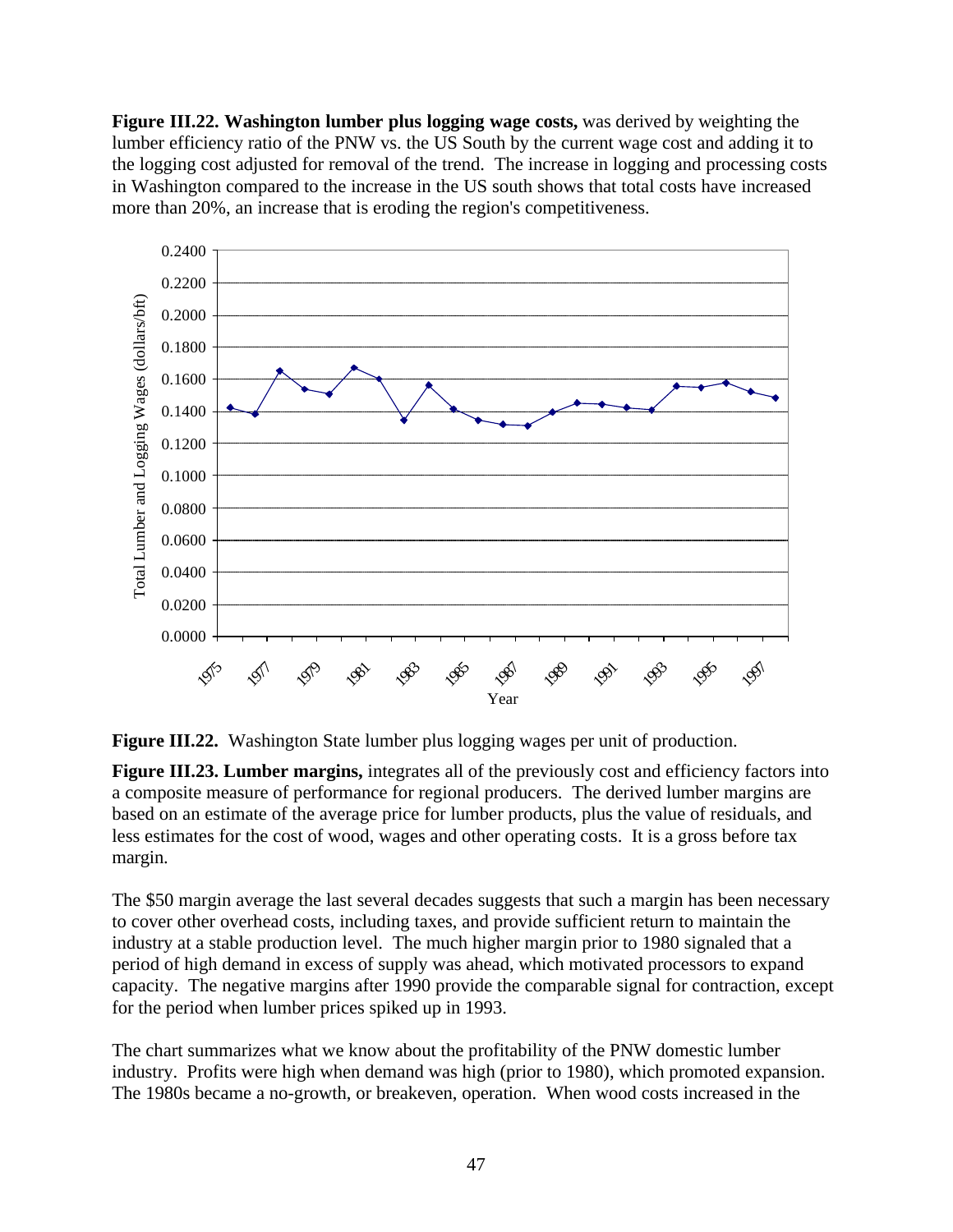**Figure III.22. Washington lumber plus logging wage costs,** was derived by weighting the lumber efficiency ratio of the PNW vs. the US South by the current wage cost and adding it to the logging cost adjusted for removal of the trend. The increase in logging and processing costs in Washington compared to the increase in the US south shows that total costs have increased more than 20%, an increase that is eroding the region's competitiveness.

**Figure III.22.** Washington State lumber plus logging wages per unit of production.

**Figure III.23. Lumber margins,** integrates all of the previously cost and efficiency factors into a composite measure of performance for regional producers. The derived lumber margins are based on an estimate of the average price for lumber products, plus the value of residuals, and less estimates for the cost of wood, wages and other operating costs. It is a gross before tax margin.

The $50 margin average the last several decades suggests that such a margin has been necessary to cover other overhead costs, including taxes, and provide sufficient return to maintain the industry at a stable production level. The much higher margin prior to 1980 signaled that a period of high demand in excess of supply was ahead, which motivated processors to expand capacity. The negative margins after 1990 provide the comparable signal for contraction, except for the period when lumber prices spiked up in 1993.

The chart summarizes what we know about the profitability of the PNW domestic lumber industry. Profits were high when demand was high (prior to 1980), which promoted expansion. The 1980s became a no-growth, or breakeven, operation. When wood costs increased in the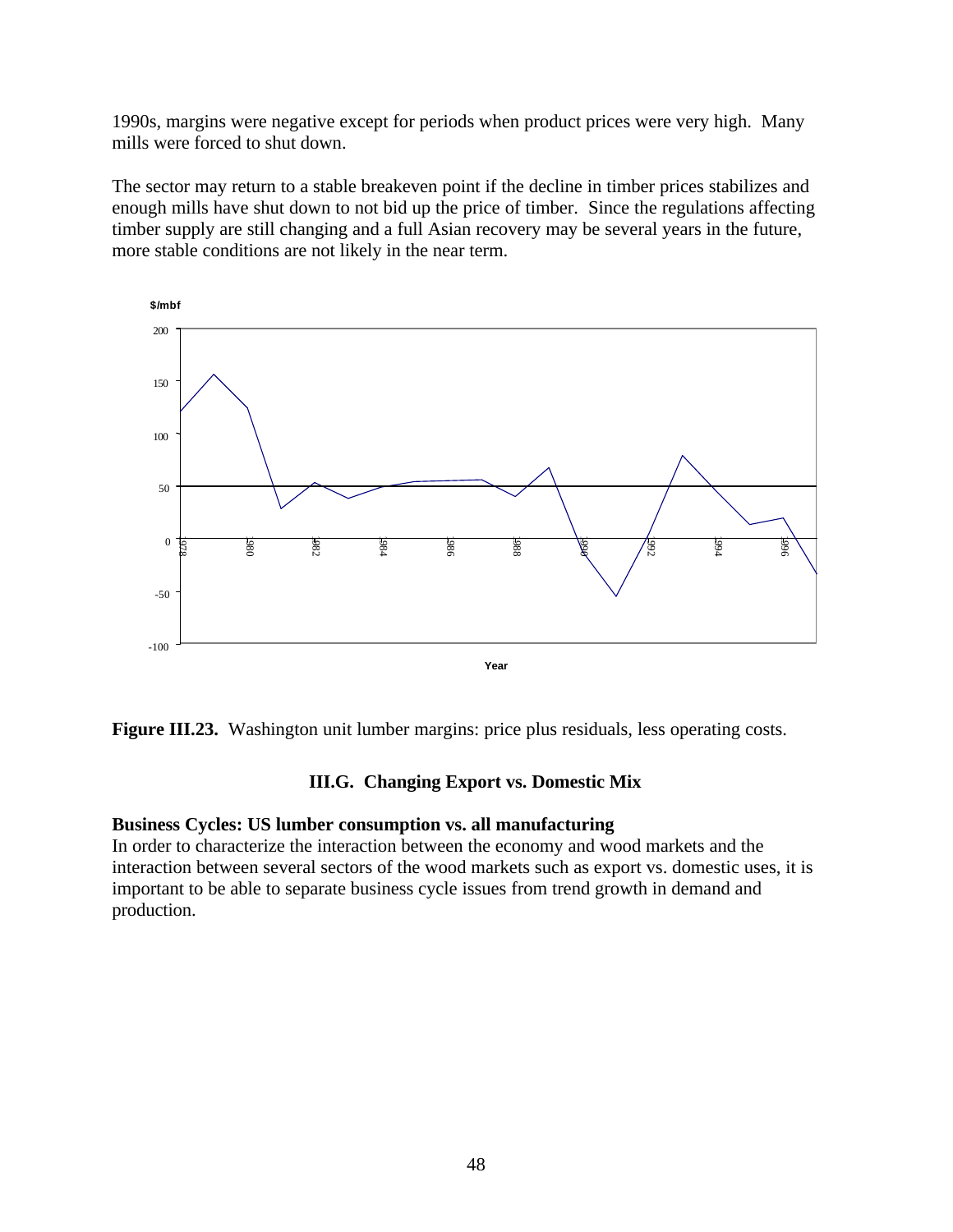1990s, margins were negative except for periods when product prices were very high. Many mills were forced to shut down.

The sector may return to a stable breakeven point if the decline in timber prices stabilizes and enough mills have shut down to not bid up the price of timber. Since the regulations affecting timber supply are still changing and a full Asian recovery may be several years in the future, more stable conditions are not likely in the near term.

**Figure III.23.** Washington unit lumber margins: price plus residuals, less operating costs.

### III.G. Changing Export vs. Domestic Mix

**Business Cycles: US lumber consumption vs. all manufacturing**

In order to characterize the interaction between the economy and wood markets and the interaction between several sectors of the wood markets such as export vs. domestic uses, it is important to be able to separate business cycle issues from trend growth in demand and production.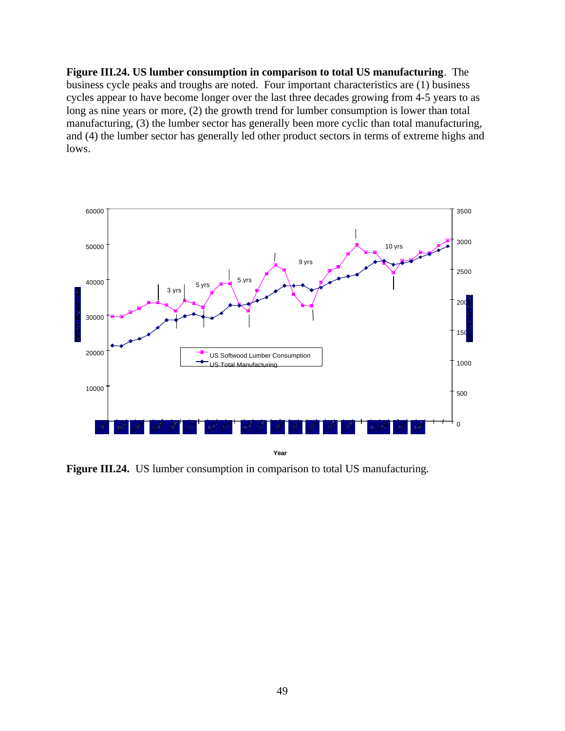**Figure III.24. US lumber consumption in comparison to total US manufacturing**. The business cycle peaks and troughs are noted. Four important characteristics are (1) business cycles appear to have become longer over the last three decades growing from 4-5 years to as long as nine years or more, (2) the growth trend for lumber consumption is lower than total manufacturing, (3) the lumber sector has generally been more cyclic than total manufacturing, and (4) the lumber sector has generally led other product sectors in terms of extreme highs and lows.

**Figure III.24.** US lumber consumption in comparison to total US manufacturing.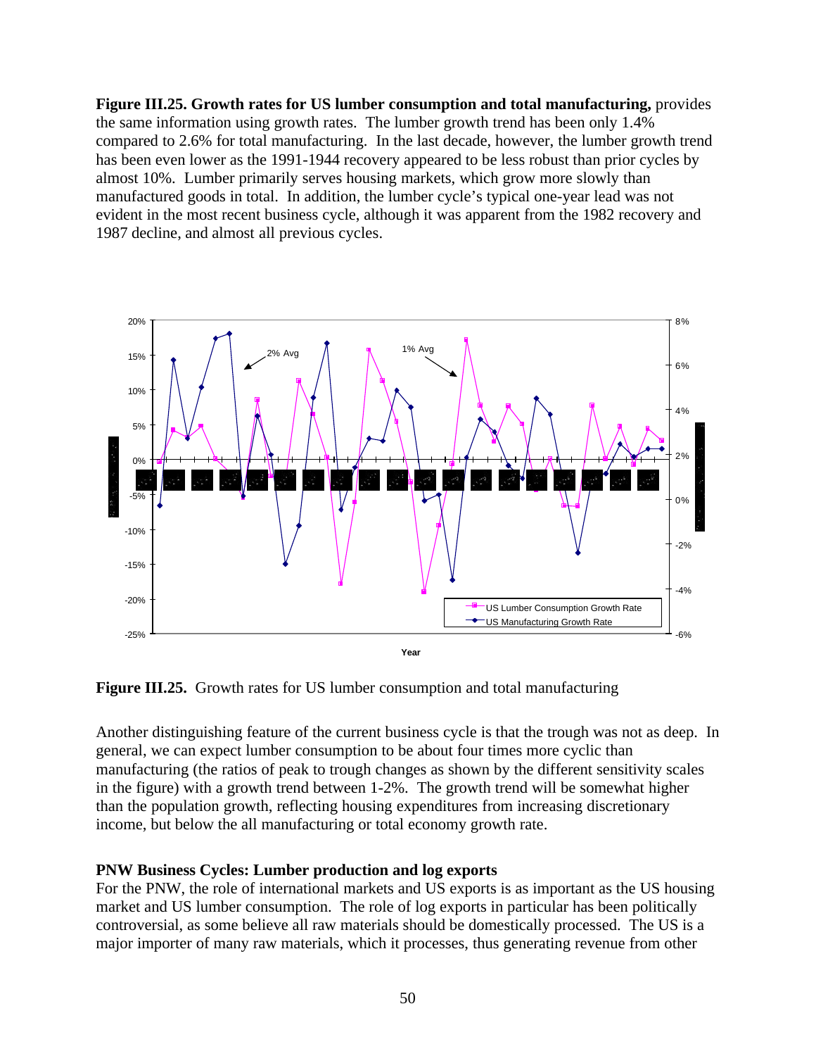**Figure III.25. Growth rates for US lumber consumption and total manufacturing,** provides the same information using growth rates. The lumber growth trend has been only 1.4% compared to 2.6% for total manufacturing. In the last decade, however, the lumber growth trend has been even lower as the 1991-1944 recovery appeared to be less robust than prior cycles by almost 10%. Lumber primarily serves housing markets, which grow more slowly than manufactured goods in total. In addition, the lumber cycle's typical one-year lead was not evident in the most recent business cycle, although it was apparent from the 1982 recovery and 1987 decline, and almost all previous cycles.

**Figure III.25.** Growth rates for US lumber consumption and total manufacturing

Another distinguishing feature of the current business cycle is that the trough was not as deep. In general, we can expect lumber consumption to be about four times more cyclic than manufacturing (the ratios of peak to trough changes as shown by the different sensitivity scales in the figure) with a growth trend between 1-2%. The growth trend will be somewhat higher than the population growth, reflecting housing expenditures from increasing discretionary income, but below the all manufacturing or total economy growth rate.

**PNW Business Cycles: Lumber production and log exports**

For the PNW, the role of international markets and US exports is as important as the US housing market and US lumber consumption. The role of log exports in particular has been politically controversial, as some believe all raw materials should be domestically processed. The US is a major importer of many raw materials, which it processes, thus generating revenue from other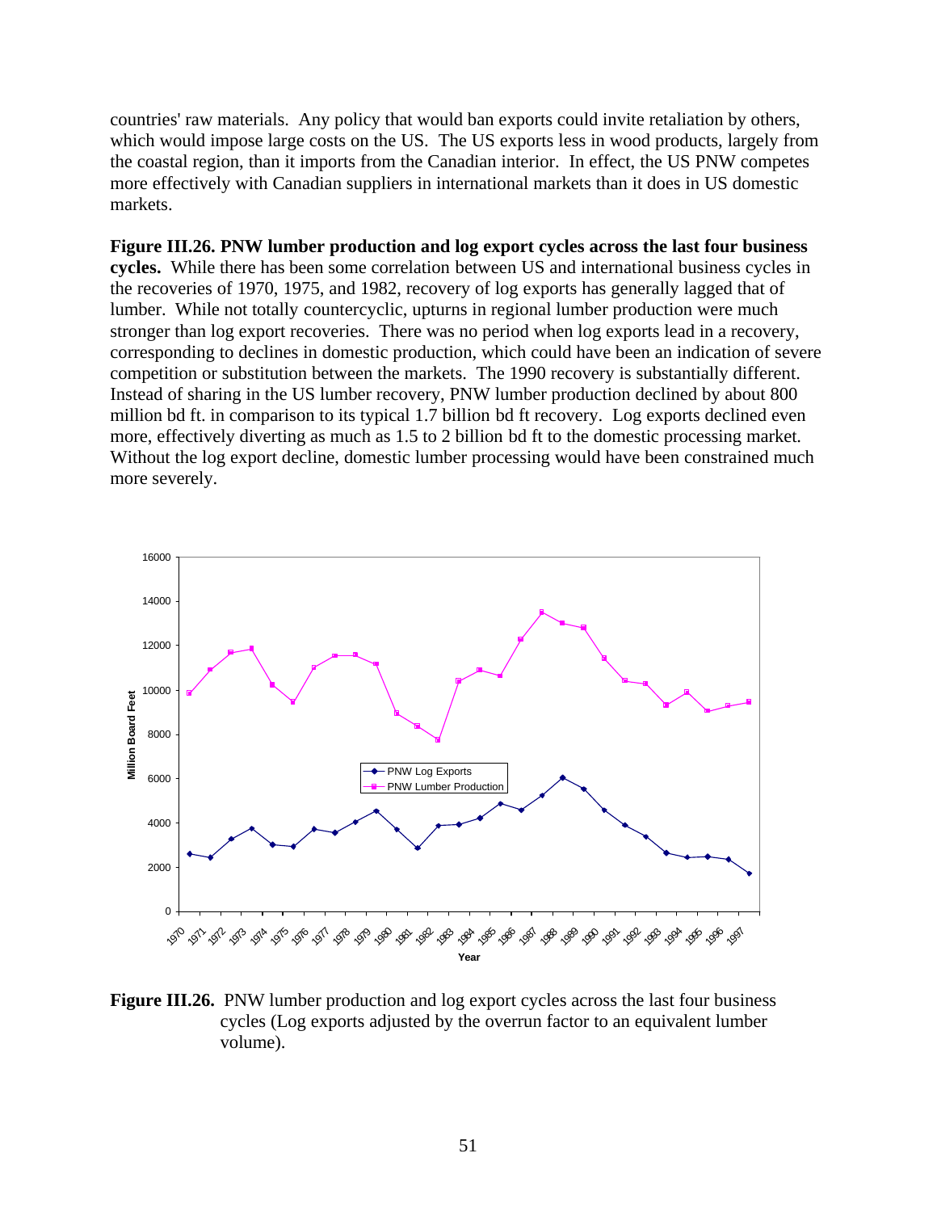countries' raw materials. Any policy that would ban exports could invite retaliation by others, which would impose large costs on the US. The US exports less in wood products, largely from the coastal region, than it imports from the Canadian interior. In effect, the US PNW competes more effectively with Canadian suppliers in international markets than it does in US domestic markets.

**Figure III.26. PNW lumber production and log export cycles across the last four business cycles.** While there has been some correlation between US and international business cycles in the recoveries of 1970, 1975, and 1982, recovery of log exports has generally lagged that of lumber. While not totally countercyclic, upturns in regional lumber production were much stronger than log export recoveries. There was no period when log exports lead in a recovery, corresponding to declines in domestic production, which could have been an indication of severe competition or substitution between the markets. The 1990 recovery is substantially different. Instead of sharing in the US lumber recovery, PNW lumber production declined by about 800 million bd ft. in comparison to its typical 1.7 billion bd ft recovery. Log exports declined even more, effectively diverting as much as 1.5 to 2 billion bd ft to the domestic processing market. Without the log export decline, domestic lumber processing would have been constrained much more severely.

**Figure III.26.** PNW lumber production and log export cycles across the last four business cycles (Log exports adjusted by the overrun factor to an equivalent lumber volume).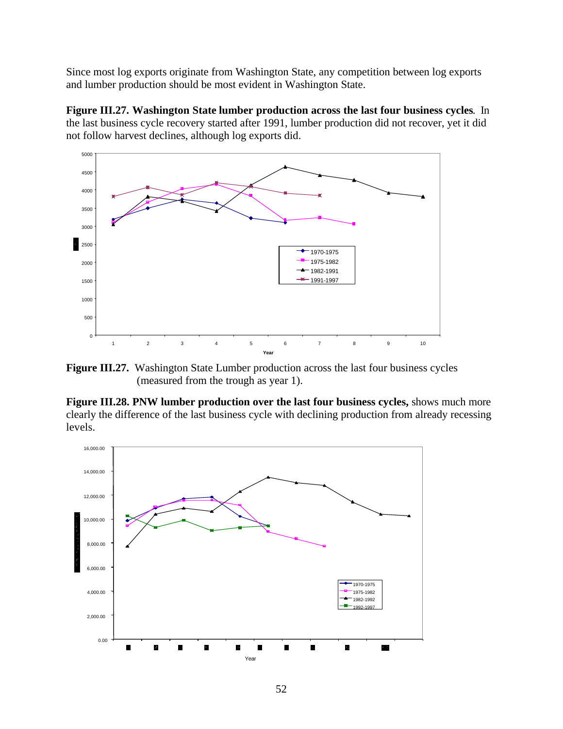Since most log exports originate from Washington State, any competition between log exports and lumber production should be most evident in Washington State.

**Figure III.27. Washington State lumber production across the last four business cycles.** In the last business cycle recovery started after 1991, lumber production did not recover, yet it did not follow harvest declines, although log exports did.

**Figure III.27.** Washington State Lumber production across the last four business cycles (measured from the trough as year 1).

**Figure III.28. PNW lumber production over the last four business cycles,** shows much more clearly the difference of the last business cycle with declining production from already recessing levels.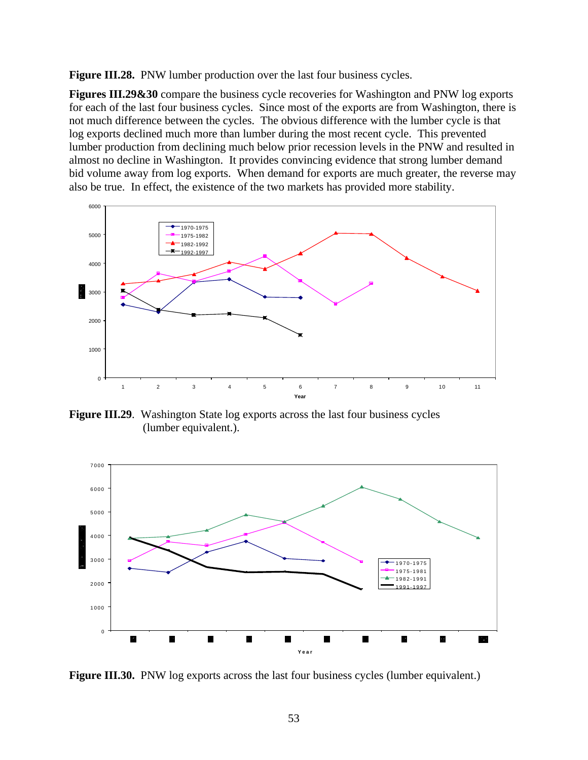**Figure III.28.** PNW lumber production over the last four business cycles.

**Figures III.29&30** compare the business cycle recoveries for Washington and PNW log exports for each of the last four business cycles. Since most of the exports are from Washington, there is not much difference between the cycles. The obvious difference with the lumber cycle is that log exports declined much more than lumber during the most recent cycle. This prevented lumber production from declining much below prior recession levels in the PNW and resulted in almost no decline in Washington. It provides convincing evidence that strong lumber demand bid volume away from log exports. When demand for exports are much greater, the reverse may also be true. In effect, the existence of the two markets has provided more stability.

**Figure III.29**. Washington State log exports across the last four business cycles (lumber equivalent.).

**Figure III.30.** PNW log exports across the last four business cycles (lumber equivalent.)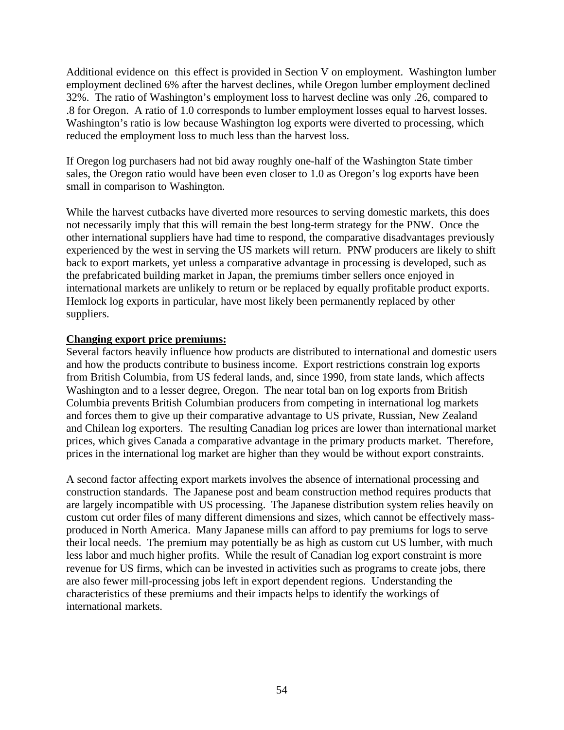Additional evidence on this effect is provided in Section V on employment. Washington lumber employment declined 6% after the harvest declines, while Oregon lumber employment declined 32%. The ratio of Washington's employment loss to harvest decline was only .26, compared to .8 for Oregon. A ratio of 1.0 corresponds to lumber employment losses equal to harvest losses. Washington's ratio is low because Washington log exports were diverted to processing, which reduced the employment loss to much less than the harvest loss.

If Oregon log purchasers had not bid away roughly one-half of the Washington State timber sales, the Oregon ratio would have been even closer to 1.0 as Oregon's log exports have been small in comparison to Washington.

While the harvest cutbacks have diverted more resources to serving domestic markets, this does not necessarily imply that this will remain the best long-term strategy for the PNW. Once the other international suppliers have had time to respond, the comparative disadvantages previously experienced by the west in serving the US markets will return. PNW producers are likely to shift back to export markets, yet unless a comparative advantage in processing is developed, such as the prefabricated building market in Japan, the premiums timber sellers once enjoyed in international markets are unlikely to return or be replaced by equally profitable product exports. Hemlock log exports in particular, have most likely been permanently replaced by other suppliers.

**Changing export price premiums:**

Several factors heavily influence how products are distributed to international and domestic users and how the products contribute to business income. Export restrictions constrain log exports from British Columbia, from US federal lands, and, since 1990, from state lands, which affects Washington and to a lesser degree, Oregon. The near total ban on log exports from British Columbia prevents British Columbian producers from competing in international log markets and forces them to give up their comparative advantage to US private, Russian, New Zealand and Chilean log exporters. The resulting Canadian log prices are lower than international market prices, which gives Canada a comparative advantage in the primary products market. Therefore, prices in the international log market are higher than they would be without export constraints.

A second factor affecting export markets involves the absence of international processing and construction standards. The Japanese post and beam construction method requires products that are largely incompatible with US processing. The Japanese distribution system relies heavily on custom cut order files of many different dimensions and sizes, which cannot be effectively mass-produced in North America. Many Japanese mills can afford to pay premiums for logs to serve their local needs. The premium may potentially be as high as custom cut US lumber, with much less labor and much higher profits. While the result of Canadian log export constraint is more revenue for US firms, which can be invested in activities such as programs to create jobs, there are also fewer mill-processing jobs left in export dependent regions. Understanding the characteristics of these premiums and their impacts helps to identify the workings of international markets.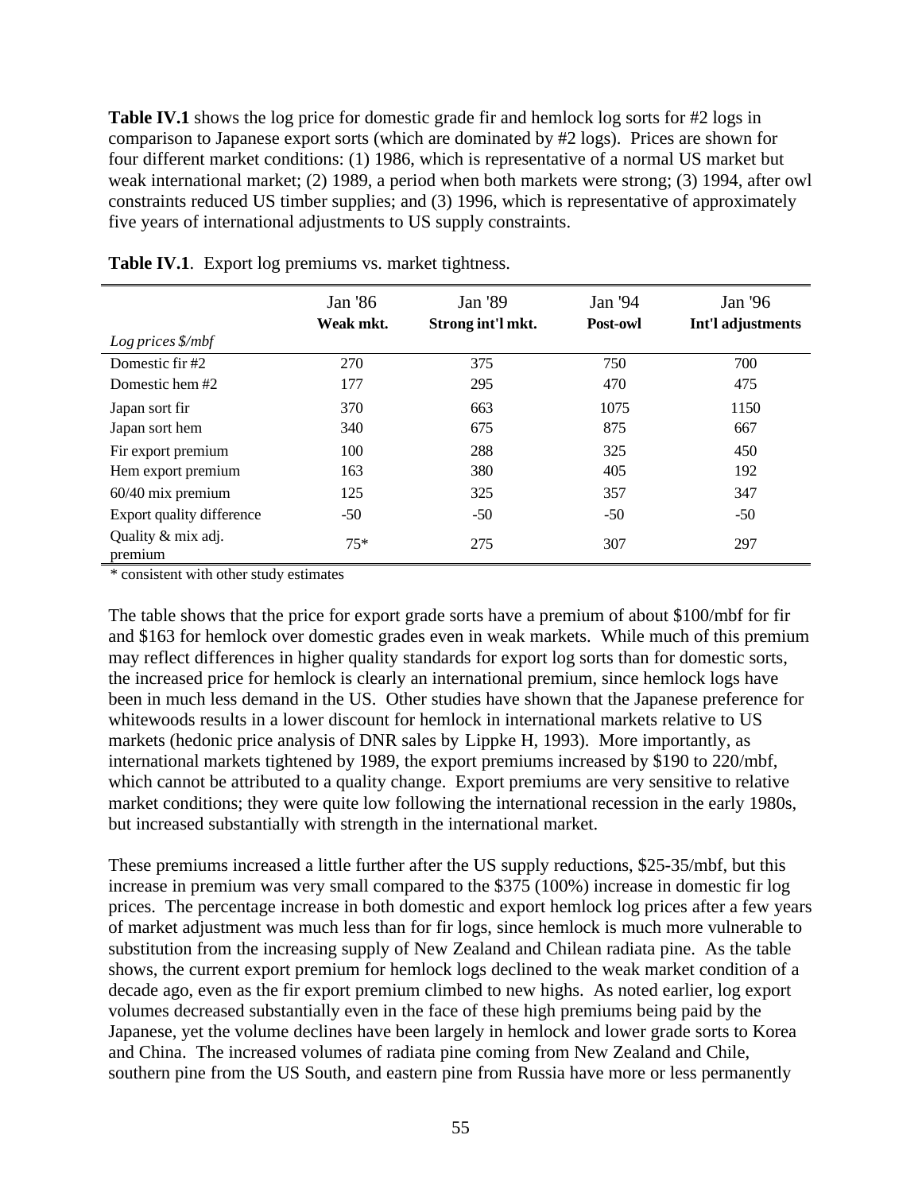**Table IV.1** shows the log price for domestic grade fir and hemlock log sorts for #2 logs in comparison to Japanese export sorts (which are dominated by #2 logs). Prices are shown for four different market conditions: (1) 1986, which is representative of a normal US market but weak international market; (2) 1989, a period when both markets were strong; (3) 1994, after owl constraints reduced US timber supplies; and (3) 1996, which is representative of approximately five years of international adjustments to US supply constraints.

**Table IV.1**. Export log premiums vs. market tightness.

| *Log prices $/mbf* | Jan '86 **Weak mkt.** | Jan '89 **Strong int'l mkt.** | Jan '94 **Post-owl** | Jan '96 **Int'l adjustments** |
|---|---|---|---|---|
| Domestic fir #2 | 270 | 375 | 750 | 700 |
| Domestic hem #2 | 177 | 295 | 470 | 475 |
| Japan sort fir | 370 | 663 | 1075 | 1150 |
| Japan sort hem | 340 | 675 | 875 | 667 |
| Fir export premium | 100 | 288 | 325 | 450 |
| Hem export premium | 163 | 380 | 405 | 192 |
| 60/40 mix premium | 125 | 325 | 357 | 347 |
| Export quality difference | -50 | -50 | -50 | -50 |
| Quality & mix adj. premium | 75* | 275 | 307 | 297 |

\* consistent with other study estimates

The table shows that the price for export grade sorts have a premium of about $100/mbf for fir and $163 for hemlock over domestic grades even in weak markets. While much of this premium may reflect differences in higher quality standards for export log sorts than for domestic sorts, the increased price for hemlock is clearly an international premium, since hemlock logs have been in much less demand in the US. Other studies have shown that the Japanese preference for whitewoods results in a lower discount for hemlock in international markets relative to US markets (hedonic price analysis of DNR sales by Lippke H, 1993). More importantly, as international markets tightened by 1989, the export premiums increased by $190 to 220/mbf, which cannot be attributed to a quality change. Export premiums are very sensitive to relative market conditions; they were quite low following the international recession in the early 1980s, but increased substantially with strength in the international market.

These premiums increased a little further after the US supply reductions, $25-35/mbf, but this increase in premium was very small compared to the $375 (100%) increase in domestic fir log prices. The percentage increase in both domestic and export hemlock log prices after a few years of market adjustment was much less than for fir logs, since hemlock is much more vulnerable to substitution from the increasing supply of New Zealand and Chilean radiata pine. As the table shows, the current export premium for hemlock logs declined to the weak market condition of a decade ago, even as the fir export premium climbed to new highs. As noted earlier, log export volumes decreased substantially even in the face of these high premiums being paid by the Japanese, yet the volume declines have been largely in hemlock and lower grade sorts to Korea and China. The increased volumes of radiata pine coming from New Zealand and Chile, southern pine from the US South, and eastern pine from Russia have more or less permanently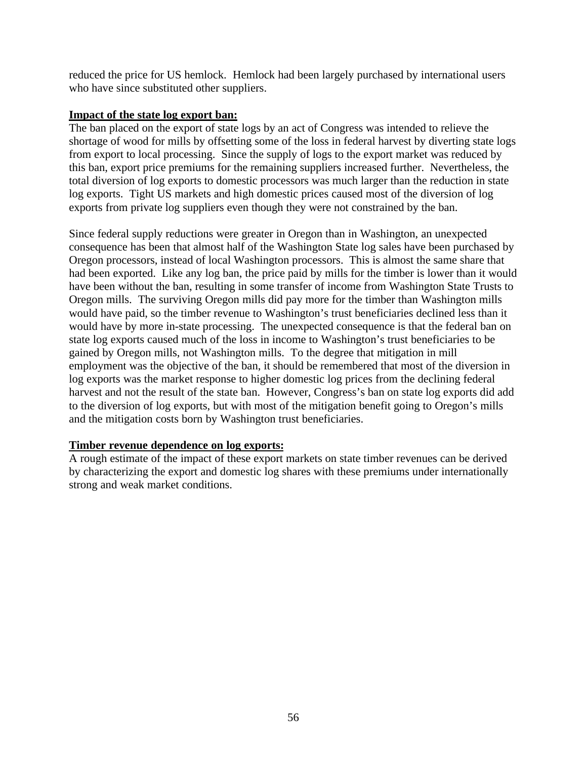reduced the price for US hemlock. Hemlock had been largely purchased by international users who have since substituted other suppliers.

**Impact of the state log export ban:**

The ban placed on the export of state logs by an act of Congress was intended to relieve the shortage of wood for mills by offsetting some of the loss in federal harvest by diverting state logs from export to local processing. Since the supply of logs to the export market was reduced by this ban, export price premiums for the remaining suppliers increased further. Nevertheless, the total diversion of log exports to domestic processors was much larger than the reduction in state log exports. Tight US markets and high domestic prices caused most of the diversion of log exports from private log suppliers even though they were not constrained by the ban.

Since federal supply reductions were greater in Oregon than in Washington, an unexpected consequence has been that almost half of the Washington State log sales have been purchased by Oregon processors, instead of local Washington processors. This is almost the same share that had been exported. Like any log ban, the price paid by mills for the timber is lower than it would have been without the ban, resulting in some transfer of income from Washington State Trusts to Oregon mills. The surviving Oregon mills did pay more for the timber than Washington mills would have paid, so the timber revenue to Washington's trust beneficiaries declined less than it would have by more in-state processing. The unexpected consequence is that the federal ban on state log exports caused much of the loss in income to Washington's trust beneficiaries to be gained by Oregon mills, not Washington mills. To the degree that mitigation in mill employment was the objective of the ban, it should be remembered that most of the diversion in log exports was the market response to higher domestic log prices from the declining federal harvest and not the result of the state ban. However, Congress's ban on state log exports did add to the diversion of log exports, but with most of the mitigation benefit going to Oregon's mills and the mitigation costs born by Washington trust beneficiaries.

**Timber revenue dependence on log exports:**

A rough estimate of the impact of these export markets on state timber revenues can be derived by characterizing the export and domestic log shares with these premiums under internationally strong and weak market conditions.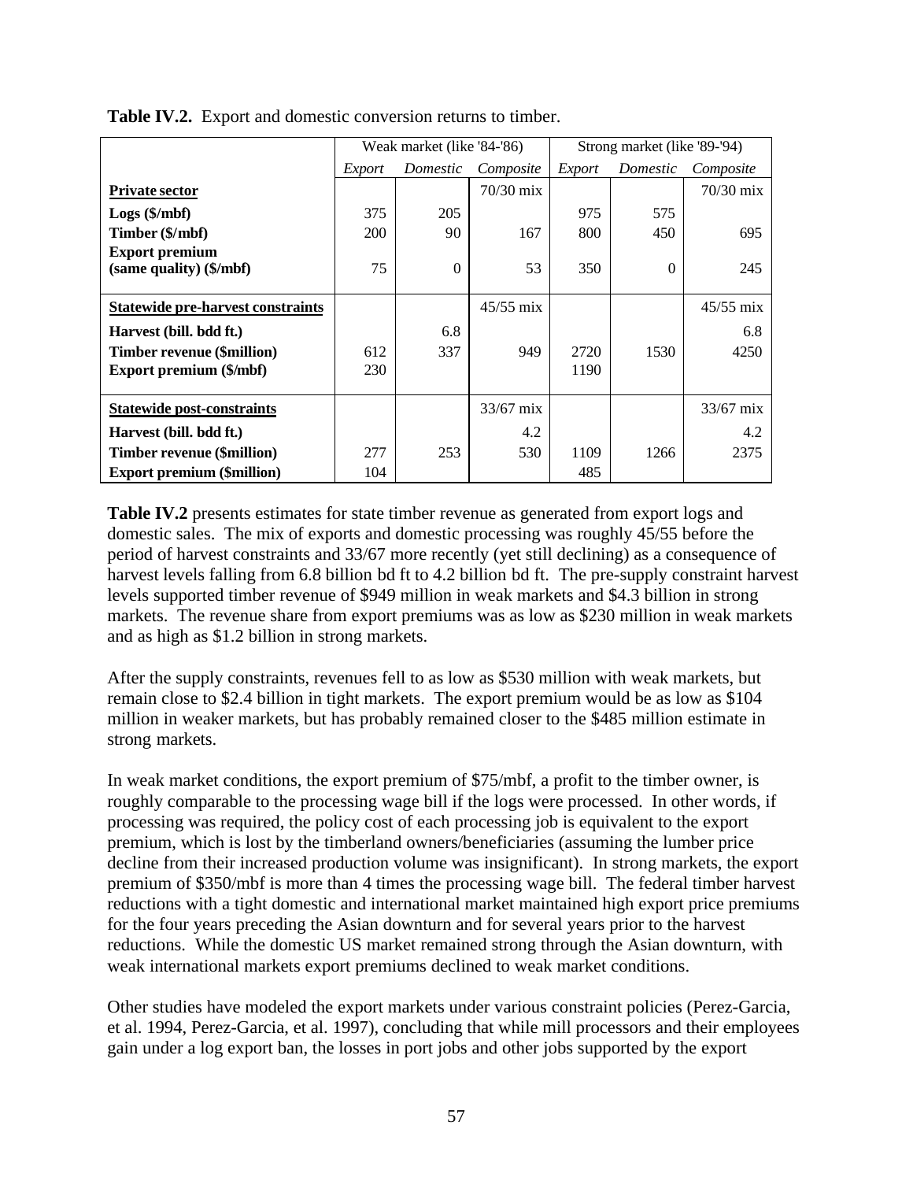**Table IV.2.** Export and domestic conversion returns to timber.

| | Weak market (like '84-'86) | | | Strong market (like '89-'94) | | |
|---|---|---|---|---|---|---|
| | *Export* | *Domestic* | *Composite* | *Export* | *Domestic* | *Composite* |
| **Private sector** | | | 70/30 mix | | | 70/30 mix |
| **Logs ($/mbf)** | 375 | 205 | | 975 | 575 | |
| **Timber ($/mbf)** | 200 | 90 | 167 | 800 | 450 | 695 |
| **Export premium (same quality) ($/mbf)** | 75 | 0 | 53 | 350 | 0 | 245 |
| **Statewide pre-harvest constraints** | | | 45/55 mix | | | 45/55 mix |
| **Harvest (bill. bdd ft.)** | | 6.8 | | | | 6.8 |
| **Timber revenue ($million)** | 612 | 337 | 949 | 2720 | 1530 | 4250 |
| **Export premium ($/mbf)** | 230 | | | 1190 | | |
| **Statewide post-constraints** | | | 33/67 mix | | | 33/67 mix |
| **Harvest (bill. bdd ft.)** | | | 4.2 | | | 4.2 |
| **Timber revenue ($million)** | 277 | 253 | 530 | 1109 | 1266 | 2375 |
| **Export premium ($million)** | 104 | | | 485 | | |

**Table IV.2** presents estimates for state timber revenue as generated from export logs and domestic sales. The mix of exports and domestic processing was roughly 45/55 before the period of harvest constraints and 33/67 more recently (yet still declining) as a consequence of harvest levels falling from 6.8 billion bd ft to 4.2 billion bd ft. The pre-supply constraint harvest levels supported timber revenue of $949 million in weak markets and $4.3 billion in strong markets. The revenue share from export premiums was as low as $230 million in weak markets and as high as $1.2 billion in strong markets.

After the supply constraints, revenues fell to as low as $530 million with weak markets, but remain close to $2.4 billion in tight markets. The export premium would be as low as $104 million in weaker markets, but has probably remained closer to the $485 million estimate in strong markets.

In weak market conditions, the export premium of $75/mbf, a profit to the timber owner, is roughly comparable to the processing wage bill if the logs were processed. In other words, if processing was required, the policy cost of each processing job is equivalent to the export premium, which is lost by the timberland owners/beneficiaries (assuming the lumber price decline from their increased production volume was insignificant). In strong markets, the export premium of $350/mbf is more than 4 times the processing wage bill. The federal timber harvest reductions with a tight domestic and international market maintained high export price premiums for the four years preceding the Asian downturn and for several years prior to the harvest reductions. While the domestic US market remained strong through the Asian downturn, with weak international markets export premiums declined to weak market conditions.

Other studies have modeled the export markets under various constraint policies (Perez-Garcia, et al. 1994, Perez-Garcia, et al. 1997), concluding that while mill processors and their employees gain under a log export ban, the losses in port jobs and other jobs supported by the export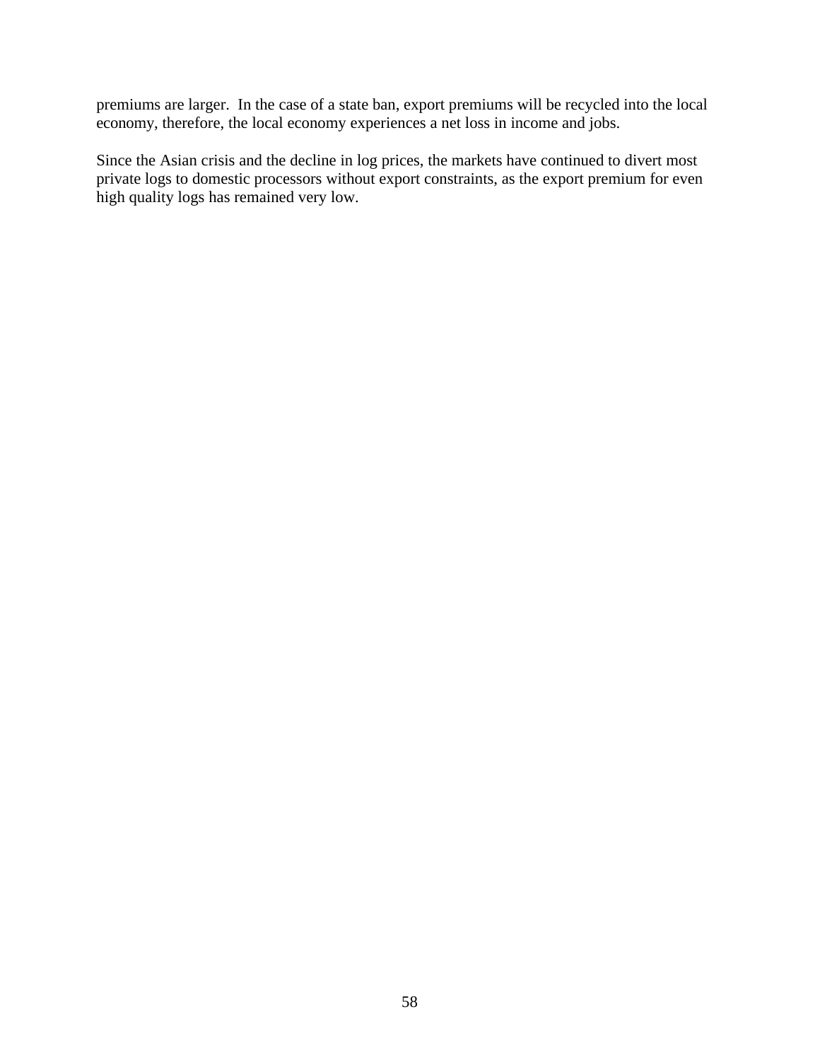premiums are larger. In the case of a state ban, export premiums will be recycled into the local economy, therefore, the local economy experiences a net loss in income and jobs.

Since the Asian crisis and the decline in log prices, the markets have continued to divert most private logs to domestic processors without export constraints, as the export premium for even high quality logs has remained very low.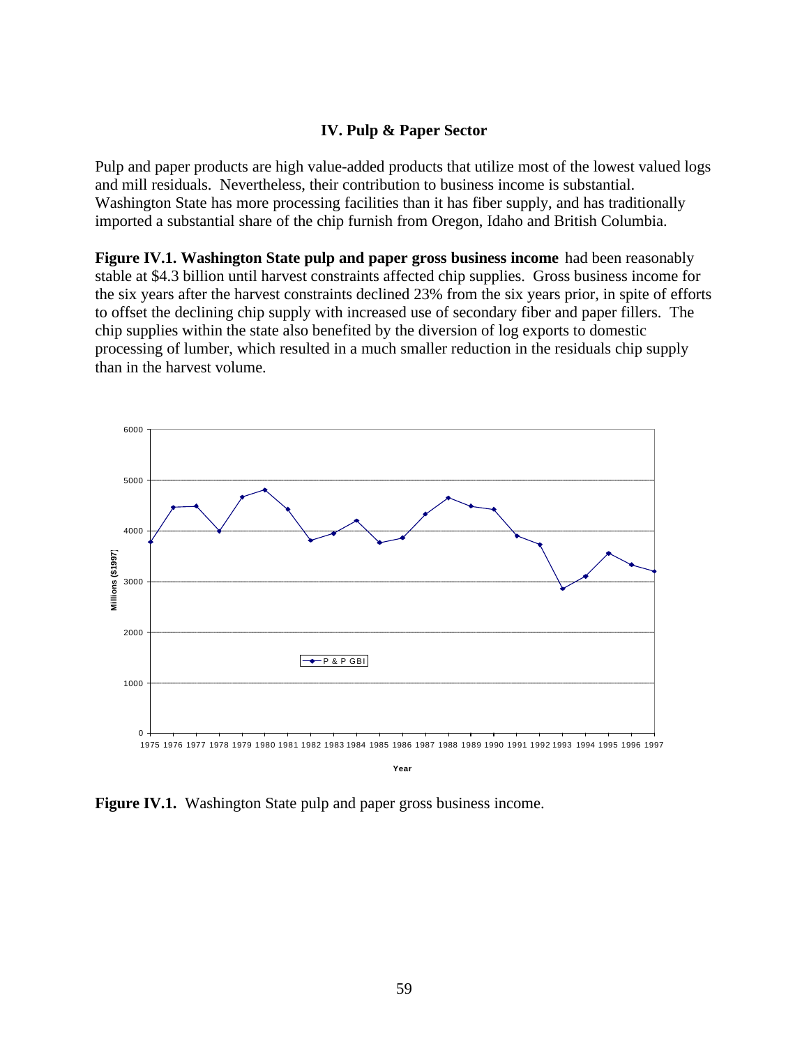## IV. Pulp & Paper Sector

Pulp and paper products are high value-added products that utilize most of the lowest valued logs and mill residuals. Nevertheless, their contribution to business income is substantial. Washington State has more processing facilities than it has fiber supply, and has traditionally imported a substantial share of the chip furnish from Oregon, Idaho and British Columbia.

**Figure IV.1. Washington State pulp and paper gross business income** had been reasonably stable at $4.3 billion until harvest constraints affected chip supplies. Gross business income for the six years after the harvest constraints declined 23% from the six years prior, in spite of efforts to offset the declining chip supply with increased use of secondary fiber and paper fillers. The chip supplies within the state also benefited by the diversion of log exports to domestic processing of lumber, which resulted in a much smaller reduction in the residuals chip supply than in the harvest volume.

**Figure IV.1.** Washington State pulp and paper gross business income.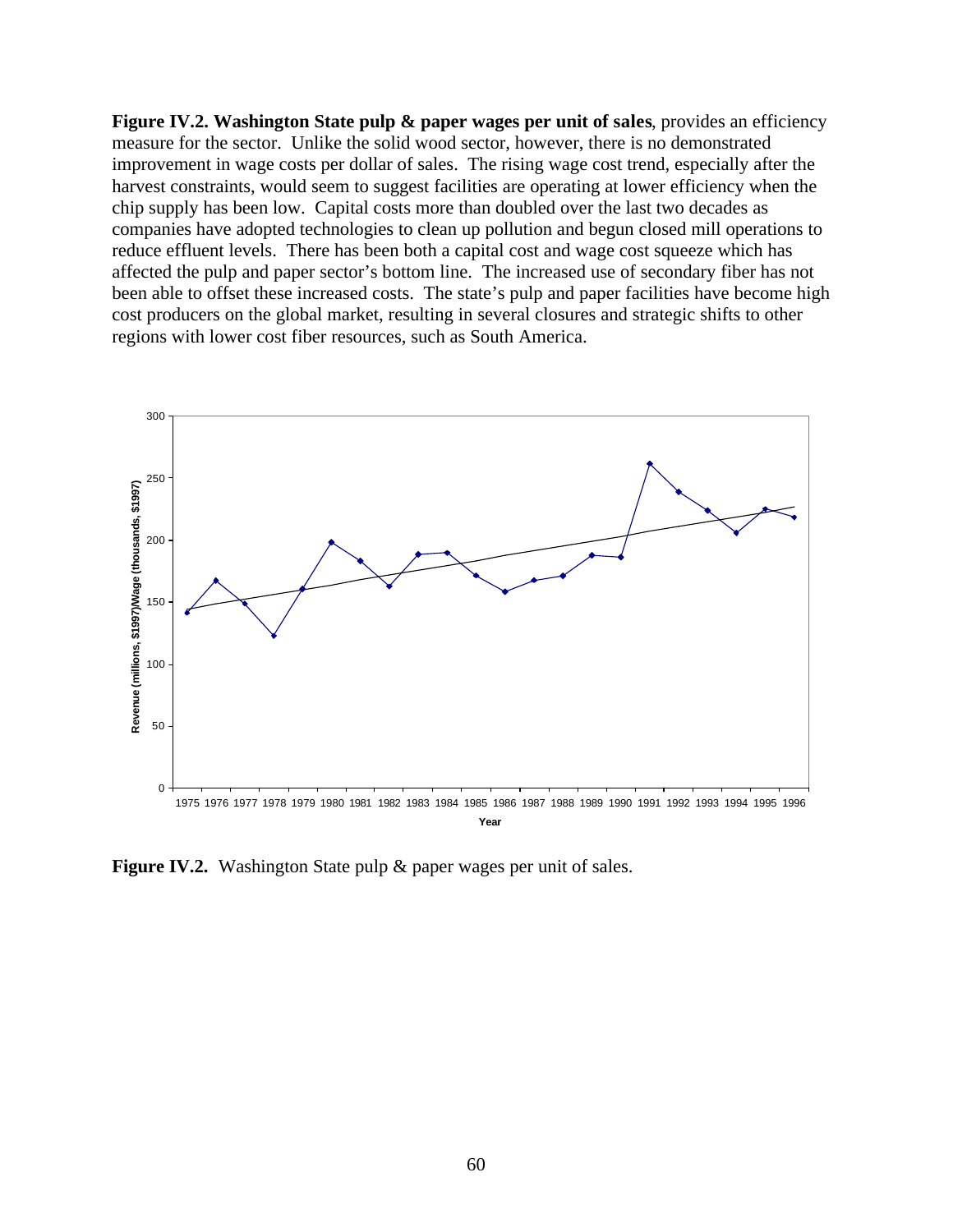**Figure IV.2. Washington State pulp & paper wages per unit of sales**, provides an efficiency measure for the sector. Unlike the solid wood sector, however, there is no demonstrated improvement in wage costs per dollar of sales. The rising wage cost trend, especially after the harvest constraints, would seem to suggest facilities are operating at lower efficiency when the chip supply has been low. Capital costs more than doubled over the last two decades as companies have adopted technologies to clean up pollution and begun closed mill operations to reduce effluent levels. There has been both a capital cost and wage cost squeeze which has affected the pulp and paper sector's bottom line. The increased use of secondary fiber has not been able to offset these increased costs. The state's pulp and paper facilities have become high cost producers on the global market, resulting in several closures and strategic shifts to other regions with lower cost fiber resources, such as South America.

**Figure IV.2.** Washington State pulp & paper wages per unit of sales.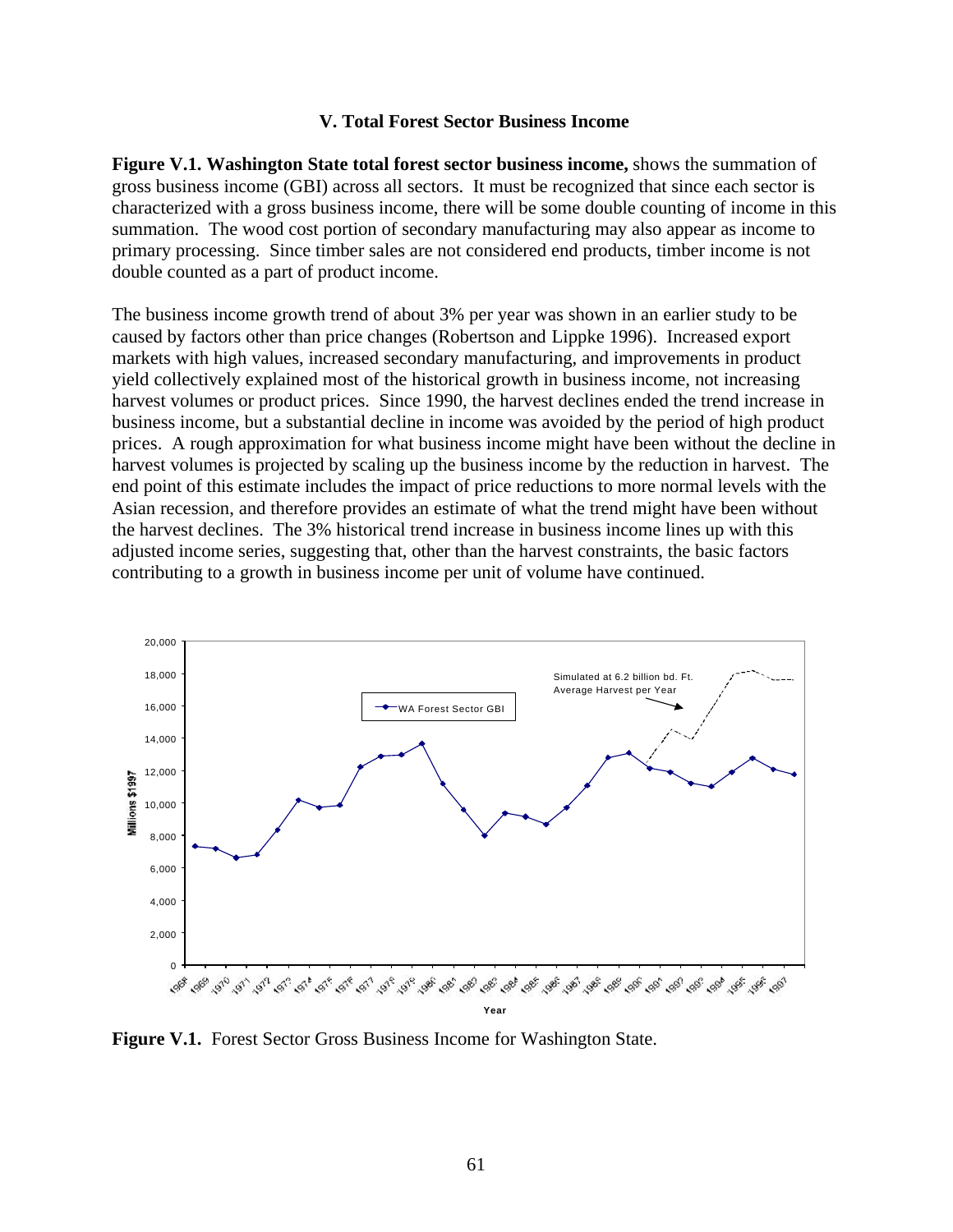### V. Total Forest Sector Business Income

**Figure V.1. Washington State total forest sector business income,** shows the summation of gross business income (GBI) across all sectors. It must be recognized that since each sector is characterized with a gross business income, there will be some double counting of income in this summation. The wood cost portion of secondary manufacturing may also appear as income to primary processing. Since timber sales are not considered end products, timber income is not double counted as a part of product income.

The business income growth trend of about 3% per year was shown in an earlier study to be caused by factors other than price changes (Robertson and Lippke 1996). Increased export markets with high values, increased secondary manufacturing, and improvements in product yield collectively explained most of the historical growth in business income, not increasing harvest volumes or product prices. Since 1990, the harvest declines ended the trend increase in business income, but a substantial decline in income was avoided by the period of high product prices. A rough approximation for what business income might have been without the decline in harvest volumes is projected by scaling up the business income by the reduction in harvest. The end point of this estimate includes the impact of price reductions to more normal levels with the Asian recession, and therefore provides an estimate of what the trend might have been without the harvest declines. The 3% historical trend increase in business income lines up with this adjusted income series, suggesting that, other than the harvest constraints, the basic factors contributing to a growth in business income per unit of volume have continued.

**Figure V.1.** Forest Sector Gross Business Income for Washington State.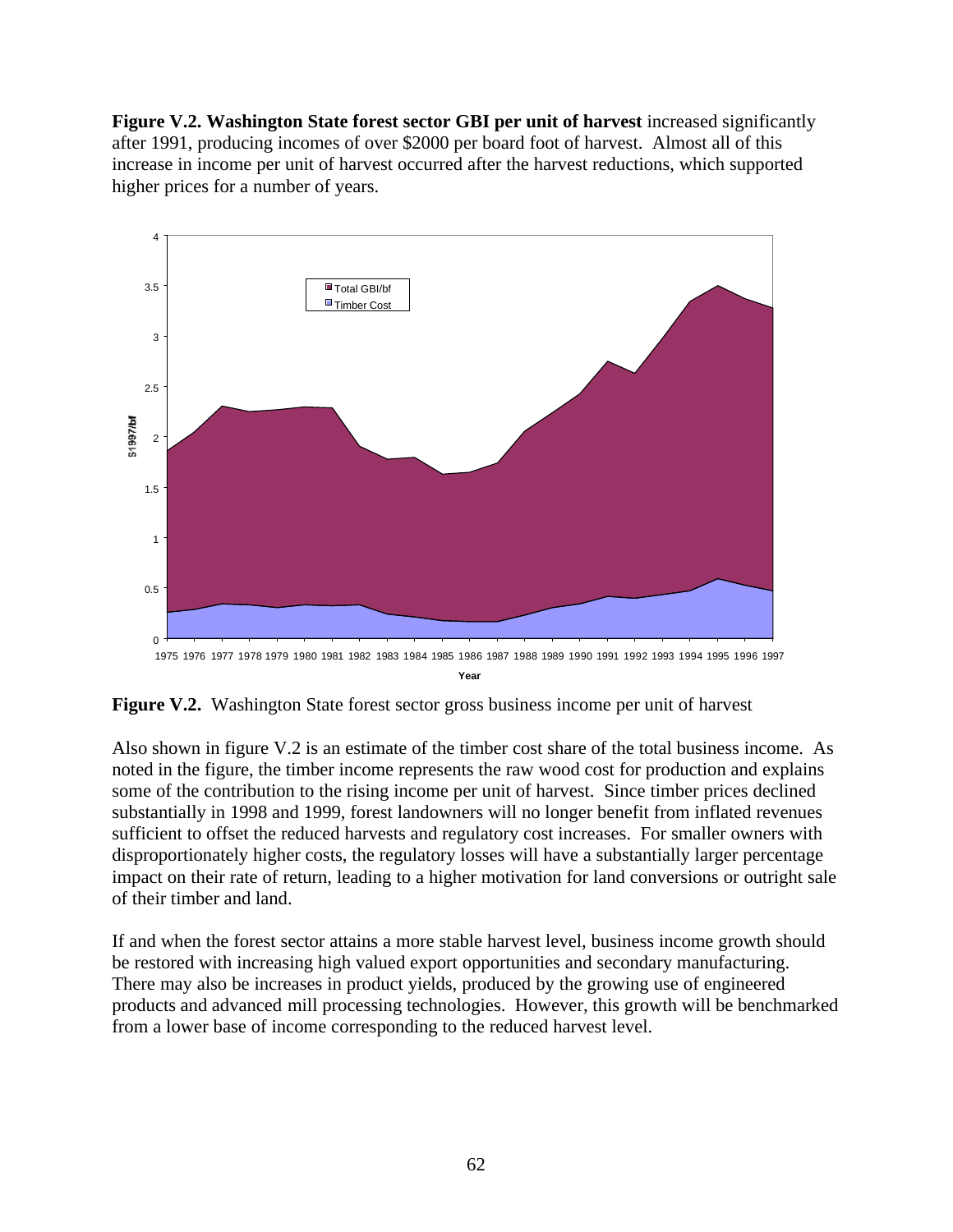**Figure V.2. Washington State forest sector GBI per unit of harvest** increased significantly after 1991, producing incomes of over $2000 per board foot of harvest. Almost all of this increase in income per unit of harvest occurred after the harvest reductions, which supported higher prices for a number of years.

**Figure V.2.** Washington State forest sector gross business income per unit of harvest

Also shown in figure V.2 is an estimate of the timber cost share of the total business income. As noted in the figure, the timber income represents the raw wood cost for production and explains some of the contribution to the rising income per unit of harvest. Since timber prices declined substantially in 1998 and 1999, forest landowners will no longer benefit from inflated revenues sufficient to offset the reduced harvests and regulatory cost increases. For smaller owners with disproportionately higher costs, the regulatory losses will have a substantially larger percentage impact on their rate of return, leading to a higher motivation for land conversions or outright sale of their timber and land.

If and when the forest sector attains a more stable harvest level, business income growth should be restored with increasing high valued export opportunities and secondary manufacturing. There may also be increases in product yields, produced by the growing use of engineered products and advanced mill processing technologies. However, this growth will be benchmarked from a lower base of income corresponding to the reduced harvest level.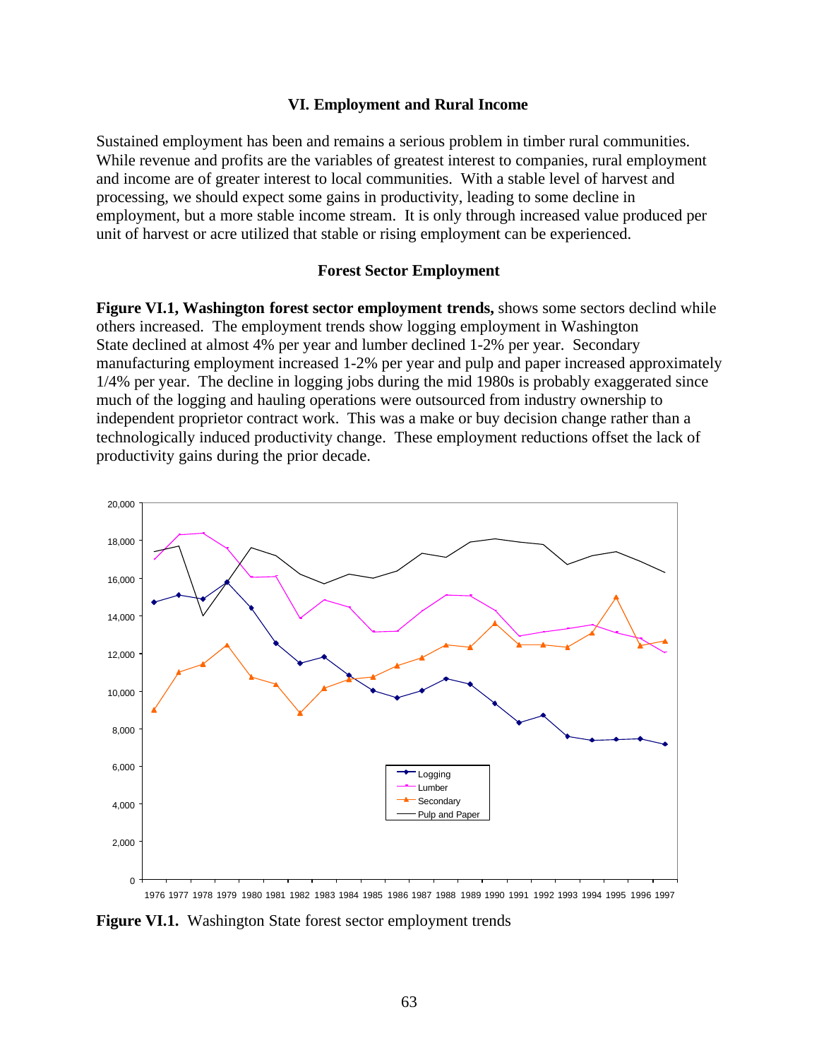### VI. Employment and Rural Income

Sustained employment has been and remains a serious problem in timber rural communities. While revenue and profits are the variables of greatest interest to companies, rural employment and income are of greater interest to local communities. With a stable level of harvest and processing, we should expect some gains in productivity, leading to some decline in employment, but a more stable income stream. It is only through increased value produced per unit of harvest or acre utilized that stable or rising employment can be experienced.

#### Forest Sector Employment

**Figure VI.1, Washington forest sector employment trends,** shows some sectors declind while others increased. The employment trends show logging employment in Washington State declined at almost 4% per year and lumber declined 1-2% per year. Secondary manufacturing employment increased 1-2% per year and pulp and paper increased approximately 1/4% per year. The decline in logging jobs during the mid 1980s is probably exaggerated since much of the logging and hauling operations were outsourced from industry ownership to independent proprietor contract work. This was a make or buy decision change rather than a technologically induced productivity change. These employment reductions offset the lack of productivity gains during the prior decade.

**Figure VI.1.** Washington State forest sector employment trends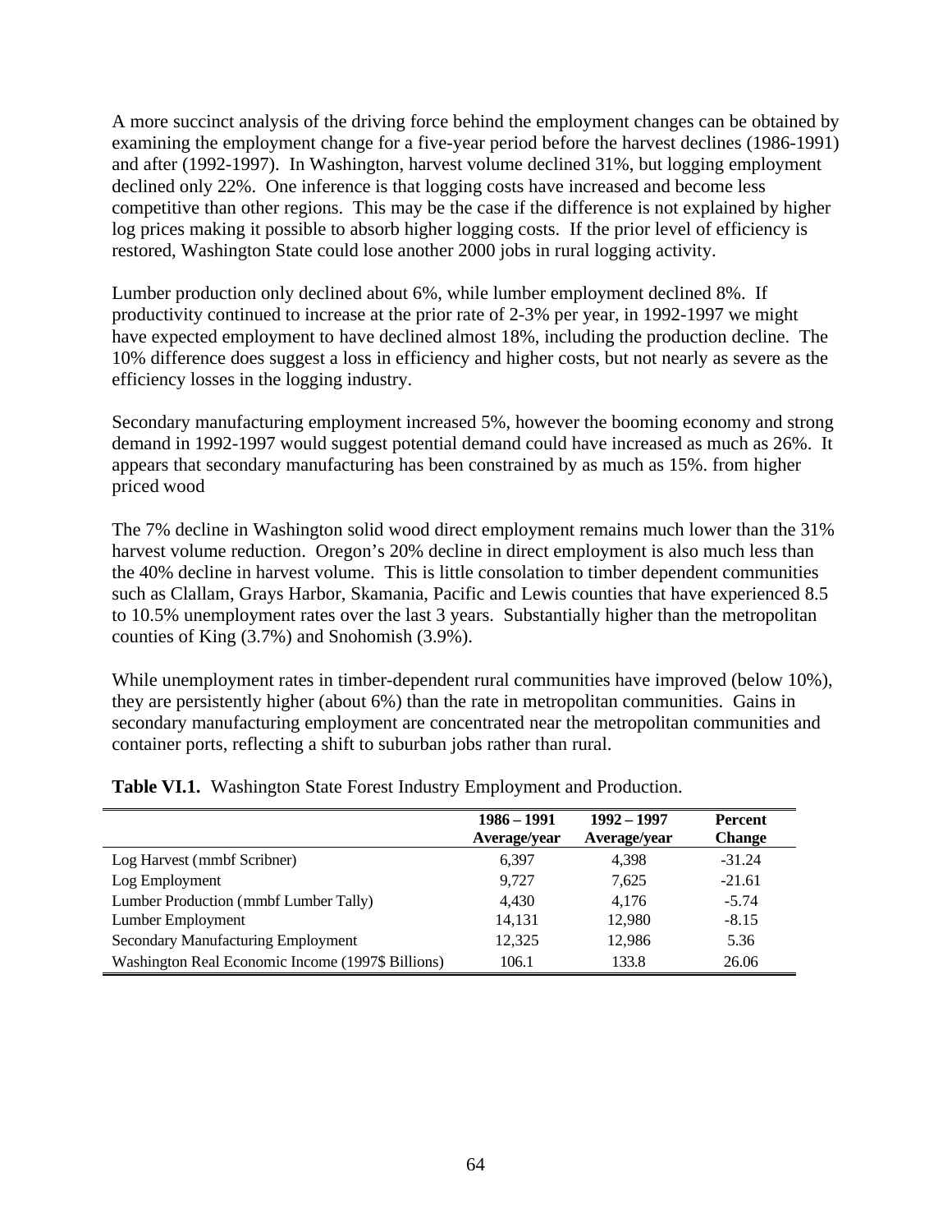A more succinct analysis of the driving force behind the employment changes can be obtained by examining the employment change for a five-year period before the harvest declines (1986-1991) and after (1992-1997). In Washington, harvest volume declined 31%, but logging employment declined only 22%. One inference is that logging costs have increased and become less competitive than other regions. This may be the case if the difference is not explained by higher log prices making it possible to absorb higher logging costs. If the prior level of efficiency is restored, Washington State could lose another 2000 jobs in rural logging activity.

Lumber production only declined about 6%, while lumber employment declined 8%. If productivity continued to increase at the prior rate of 2-3% per year, in 1992-1997 we might have expected employment to have declined almost 18%, including the production decline. The 10% difference does suggest a loss in efficiency and higher costs, but not nearly as severe as the efficiency losses in the logging industry.

Secondary manufacturing employment increased 5%, however the booming economy and strong demand in 1992-1997 would suggest potential demand could have increased as much as 26%. It appears that secondary manufacturing has been constrained by as much as 15%. from higher priced wood

The 7% decline in Washington solid wood direct employment remains much lower than the 31% harvest volume reduction. Oregon's 20% decline in direct employment is also much less than the 40% decline in harvest volume. This is little consolation to timber dependent communities such as Clallam, Grays Harbor, Skamania, Pacific and Lewis counties that have experienced 8.5 to 10.5% unemployment rates over the last 3 years. Substantially higher than the metropolitan counties of King (3.7%) and Snohomish (3.9%).

While unemployment rates in timber-dependent rural communities have improved (below 10%), they are persistently higher (about 6%) than the rate in metropolitan communities. Gains in secondary manufacturing employment are concentrated near the metropolitan communities and container ports, reflecting a shift to suburban jobs rather than rural.

**Table VI.1.** Washington State Forest Industry Employment and Production.

| | 1986 – 1991 Average/year | 1992 – 1997 Average/year | Percent Change |
|---|---|---|---|
| Log Harvest (mmbf Scribner) | 6,397 | 4,398 | -31.24 |
| Log Employment | 9,727 | 7,625 | -21.61 |
| Lumber Production (mmbf Lumber Tally) | 4,430 | 4,176 | -5.74 |
| Lumber Employment | 14,131 | 12,980 | -8.15 |
| Secondary Manufacturing Employment | 12,325 | 12,986 | 5.36 |
| Washington Real Economic Income (1997$ Billions) | 106.1 | 133.8 | 26.06 |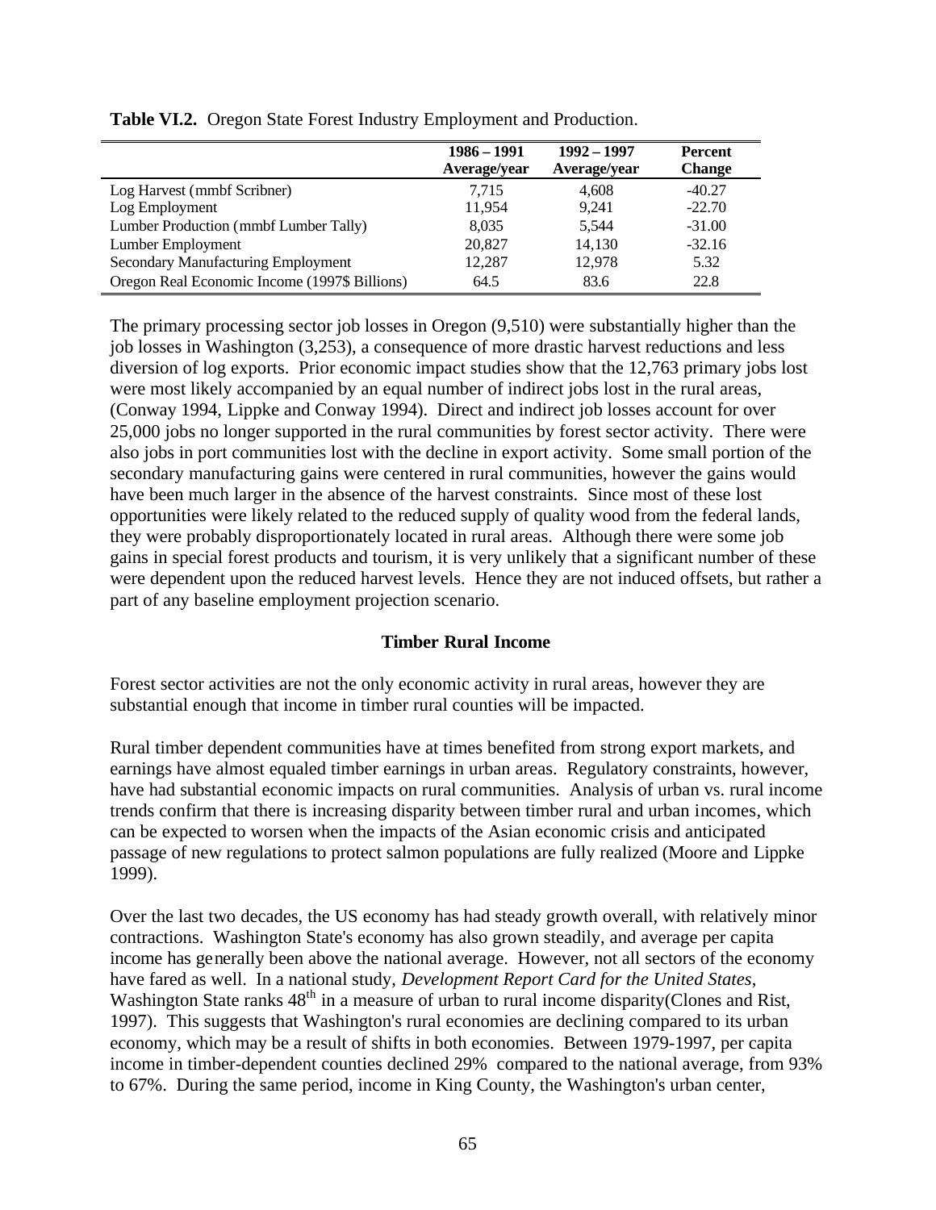**Table VI.2.** Oregon State Forest Industry Employment and Production.

| | 1986 – 1991 Average/year | 1992 – 1997 Average/year | Percent Change |
|---|---|---|---|
| Log Harvest (mmbf Scribner) | 7,715 | 4,608 | -40.27 |
| Log Employment | 11,954 | 9,241 | -22.70 |
| Lumber Production (mmbf Lumber Tally) | 8,035 | 5,544 | -31.00 |
| Lumber Employment | 20,827 | 14,130 | -32.16 |
| Secondary Manufacturing Employment | 12,287 | 12,978 | 5.32 |
| Oregon Real Economic Income (1997$ Billions) | 64.5 | 83.6 | 22.8 |

The primary processing sector job losses in Oregon (9,510) were substantially higher than the job losses in Washington (3,253), a consequence of more drastic harvest reductions and less diversion of log exports. Prior economic impact studies show that the 12,763 primary jobs lost were most likely accompanied by an equal number of indirect jobs lost in the rural areas, (Conway 1994, Lippke and Conway 1994). Direct and indirect job losses account for over 25,000 jobs no longer supported in the rural communities by forest sector activity. There were also jobs in port communities lost with the decline in export activity. Some small portion of the secondary manufacturing gains were centered in rural communities, however the gains would have been much larger in the absence of the harvest constraints. Since most of these lost opportunities were likely related to the reduced supply of quality wood from the federal lands, they were probably disproportionately located in rural areas. Although there were some job gains in special forest products and tourism, it is very unlikely that a significant number of these were dependent upon the reduced harvest levels. Hence they are not induced offsets, but rather a part of any baseline employment projection scenario.

### Timber Rural Income

Forest sector activities are not the only economic activity in rural areas, however they are substantial enough that income in timber rural counties will be impacted.

Rural timber dependent communities have at times benefited from strong export markets, and earnings have almost equaled timber earnings in urban areas. Regulatory constraints, however, have had substantial economic impacts on rural communities. Analysis of urban vs. rural income trends confirm that there is increasing disparity between timber rural and urban incomes, which can be expected to worsen when the impacts of the Asian economic crisis and anticipated passage of new regulations to protect salmon populations are fully realized (Moore and Lippke 1999).

Over the last two decades, the US economy has had steady growth overall, with relatively minor contractions. Washington State's economy has also grown steadily, and average per capita income has generally been above the national average. However, not all sectors of the economy have fared as well. In a national study, *Development Report Card for the United States*, Washington State ranks 48th in a measure of urban to rural income disparity(Clones and Rist, 1997). This suggests that Washington's rural economies are declining compared to its urban economy, which may be a result of shifts in both economies. Between 1979-1997, per capita income in timber-dependent counties declined 29% compared to the national average, from 93% to 67%. During the same period, income in King County, the Washington's urban center,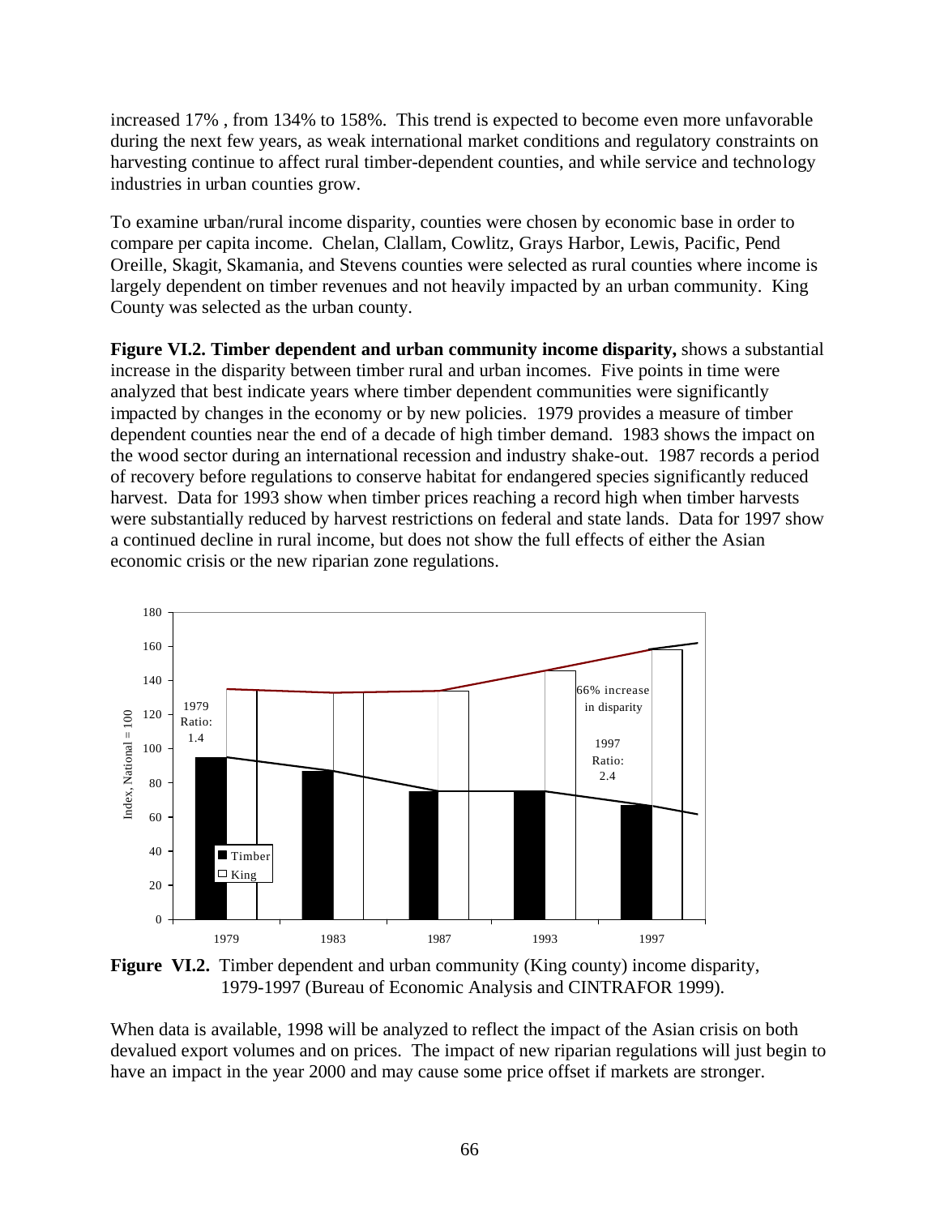increased 17% , from 134% to 158%. This trend is expected to become even more unfavorable during the next few years, as weak international market conditions and regulatory constraints on harvesting continue to affect rural timber-dependent counties, and while service and technology industries in urban counties grow.

To examine urban/rural income disparity, counties were chosen by economic base in order to compare per capita income. Chelan, Clallam, Cowlitz, Grays Harbor, Lewis, Pacific, Pend Oreille, Skagit, Skamania, and Stevens counties were selected as rural counties where income is largely dependent on timber revenues and not heavily impacted by an urban community. King County was selected as the urban county.

**Figure VI.2. Timber dependent and urban community income disparity,** shows a substantial increase in the disparity between timber rural and urban incomes. Five points in time were analyzed that best indicate years where timber dependent communities were significantly impacted by changes in the economy or by new policies. 1979 provides a measure of timber dependent counties near the end of a decade of high timber demand. 1983 shows the impact on the wood sector during an international recession and industry shake-out. 1987 records a period of recovery before regulations to conserve habitat for endangered species significantly reduced harvest. Data for 1993 show when timber prices reaching a record high when timber harvests were substantially reduced by harvest restrictions on federal and state lands. Data for 1997 show a continued decline in rural income, but does not show the full effects of either the Asian economic crisis or the new riparian zone regulations.

**Figure VI.2.** Timber dependent and urban community (King county) income disparity, 1979-1997 (Bureau of Economic Analysis and CINTRAFOR 1999).

When data is available, 1998 will be analyzed to reflect the impact of the Asian crisis on both devalued export volumes and on prices. The impact of new riparian regulations will just begin to have an impact in the year 2000 and may cause some price offset if markets are stronger.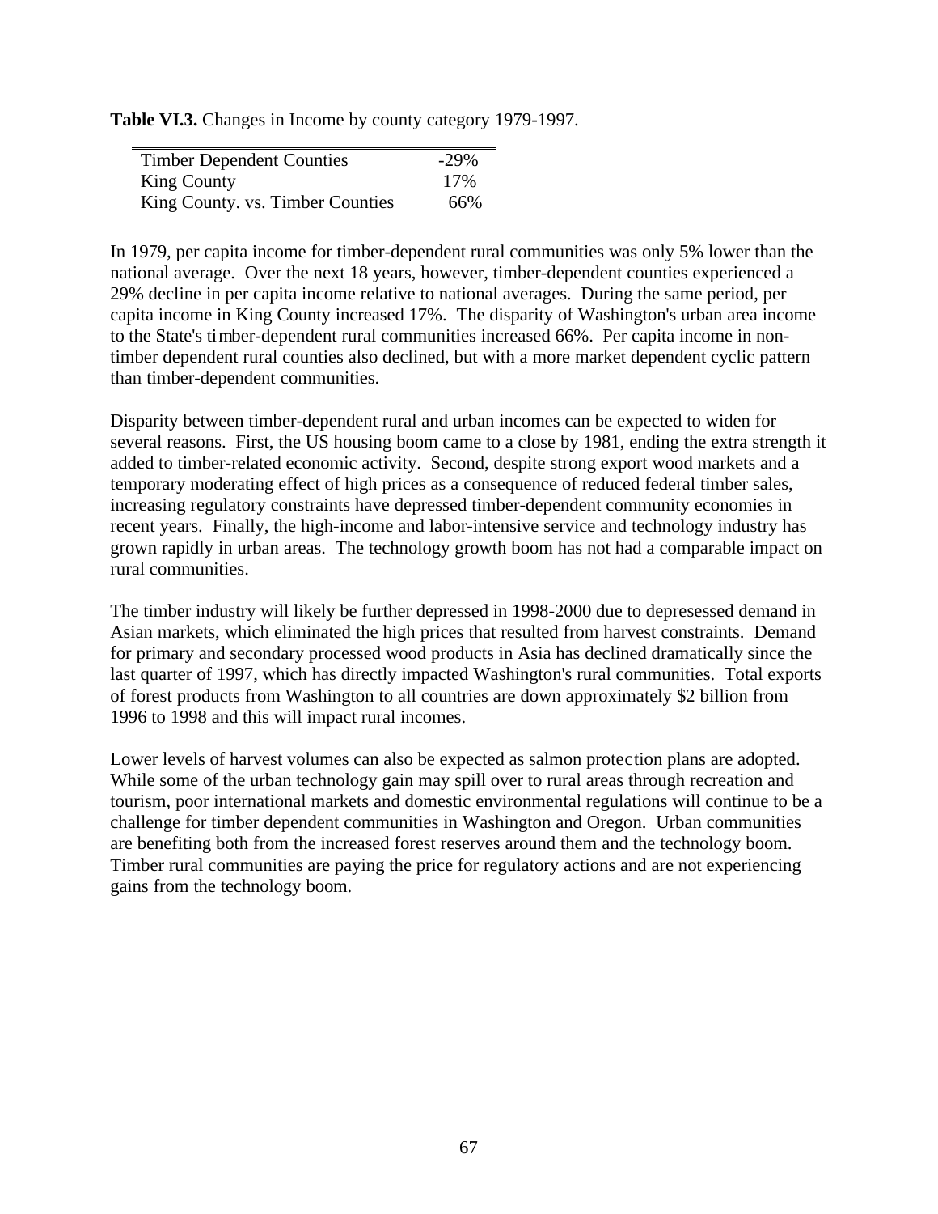**Table VI.3.** Changes in Income by county category 1979-1997.

| | |
|---|---|
| Timber Dependent Counties | -29% |
| King County | 17% |
| King County. vs. Timber Counties | 66% |

In 1979, per capita income for timber-dependent rural communities was only 5% lower than the national average. Over the next 18 years, however, timber-dependent counties experienced a 29% decline in per capita income relative to national averages. During the same period, per capita income in King County increased 17%. The disparity of Washington's urban area income to the State's timber-dependent rural communities increased 66%. Per capita income in non-timber dependent rural counties also declined, but with a more market dependent cyclic pattern than timber-dependent communities.

Disparity between timber-dependent rural and urban incomes can be expected to widen for several reasons. First, the US housing boom came to a close by 1981, ending the extra strength it added to timber-related economic activity. Second, despite strong export wood markets and a temporary moderating effect of high prices as a consequence of reduced federal timber sales, increasing regulatory constraints have depressed timber-dependent community economies in recent years. Finally, the high-income and labor-intensive service and technology industry has grown rapidly in urban areas. The technology growth boom has not had a comparable impact on rural communities.

The timber industry will likely be further depressed in 1998-2000 due to depresessed demand in Asian markets, which eliminated the high prices that resulted from harvest constraints. Demand for primary and secondary processed wood products in Asia has declined dramatically since the last quarter of 1997, which has directly impacted Washington's rural communities. Total exports of forest products from Washington to all countries are down approximately $2 billion from 1996 to 1998 and this will impact rural incomes.

Lower levels of harvest volumes can also be expected as salmon protection plans are adopted. While some of the urban technology gain may spill over to rural areas through recreation and tourism, poor international markets and domestic environmental regulations will continue to be a challenge for timber dependent communities in Washington and Oregon. Urban communities are benefiting both from the increased forest reserves around them and the technology boom. Timber rural communities are paying the price for regulatory actions and are not experiencing gains from the technology boom.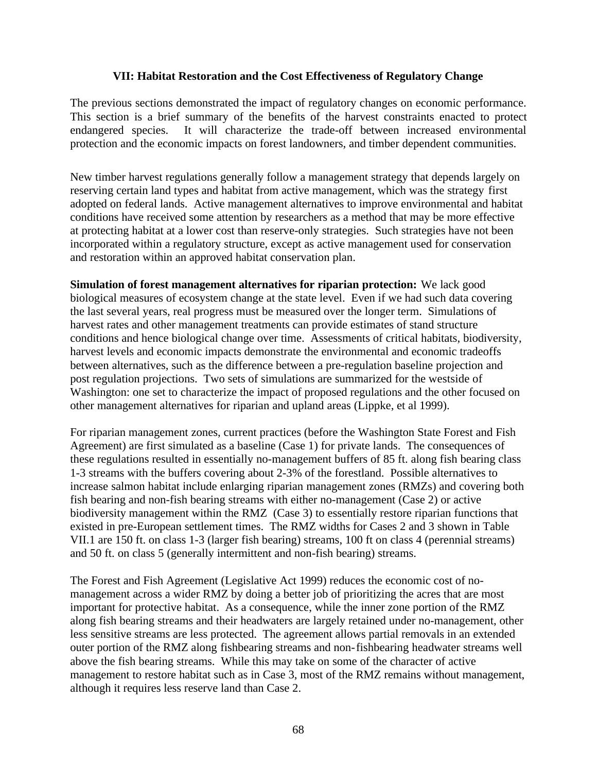### VII: Habitat Restoration and the Cost Effectiveness of Regulatory Change

The previous sections demonstrated the impact of regulatory changes on economic performance. This section is a brief summary of the benefits of the harvest constraints enacted to protect endangered species. It will characterize the trade-off between increased environmental protection and the economic impacts on forest landowners, and timber dependent communities.

New timber harvest regulations generally follow a management strategy that depends largely on reserving certain land types and habitat from active management, which was the strategy first adopted on federal lands. Active management alternatives to improve environmental and habitat conditions have received some attention by researchers as a method that may be more effective at protecting habitat at a lower cost than reserve-only strategies. Such strategies have not been incorporated within a regulatory structure, except as active management used for conservation and restoration within an approved habitat conservation plan.

**Simulation of forest management alternatives for riparian protection:** We lack good biological measures of ecosystem change at the state level. Even if we had such data covering the last several years, real progress must be measured over the longer term. Simulations of harvest rates and other management treatments can provide estimates of stand structure conditions and hence biological change over time. Assessments of critical habitats, biodiversity, harvest levels and economic impacts demonstrate the environmental and economic tradeoffs between alternatives, such as the difference between a pre-regulation baseline projection and post regulation projections. Two sets of simulations are summarized for the westside of Washington: one set to characterize the impact of proposed regulations and the other focused on other management alternatives for riparian and upland areas (Lippke, et al 1999).

For riparian management zones, current practices (before the Washington State Forest and Fish Agreement) are first simulated as a baseline (Case 1) for private lands. The consequences of these regulations resulted in essentially no-management buffers of 85 ft. along fish bearing class 1-3 streams with the buffers covering about 2-3% of the forestland. Possible alternatives to increase salmon habitat include enlarging riparian management zones (RMZs) and covering both fish bearing and non-fish bearing streams with either no-management (Case 2) or active biodiversity management within the RMZ (Case 3) to essentially restore riparian functions that existed in pre-European settlement times. The RMZ widths for Cases 2 and 3 shown in Table VII.1 are 150 ft. on class 1-3 (larger fish bearing) streams, 100 ft on class 4 (perennial streams) and 50 ft. on class 5 (generally intermittent and non-fish bearing) streams.

The Forest and Fish Agreement (Legislative Act 1999) reduces the economic cost of no-management across a wider RMZ by doing a better job of prioritizing the acres that are most important for protective habitat. As a consequence, while the inner zone portion of the RMZ along fish bearing streams and their headwaters are largely retained under no-management, other less sensitive streams are less protected. The agreement allows partial removals in an extended outer portion of the RMZ along fishbearing streams and non-fishbearing headwater streams well above the fish bearing streams. While this may take on some of the character of active management to restore habitat such as in Case 3, most of the RMZ remains without management, although it requires less reserve land than Case 2.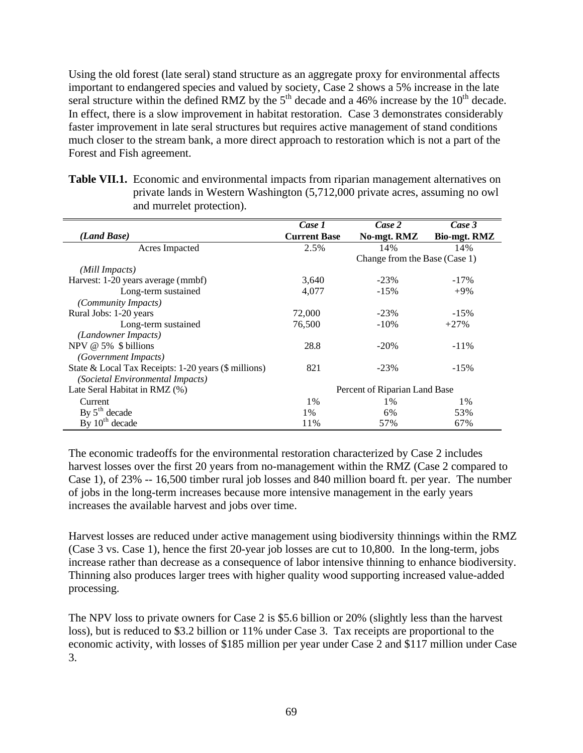Using the old forest (late seral) stand structure as an aggregate proxy for environmental affects important to endangered species and valued by society, Case 2 shows a 5% increase in the late seral structure within the defined RMZ by the 5th decade and a 46% increase by the 10th decade. In effect, there is a slow improvement in habitat restoration. Case 3 demonstrates considerably faster improvement in late seral structures but requires active management of stand conditions much closer to the stream bank, a more direct approach to restoration which is not a part of the Forest and Fish agreement.

**Table VII.1.** Economic and environmental impacts from riparian management alternatives on private lands in Western Washington (5,712,000 private acres, assuming no owl and murrelet protection).

| *(Land Base)* | ***Case 1*** **Current Base** | ***Case 2*** **No-mgt. RMZ** | ***Case 3*** **Bio-mgt. RMZ** |
|---|---|---|---|
| Acres Impacted | 2.5% | 14% | 14% |
| | | Change from the Base (Case 1) | |
| *(Mill Impacts)* | | | |
| Harvest: 1-20 years average (mmbf) | 3,640 | -23% | -17% |
| Long-term sustained | 4,077 | -15% | +9% |
| *(Community Impacts)* | | | |
| Rural Jobs: 1-20 years | 72,000 | -23% | -15% |
| Long-term sustained | 76,500 | -10% | +27% |
| *(Landowner Impacts)* | | | |
| NPV @ 5% $ billions | 28.8 | -20% | -11% |
| *(Government Impacts)* | | | |
| State & Local Tax Receipts: 1-20 years ($ millions) | 821 | -23% | -15% |
| *(Societal Environmental Impacts)* | | | |
| Late Seral Habitat in RMZ (%) | | Percent of Riparian Land Base | |
| Current | 1% | 1% | 1% |
| By 5th decade | 1% | 6% | 53% |
| By 10th decade | 11% | 57% | 67% |

The economic tradeoffs for the environmental restoration characterized by Case 2 includes harvest losses over the first 20 years from no-management within the RMZ (Case 2 compared to Case 1), of 23% -- 16,500 timber rural job losses and 840 million board ft. per year. The number of jobs in the long-term increases because more intensive management in the early years increases the available harvest and jobs over time.

Harvest losses are reduced under active management using biodiversity thinnings within the RMZ (Case 3 vs. Case 1), hence the first 20-year job losses are cut to 10,800. In the long-term, jobs increase rather than decrease as a consequence of labor intensive thinning to enhance biodiversity. Thinning also produces larger trees with higher quality wood supporting increased value-added processing.

The NPV loss to private owners for Case 2 is $5.6 billion or 20% (slightly less than the harvest loss), but is reduced to $3.2 billion or 11% under Case 3. Tax receipts are proportional to the economic activity, with losses of $185 million per year under Case 2 and $117 million under Case 3.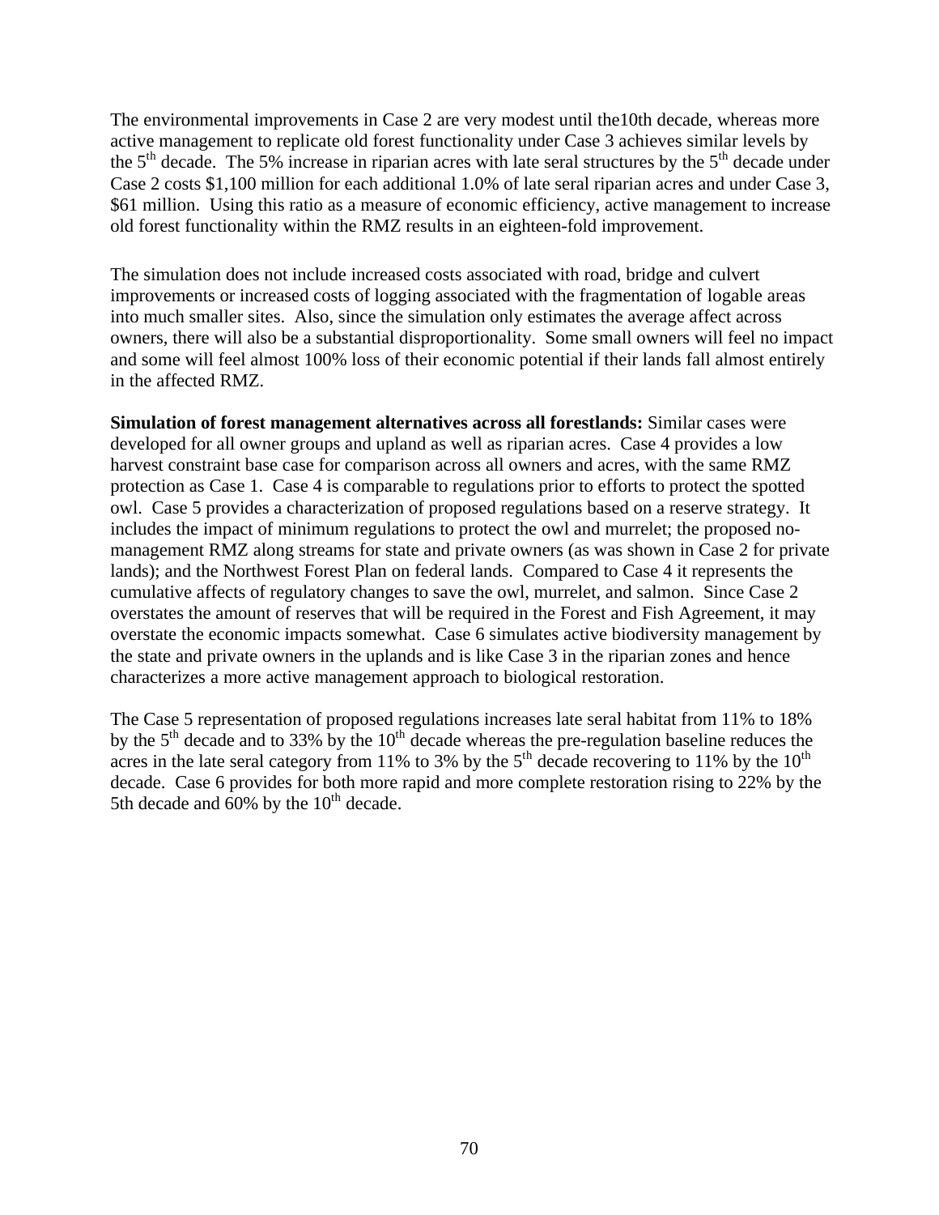The environmental improvements in Case 2 are very modest until the10th decade, whereas more active management to replicate old forest functionality under Case 3 achieves similar levels by the 5th decade. The 5% increase in riparian acres with late seral structures by the 5th decade under Case 2 costs $1,100 million for each additional 1.0% of late seral riparian acres and under Case 3, $61 million. Using this ratio as a measure of economic efficiency, active management to increase old forest functionality within the RMZ results in an eighteen-fold improvement.

The simulation does not include increased costs associated with road, bridge and culvert improvements or increased costs of logging associated with the fragmentation of logable areas into much smaller sites. Also, since the simulation only estimates the average affect across owners, there will also be a substantial disproportionality. Some small owners will feel no impact and some will feel almost 100% loss of their economic potential if their lands fall almost entirely in the affected RMZ.

**Simulation of forest management alternatives across all forestlands:** Similar cases were developed for all owner groups and upland as well as riparian acres. Case 4 provides a low harvest constraint base case for comparison across all owners and acres, with the same RMZ protection as Case 1. Case 4 is comparable to regulations prior to efforts to protect the spotted owl. Case 5 provides a characterization of proposed regulations based on a reserve strategy. It includes the impact of minimum regulations to protect the owl and murrelet; the proposed no-management RMZ along streams for state and private owners (as was shown in Case 2 for private lands); and the Northwest Forest Plan on federal lands. Compared to Case 4 it represents the cumulative affects of regulatory changes to save the owl, murrelet, and salmon. Since Case 2 overstates the amount of reserves that will be required in the Forest and Fish Agreement, it may overstate the economic impacts somewhat. Case 6 simulates active biodiversity management by the state and private owners in the uplands and is like Case 3 in the riparian zones and hence characterizes a more active management approach to biological restoration.

The Case 5 representation of proposed regulations increases late seral habitat from 11% to 18% by the 5th decade and to 33% by the 10th decade whereas the pre-regulation baseline reduces the acres in the late seral category from 11% to 3% by the 5th decade recovering to 11% by the 10th decade. Case 6 provides for both more rapid and more complete restoration rising to 22% by the 5th decade and 60% by the 10th decade.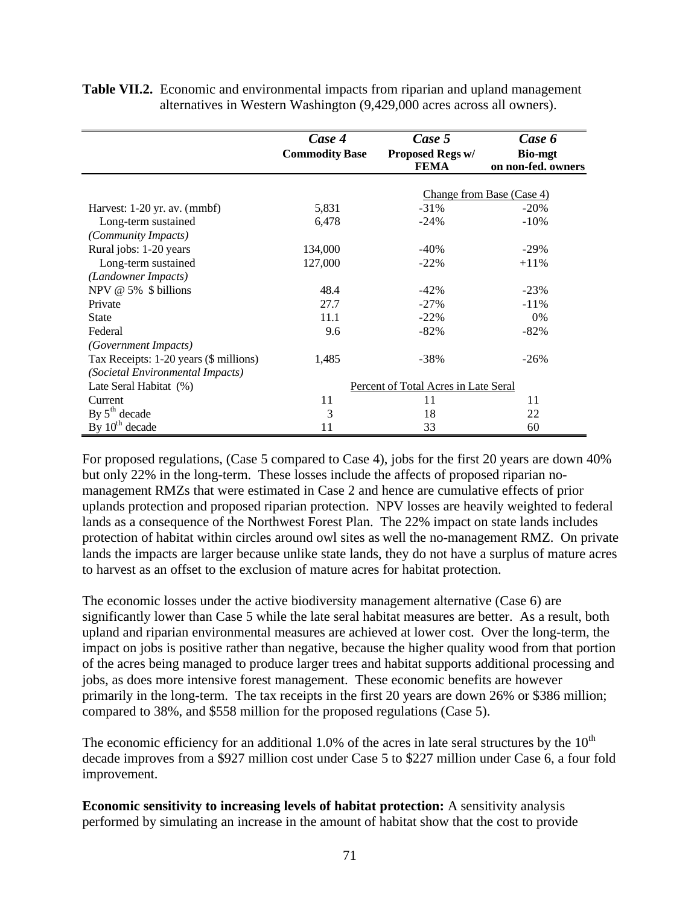**Table VII.2.** Economic and environmental impacts from riparian and upland management alternatives in Western Washington (9,429,000 acres across all owners).

| | *Case 4* **Commodity Base** | *Case 5* **Proposed Regs w/ FEMA** | *Case 6* **Bio-mgt on non-fed. owners** |
|---|---|---|---|
| | | Change from Base (Case 4) | |
| Harvest: 1-20 yr. av. (mmbf) | 5,831 | -31% | -20% |
| Long-term sustained | 6,478 | -24% | -10% |
| *(Community Impacts)* | | | |
| Rural jobs: 1-20 years | 134,000 | -40% | -29% |
| Long-term sustained | 127,000 | -22% | +11% |
| *(Landowner Impacts)* | | | |
| NPV @ 5% $ billions | 48.4 | -42% | -23% |
| Private | 27.7 | -27% | -11% |
| State | 11.1 | -22% | 0% |
| Federal | 9.6 | -82% | -82% |
| *(Government Impacts)* | | | |
| Tax Receipts: 1-20 years ($ millions) | 1,485 | -38% | -26% |
| *(Societal Environmental Impacts)* | | | |
| Late Seral Habitat (%) | | Percent of Total Acres in Late Seral | |
| Current | 11 | 11 | 11 |
| By 5th decade | 3 | 18 | 22 |
| By 10th decade | 11 | 33 | 60 |

For proposed regulations, (Case 5 compared to Case 4), jobs for the first 20 years are down 40% but only 22% in the long-term. These losses include the affects of proposed riparian no-management RMZs that were estimated in Case 2 and hence are cumulative effects of prior uplands protection and proposed riparian protection. NPV losses are heavily weighted to federal lands as a consequence of the Northwest Forest Plan. The 22% impact on state lands includes protection of habitat within circles around owl sites as well the no-management RMZ. On private lands the impacts are larger because unlike state lands, they do not have a surplus of mature acres to harvest as an offset to the exclusion of mature acres for habitat protection.

The economic losses under the active biodiversity management alternative (Case 6) are significantly lower than Case 5 while the late seral habitat measures are better. As a result, both upland and riparian environmental measures are achieved at lower cost. Over the long-term, the impact on jobs is positive rather than negative, because the higher quality wood from that portion of the acres being managed to produce larger trees and habitat supports additional processing and jobs, as does more intensive forest management. These economic benefits are however primarily in the long-term. The tax receipts in the first 20 years are down 26% or $386 million; compared to 38%, and $558 million for the proposed regulations (Case 5).

The economic efficiency for an additional 1.0% of the acres in late seral structures by the 10th decade improves from a $927 million cost under Case 5 to $227 million under Case 6, a four fold improvement.

**Economic sensitivity to increasing levels of habitat protection:** A sensitivity analysis performed by simulating an increase in the amount of habitat show that the cost to provide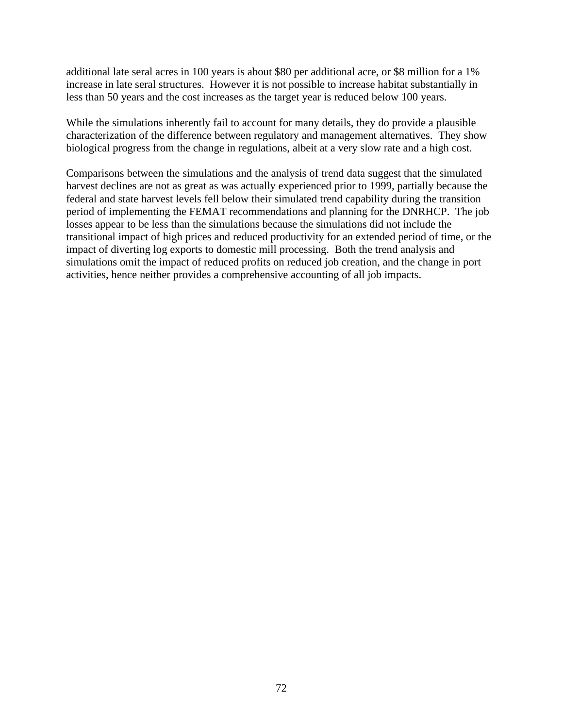additional late seral acres in 100 years is about $80 per additional acre, or $8 million for a 1% increase in late seral structures. However it is not possible to increase habitat substantially in less than 50 years and the cost increases as the target year is reduced below 100 years.

While the simulations inherently fail to account for many details, they do provide a plausible characterization of the difference between regulatory and management alternatives. They show biological progress from the change in regulations, albeit at a very slow rate and a high cost.

Comparisons between the simulations and the analysis of trend data suggest that the simulated harvest declines are not as great as was actually experienced prior to 1999, partially because the federal and state harvest levels fell below their simulated trend capability during the transition period of implementing the FEMAT recommendations and planning for the DNRHCP. The job losses appear to be less than the simulations because the simulations did not include the transitional impact of high prices and reduced productivity for an extended period of time, or the impact of diverting log exports to domestic mill processing. Both the trend analysis and simulations omit the impact of reduced profits on reduced job creation, and the change in port activities, hence neither provides a comprehensive accounting of all job impacts.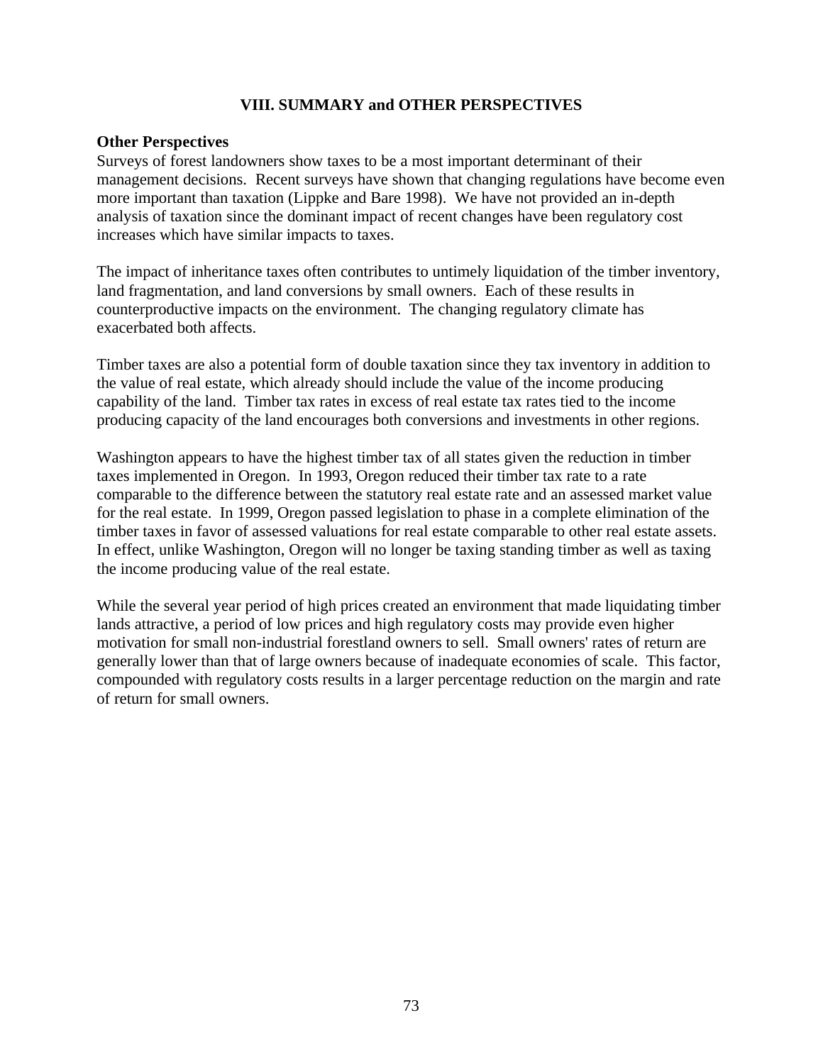## VIII. SUMMARY and OTHER PERSPECTIVES

### Other Perspectives

Surveys of forest landowners show taxes to be a most important determinant of their management decisions. Recent surveys have shown that changing regulations have become even more important than taxation (Lippke and Bare 1998). We have not provided an in-depth analysis of taxation since the dominant impact of recent changes have been regulatory cost increases which have similar impacts to taxes.

The impact of inheritance taxes often contributes to untimely liquidation of the timber inventory, land fragmentation, and land conversions by small owners. Each of these results in counterproductive impacts on the environment. The changing regulatory climate has exacerbated both affects.

Timber taxes are also a potential form of double taxation since they tax inventory in addition to the value of real estate, which already should include the value of the income producing capability of the land. Timber tax rates in excess of real estate tax rates tied to the income producing capacity of the land encourages both conversions and investments in other regions.

Washington appears to have the highest timber tax of all states given the reduction in timber taxes implemented in Oregon. In 1993, Oregon reduced their timber tax rate to a rate comparable to the difference between the statutory real estate rate and an assessed market value for the real estate. In 1999, Oregon passed legislation to phase in a complete elimination of the timber taxes in favor of assessed valuations for real estate comparable to other real estate assets. In effect, unlike Washington, Oregon will no longer be taxing standing timber as well as taxing the income producing value of the real estate.

While the several year period of high prices created an environment that made liquidating timber lands attractive, a period of low prices and high regulatory costs may provide even higher motivation for small non-industrial forestland owners to sell. Small owners' rates of return are generally lower than that of large owners because of inadequate economies of scale. This factor, compounded with regulatory costs results in a larger percentage reduction on the margin and rate of return for small owners.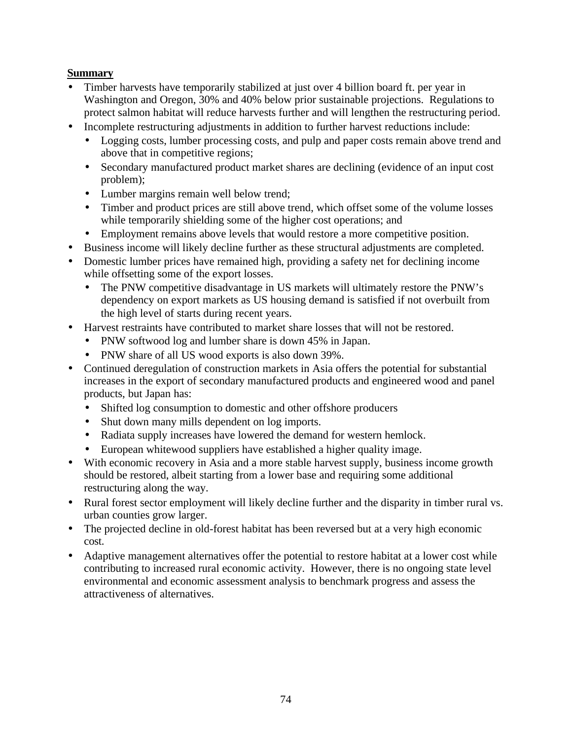**Summary**

- Timber harvests have temporarily stabilized at just over 4 billion board ft. per year in Washington and Oregon, 30% and 40% below prior sustainable projections. Regulations to protect salmon habitat will reduce harvests further and will lengthen the restructuring period.
- Incomplete restructuring adjustments in addition to further harvest reductions include:
  - Logging costs, lumber processing costs, and pulp and paper costs remain above trend and above that in competitive regions;
  - Secondary manufactured product market shares are declining (evidence of an input cost problem);
  - Lumber margins remain well below trend;
  - Timber and product prices are still above trend, which offset some of the volume losses while temporarily shielding some of the higher cost operations; and
  - Employment remains above levels that would restore a more competitive position.
- Business income will likely decline further as these structural adjustments are completed.
- Domestic lumber prices have remained high, providing a safety net for declining income while offsetting some of the export losses.
  - The PNW competitive disadvantage in US markets will ultimately restore the PNW's dependency on export markets as US housing demand is satisfied if not overbuilt from the high level of starts during recent years.
- Harvest restraints have contributed to market share losses that will not be restored.
  - PNW softwood log and lumber share is down 45% in Japan.
  - PNW share of all US wood exports is also down 39%.
- Continued deregulation of construction markets in Asia offers the potential for substantial increases in the export of secondary manufactured products and engineered wood and panel products, but Japan has:
  - Shifted log consumption to domestic and other offshore producers
  - Shut down many mills dependent on log imports.
  - Radiata supply increases have lowered the demand for western hemlock.
  - European whitewood suppliers have established a higher quality image.
- With economic recovery in Asia and a more stable harvest supply, business income growth should be restored, albeit starting from a lower base and requiring some additional restructuring along the way.
- Rural forest sector employment will likely decline further and the disparity in timber rural vs. urban counties grow larger.
- The projected decline in old-forest habitat has been reversed but at a very high economic cost.
- Adaptive management alternatives offer the potential to restore habitat at a lower cost while contributing to increased rural economic activity. However, there is no ongoing state level environmental and economic assessment analysis to benchmark progress and assess the attractiveness of alternatives.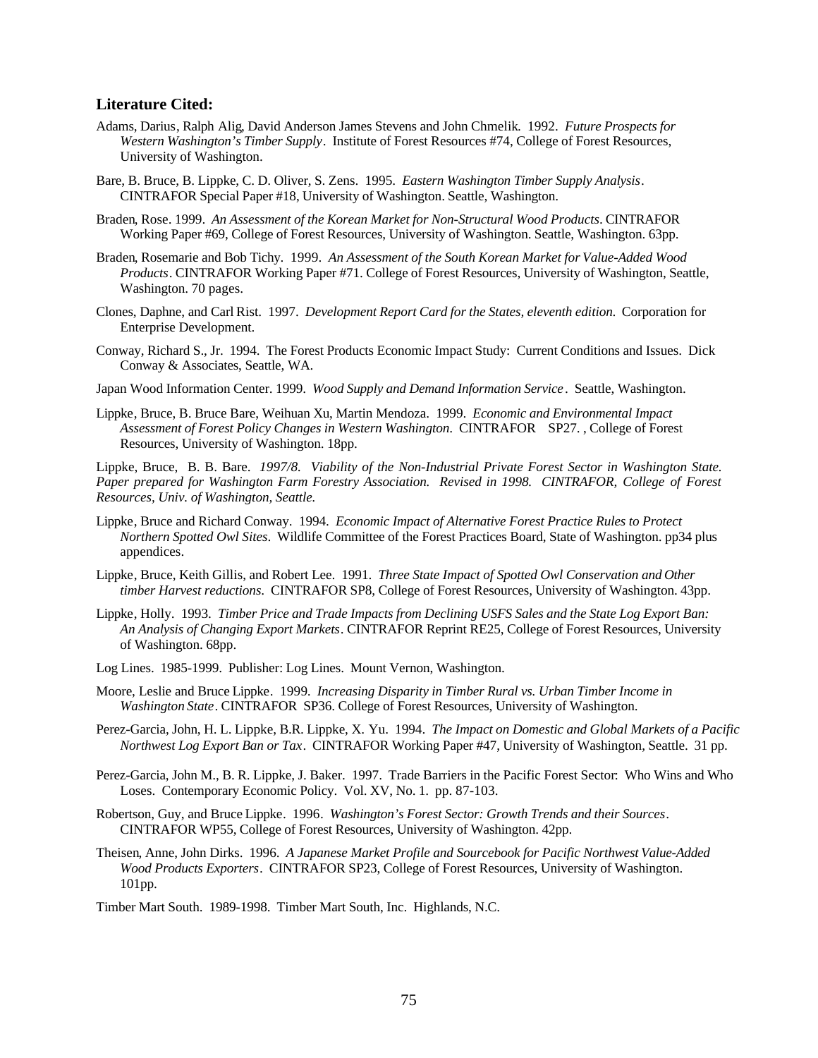**Literature Cited:**

Adams, Darius, Ralph Alig, David Anderson James Stevens and John Chmelik. 1992. *Future Prospects for Western Washington's Timber Supply*. Institute of Forest Resources #74, College of Forest Resources, University of Washington.

Bare, B. Bruce, B. Lippke, C. D. Oliver, S. Zens. 1995. *Eastern Washington Timber Supply Analysis*. CINTRAFOR Special Paper #18, University of Washington. Seattle, Washington.

Braden, Rose. 1999. *An Assessment of the Korean Market for Non-Structural Wood Products*. CINTRAFOR Working Paper #69, College of Forest Resources, University of Washington. Seattle, Washington. 63pp.

Braden, Rosemarie and Bob Tichy. 1999. *An Assessment of the South Korean Market for Value-Added Wood Products*. CINTRAFOR Working Paper #71. College of Forest Resources, University of Washington, Seattle, Washington. 70 pages.

Clones, Daphne, and Carl Rist. 1997. *Development Report Card for the States, eleventh edition.* Corporation for Enterprise Development.

Conway, Richard S., Jr. 1994. The Forest Products Economic Impact Study: Current Conditions and Issues. Dick Conway & Associates, Seattle, WA.

Japan Wood Information Center. 1999. *Wood Supply and Demand Information Service*. Seattle, Washington.

Lippke, Bruce, B. Bruce Bare, Weihuan Xu, Martin Mendoza. 1999. *Economic and Environmental Impact Assessment of Forest Policy Changes in Western Washington*. CINTRAFOR SP27. , College of Forest Resources, University of Washington. 18pp.

Lippke, Bruce, B. B. Bare. *1997/8. Viability of the Non-Industrial Private Forest Sector in Washington State. Paper prepared for Washington Farm Forestry Association. Revised in 1998. CINTRAFOR, College of Forest Resources, Univ. of Washington, Seattle.*

Lippke, Bruce and Richard Conway. 1994. *Economic Impact of Alternative Forest Practice Rules to Protect Northern Spotted Owl Sites*. Wildlife Committee of the Forest Practices Board, State of Washington. pp34 plus appendices.

Lippke, Bruce, Keith Gillis, and Robert Lee. 1991. *Three State Impact of Spotted Owl Conservation and Other timber Harvest reductions*. CINTRAFOR SP8, College of Forest Resources, University of Washington. 43pp.

Lippke, Holly. 1993. *Timber Price and Trade Impacts from Declining USFS Sales and the State Log Export Ban: An Analysis of Changing Export Markets*. CINTRAFOR Reprint RE25, College of Forest Resources, University of Washington. 68pp.

Log Lines. 1985-1999. Publisher: Log Lines. Mount Vernon, Washington.

Moore, Leslie and Bruce Lippke. 1999. *Increasing Disparity in Timber Rural vs. Urban Timber Income in Washington State*. CINTRAFOR SP36. College of Forest Resources, University of Washington.

Perez-Garcia, John, H. L. Lippke, B.R. Lippke, X. Yu. 1994. *The Impact on Domestic and Global Markets of a Pacific Northwest Log Export Ban or Tax*. CINTRAFOR Working Paper #47, University of Washington, Seattle. 31 pp.

Perez-Garcia, John M., B. R. Lippke, J. Baker. 1997. Trade Barriers in the Pacific Forest Sector: Who Wins and Who Loses. Contemporary Economic Policy. Vol. XV, No. 1. pp. 87-103.

Robertson, Guy, and Bruce Lippke. 1996. *Washington's Forest Sector: Growth Trends and their Sources*. CINTRAFOR WP55, College of Forest Resources, University of Washington. 42pp.

Theisen, Anne, John Dirks. 1996. *A Japanese Market Profile and Sourcebook for Pacific Northwest Value-Added Wood Products Exporters*. CINTRAFOR SP23, College of Forest Resources, University of Washington. 101pp.

Timber Mart South. 1989-1998. Timber Mart South, Inc. Highlands, N.C.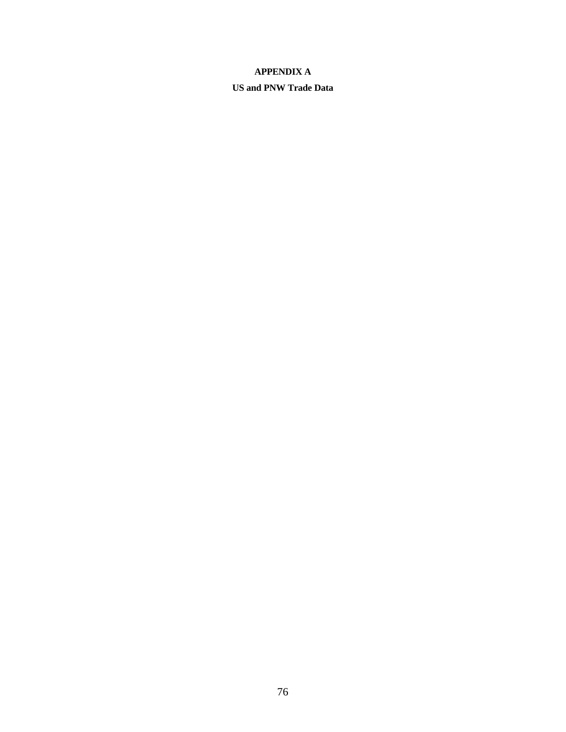# APPENDIX A

## US and PNW Trade Data